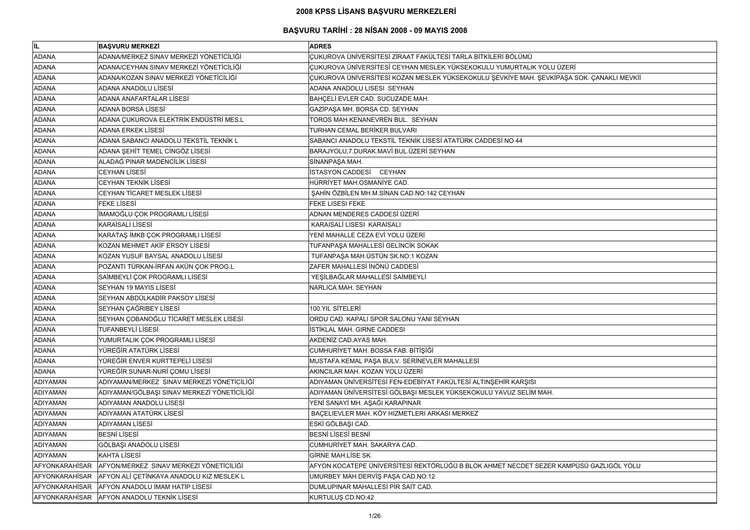# 2008 KPSS LİSANS BAŞVURU MERKEZLERİ

## BAŞVURU TARİHİ : 28 NİSAN 2008 - 09 MAYIS 2008

| İL | BAŞVURU MERKEZİ | ADRES |
|---|---|---|
| ADANA | ADANA/MERKEZ SINAV MERKEZİ YÖNETİCİLİĞİ | ÇUKUROVA ÜNİVERSİTESİ ZİRAAT FAKÜLTESİ TARLA BİTKİLERİ BÖLÜMÜ |
| ADANA | ADANA/CEYHAN SINAV MERKEZİ YÖNETİCİLİĞİ | ÇUKUROVA ÜNİVERSİTESİ CEYHAN MESLEK YÜKSEKOKULU YUMURTALIK YOLU ÜZERİ |
| ADANA | ADANA/KOZAN SINAV MERKEZİ YÖNETİCİLİĞİ | ÇUKUROVA ÜNİVERSİTESİ KOZAN MESLEK YÜKSEKOKULU ŞEVKİYE MAH. ŞEVKİPAŞA SOK. ÇANAKLI MEVKİİ |
| ADANA | ADANA ANADOLU LİSESİ | ADANA ANADOLU LISESI SEYHAN |
| ADANA | ADANA ANAFARTALAR LİSESİ | BAHÇELİ EVLER CAD. SUCUZADE MAH. |
| ADANA | ADANA BORSA LİSESİ | GAZİPAŞA MH. BORSA CD. SEYHAN |
| ADANA | ADANA ÇUKUROVA ELEKTRİK ENDÜSTRİ MES.L | TOROS MAH.KENANEVREN BUL. SEYHAN |
| ADANA | ADANA ERKEK LİSESİ | TURHAN CEMAL BERİKER BULVARI |
| ADANA | ADANA SABANCI ANADOLU TEKSTİL TEKNİK L | SABANCI ANADOLU TEKSTİL TEKNİK LİSESİ ATATÜRK CADDESİ NO 44 |
| ADANA | ADANA ŞEHİT TEMEL CİNGÖZ LİSESİ | BARAJYOLU,7.DURAK.MAVİ BUL.ÜZERİ SEYHAN |
| ADANA | ALADAĞ PINAR MADENCİLİK LİSESİ | SİNANPAŞA MAH. |
| ADANA | CEYHAN LİSESİ | İSTASYON CADDESİ CEYHAN |
| ADANA | CEYHAN TEKNİK LİSESİ | HÜRRİYET MAH.OSMANİYE CAD. |
| ADANA | CEYHAN TİCARET MESLEK LİSESİ | ŞAHİN ÖZBİLEN MH.M.SİNAN CAD.NO:142 CEYHAN |
| ADANA | FEKE LİSESİ | FEKE LISESI FEKE |
| ADANA | İMAMOĞLU ÇOK PROGRAMLI LİSESİ | ADNAN MENDERES CADDESİ ÜZERİ |
| ADANA | KARAİSALI LİSESİ | KARAISALİ LISESI KARAİSALI |
| ADANA | KARATAŞ İMKB ÇOK PROGRAMLI LİSESİ | YENİ MAHALLE CEZA EVİ YOLU ÜZERİ |
| ADANA | KOZAN MEHMET AKİF ERSOY LİSESİ | TUFANPAŞA MAHALLESİ GELİNCİK SOKAK |
| ADANA | KOZAN YUSUF BAYSAL ANADOLU LİSESİ | TUFANPAŞA MAH.ÜSTÜN SK.NO:1 KOZAN |
| ADANA | POZANTI TÜRKAN-İRFAN AKÜN ÇOK PROG.L | ZAFER MAHALLESİ İNÖNÜ CADDESİ |
| ADANA | SAİMBEYLİ ÇOK PROGRAMLI LİSESİ | YEŞİLBAĞLAR MAHALLESİ SAİMBEYLİ |
| ADANA | SEYHAN 19 MAYIS LİSESİ | NARLICA MAH. SEYHAN |
| ADANA | SEYHAN ABDÜLKADİR PAKSOY LİSESİ | |
| ADANA | SEYHAN ÇAĞRIBEY LİSESİ | 100.YIL SİTELERİ |
| ADANA | SEYHAN ÇOBANOĞLU TİCARET MESLEK LİSESİ | ORDU CAD. KAPALI SPOR SALONU YANI SEYHAN |
| ADANA | TUFANBEYLİ LİSESİ | İSTİKLAL MAH. GIRNE CADDESİ |
| ADANA | YUMURTALIK ÇOK PROGRAMLI LİSESİ | AKDENİZ CAD.AYAS MAH. |
| ADANA | YÜREĞİR ATATÜRK LİSESİ | CUMHURİYET MAH. BOSSA FAB. BİTİŞİĞİ |
| ADANA | YÜREĞİR ENVER KURTTEPELİ LİSESİ | MUSTAFA KEMAL PAŞA BULV. SERİNEVLER MAHALLESİ |
| ADANA | YÜREĞİR SUNAR-NURİ ÇOMU LİSESİ | AKINCILAR MAH. KOZAN YOLU ÜZERİ |
| ADIYAMAN | ADIYAMAN/MERKEZ SINAV MERKEZİ YÖNETİCİLİĞİ | ADIYAMAN ÜNİVERSİTESİ FEN-EDEBİYAT FAKÜLTESİ ALTINŞEHİR KARŞISI |
| ADIYAMAN | ADIYAMAN/GÖLBAŞI SINAV MERKEZİ YÖNETİCİLİĞİ | ADIYAMAN ÜNİVERSİTESİ GÖLBAŞI MESLEK YÜKSEKOKULU YAVUZ SELİM MAH. |
| ADIYAMAN | ADIYAMAN ANADOLU LİSESİ | YENİ SANAYİ MH. AŞAĞI KARAPINAR |
| ADIYAMAN | ADIYAMAN ATATÜRK LİSESİ | BAÇELIEVLER MAH. KÖY HIZMETLERI ARKASI MERKEZ |
| ADIYAMAN | ADIYAMAN LİSESİ | ESKİ GÖLBAŞI CAD. |
| ADIYAMAN | BESNİ LİSESİ | BESNİ LİSESİ BESNİ |
| ADIYAMAN | GÖLBAŞI ANADOLU LİSESİ | CUMHURİYET MAH. SAKARYA CAD. |
| ADIYAMAN | KAHTA LİSESİ | GİRNE MAH.LİSE SK. |
| AFYONKARAHİSAR | AFYON/MERKEZ SINAV MERKEZİ YÖNETİCİLİĞİ | AFYON KOCATEPE ÜNİVERSİTESİ REKTÖRLÜĞÜ B BLOK AHMET NECDET SEZER KAMPÜSÜ GAZLIGÖL YOLU |
| AFYONKARAHİSAR | AFYON ALİ ÇETİNKAYA ANADOLU KIZ MESLEK L | UMURBEY MAH.DERVİŞ PAŞA CAD.NO:12 |
| AFYONKARAHİSAR | AFYON ANADOLU İMAM HATİP LİSESİ | DUMLUPINAR MAHALLESİ PİR SAİT CAD. |
| AFYONKARAHİSAR | AFYON ANADOLU TEKNİK LİSESİ | KURTULUŞ CD.NO:42 |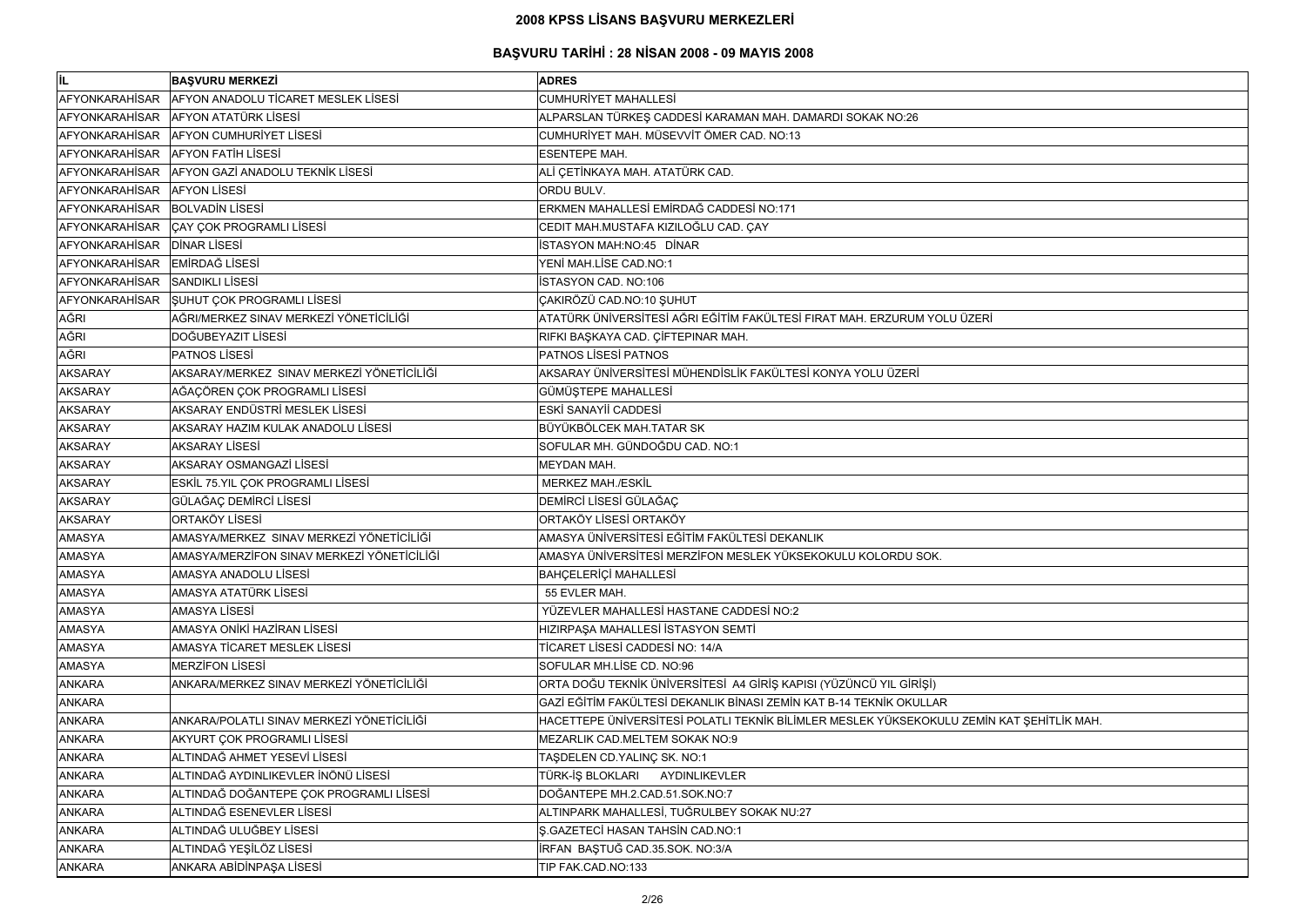# 2008 KPSS LİSANS BAŞVURU MERKEZLERİ

## BAŞVURU TARİHİ : 28 NİSAN 2008 - 09 MAYIS 2008

| İL | BAŞVURU MERKEZİ | ADRES |
|---|---|---|
| AFYONKARAHİSAR | AFYON ANADOLU TİCARET MESLEK LİSESİ | CUMHURİYET MAHALLESİ |
| AFYONKARAHİSAR | AFYON ATATÜRK LİSESİ | ALPARSLAN TÜRKEŞ CADDESİ KARAMAN MAH. DAMARDI SOKAK NO:26 |
| AFYONKARAHİSAR | AFYON CUMHURİYET LİSESİ | CUMHURİYET MAH. MÜSEVVİT ÖMER CAD. NO:13 |
| AFYONKARAHİSAR | AFYON FATİH LİSESİ | ESENTEPE MAH. |
| AFYONKARAHİSAR | AFYON GAZİ ANADOLU TEKNİK LİSESİ | ALİ ÇETİNKAYA MAH. ATATÜRK CAD. |
| AFYONKARAHİSAR | AFYON LİSESİ | ORDU BULV. |
| AFYONKARAHİSAR | BOLVADİN LİSESİ | ERKMEN MAHALLESİ EMİRDAĞ CADDESİ NO:171 |
| AFYONKARAHİSAR | ÇAY ÇOK PROGRAMLI LİSESİ | CEDIT MAH.MUSTAFA KIZILOĞLU CAD. ÇAY |
| AFYONKARAHİSAR | DİNAR LİSESİ | İSTASYON MAH:NO:45 DİNAR |
| AFYONKARAHİSAR | EMİRDAĞ LİSESİ | YENİ MAH.LİSE CAD.NO:1 |
| AFYONKARAHİSAR | SANDIKLI LİSESİ | İSTASYON CAD. NO:106 |
| AFYONKARAHİSAR | ŞUHUT ÇOK PROGRAMLI LİSESİ | ÇAKIRÖZÜ CAD.NO:10 ŞUHUT |
| AĞRI | AĞRI/MERKEZ SINAV MERKEZİ YÖNETİCİLİĞİ | ATATÜRK ÜNİVERSİTESİ AĞRI EĞİTİM FAKÜLTESİ FIRAT MAH. ERZURUM YOLU ÜZERİ |
| AĞRI | DOĞUBEYAZIT LİSESİ | RIFKI BAŞKAYA CAD. ÇİFTEPINAR MAH. |
| AĞRI | PATNOS LİSESİ | PATNOS LİSESİ PATNOS |
| AKSARAY | AKSARAY/MERKEZ SINAV MERKEZİ YÖNETİCİLİĞİ | AKSARAY ÜNİVERSİTESİ MÜHENDİSLİK FAKÜLTESİ KONYA YOLU ÜZERİ |
| AKSARAY | AĞAÇÖREN ÇOK PROGRAMLI LİSESİ | GÜMÜŞTEPE MAHALLESİ |
| AKSARAY | AKSARAY ENDÜSTRİ MESLEK LİSESİ | ESKİ SANAYİİ CADDESİ |
| AKSARAY | AKSARAY HAZIM KULAK ANADOLU LİSESİ | BÜYÜKBÖLCEK MAH.TATAR SK |
| AKSARAY | AKSARAY LİSESİ | SOFULAR MH. GÜNDOĞDU CAD. NO:1 |
| AKSARAY | AKSARAY OSMANGAZİ LİSESİ | MEYDAN MAH. |
| AKSARAY | ESKİL 75.YIL ÇOK PROGRAMLI LİSESİ | MERKEZ MAH./ESKİL |
| AKSARAY | GÜLAĞAÇ DEMİRCİ LİSESİ | DEMİRCİ LİSESİ GÜLAĞAÇ |
| AKSARAY | ORTAKÖY LİSESİ | ORTAKÖY LİSESİ ORTAKÖY |
| AMASYA | AMASYA/MERKEZ SINAV MERKEZİ YÖNETİCİLİĞİ | AMASYA ÜNİVERSİTESİ EĞİTİM FAKÜLTESİ DEKANLIK |
| AMASYA | AMASYA/MERZİFON SINAV MERKEZİ YÖNETİCİLİĞİ | AMASYA ÜNİVERSİTESİ MERZİFON MESLEK YÜKSEKOKULU KOLORDU SOK. |
| AMASYA | AMASYA ANADOLU LİSESİ | BAHÇELERİÇİ MAHALLESİ |
| AMASYA | AMASYA ATATÜRK LİSESİ | 55 EVLER MAH. |
| AMASYA | AMASYA LİSESİ | YÜZEVLER MAHALLESİ HASTANE CADDESİ NO:2 |
| AMASYA | AMASYA ONİKİ HAZİRAN LİSESİ | HIZIRPAŞA MAHALLESİ İSTASYON SEMTİ |
| AMASYA | AMASYA TİCARET MESLEK LİSESİ | TİCARET LİSESİ CADDESİ NO: 14/A |
| AMASYA | MERZİFON LİSESİ | SOFULAR MH.LİSE CD. NO:96 |
| ANKARA | ANKARA/MERKEZ SINAV MERKEZİ YÖNETİCİLİĞİ | ORTA DOĞU TEKNİK ÜNİVERSİTESİ A4 GİRİŞ KAPISI (YÜZÜNCÜ YIL GİRİŞİ) |
| ANKARA | | GAZİ EĞİTİM FAKÜLTESİ DEKANLIK BİNASI ZEMİN KAT B-14 TEKNİK OKULLAR |
| ANKARA | ANKARA/POLATLI SINAV MERKEZİ YÖNETİCİLİĞİ | HACETTEPE ÜNİVERSİTESİ POLATLI TEKNİK BİLİMLER MESLEK YÜKSEKOKULU ZEMİN KAT ŞEHİTLİK MAH. |
| ANKARA | AKYURT ÇOK PROGRAMLI LİSESİ | MEZARLIK CAD.MELTEM SOKAK NO:9 |
| ANKARA | ALTINDAĞ AHMET YESEVİ LİSESİ | TAŞDELEN CD.YALINÇ SK. NO:1 |
| ANKARA | ALTINDAĞ AYDINLIKEVLER İNÖNÜ LİSESİ | TÜRK-İŞ BLOKLARI AYDINLIKEVLER |
| ANKARA | ALTINDAĞ DOĞANTEPE ÇOK PROGRAMLI LİSESİ | DOĞANTEPE MH.2.CAD.51.SOK.NO:7 |
| ANKARA | ALTINDAĞ ESENEVLER LİSESİ | ALTINPARK MAHALLESİ, TUĞRULBEY SOKAK NU:27 |
| ANKARA | ALTINDAĞ ULUĞBEY LİSESİ | Ş.GAZETECİ HASAN TAHSİN CAD.NO:1 |
| ANKARA | ALTINDAĞ YEŞİLÖZ LİSESİ | İRFAN BAŞTUĞ CAD.35.SOK. NO:3/A |
| ANKARA | ANKARA ABİDİNPAŞA LİSESİ | TIP FAK.CAD.NO:133 |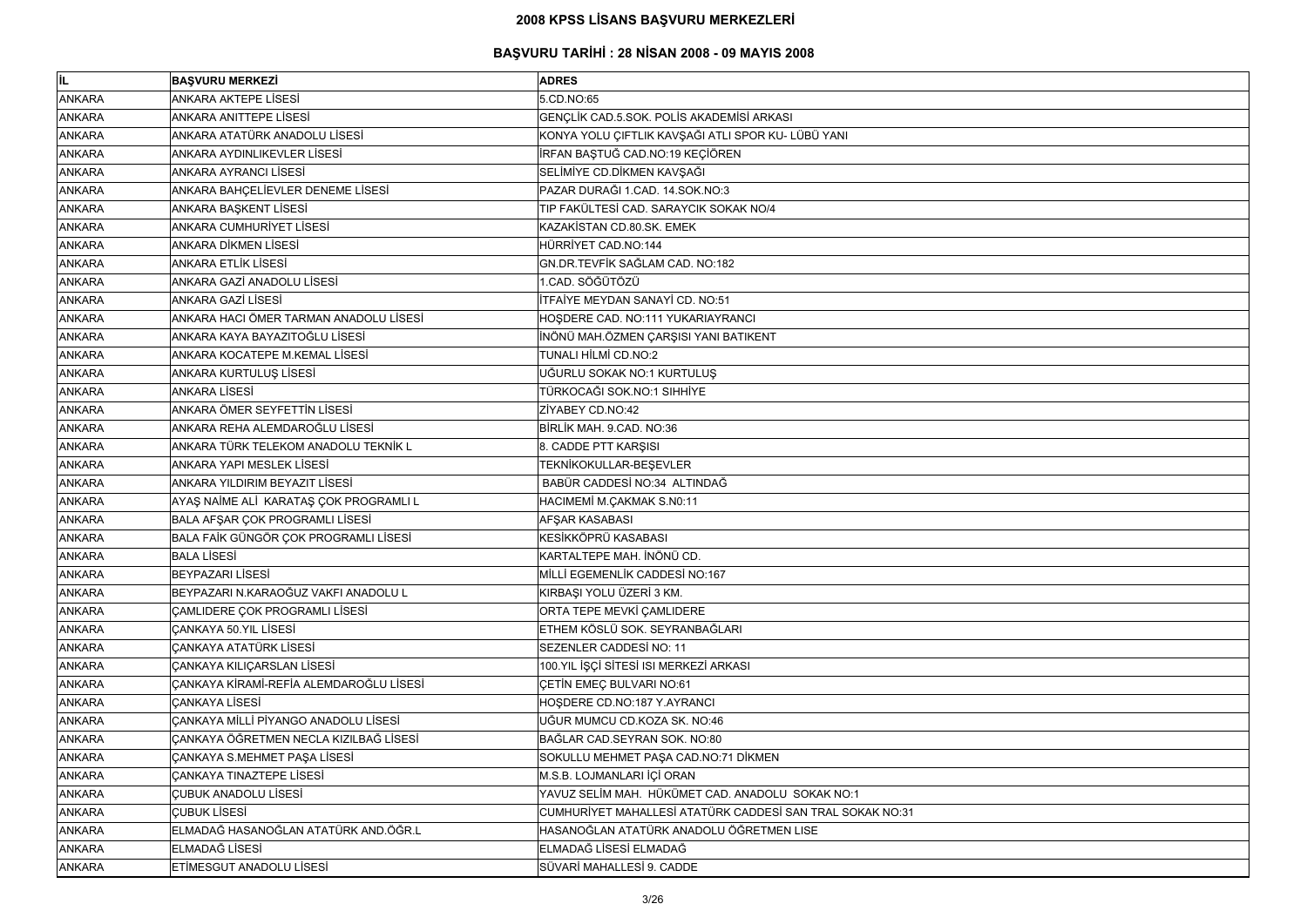# 2008 KPSS LİSANS BAŞVURU MERKEZLERİ

## BAŞVURU TARİHİ : 28 NİSAN 2008 - 09 MAYIS 2008

| İL | BAŞVURU MERKEZİ | ADRES |
|---|---|---|
| ANKARA | ANKARA AKTEPE LİSESİ | 5.CD.NO:65 |
| ANKARA | ANKARA ANITTEPE LİSESİ | GENÇLİK CAD.5.SOK. POLİS AKADEMİSİ ARKASI |
| ANKARA | ANKARA ATATÜRK ANADOLU LİSESİ | KONYA YOLU ÇIFTLIK KAVŞAĞI ATLI SPOR KU- LÜBÜ YANI |
| ANKARA | ANKARA AYDINLIKEVLER LİSESİ | İRFAN BAŞTUĞ CAD.NO:19 KEÇİÖREN |
| ANKARA | ANKARA AYRANCI LİSESİ | SELİMİYE CD.DİKMEN KAVŞAĞI |
| ANKARA | ANKARA BAHÇELİEVLER DENEME LİSESİ | PAZAR DURAĞI 1.CAD. 14.SOK.NO:3 |
| ANKARA | ANKARA BAŞKENT LİSESİ | TIP FAKÜLTESİ CAD. SARAYCIK SOKAK NO/4 |
| ANKARA | ANKARA CUMHURİYET LİSESİ | KAZAKİSTAN CD.80.SK. EMEK |
| ANKARA | ANKARA DİKMEN LİSESİ | HÜRRİYET CAD.NO:144 |
| ANKARA | ANKARA ETLİK LİSESİ | GN.DR.TEVFİK SAĞLAM CAD. NO:182 |
| ANKARA | ANKARA GAZİ ANADOLU LİSESİ | 1.CAD. SÖĞÜTÖZÜ |
| ANKARA | ANKARA GAZİ LİSESİ | İTFAİYE MEYDAN SANAYİ CD. NO:51 |
| ANKARA | ANKARA HACI ÖMER TARMAN ANADOLU LİSESİ | HOŞDERE CAD. NO:111 YUKARIAYRANCI |
| ANKARA | ANKARA KAYA BAYAZITOĞLU LİSESİ | İNÖNÜ MAH.ÖZMEN ÇARŞISI YANI BATIKENT |
| ANKARA | ANKARA KOCATEPE M.KEMAL LİSESİ | TUNALI HİLMİ CD.NO:2 |
| ANKARA | ANKARA KURTULUŞ LİSESİ | UĞURLU SOKAK NO:1 KURTULUŞ |
| ANKARA | ANKARA LİSESİ | TÜRKOCAĞI SOK.NO:1 SIHHİYE |
| ANKARA | ANKARA ÖMER SEYFETTİN LİSESİ | ZİYABEY CD.NO:42 |
| ANKARA | ANKARA REHA ALEMDAROĞLU LİSESİ | BİRLİK MAH. 9.CAD. NO:36 |
| ANKARA | ANKARA TÜRK TELEKOM ANADOLU TEKNİK L | 8. CADDE PTT KARŞISI |
| ANKARA | ANKARA YAPI MESLEK LİSESİ | TEKNİKOKULLAR-BEŞEVLER |
| ANKARA | ANKARA YILDIRIM BEYAZIT LİSESİ | BABÜR CADDESİ NO:34 ALTINDAĞ |
| ANKARA | AYAŞ NAİME ALİ KARATAŞ ÇOK PROGRAMLI L | HACIMEMİ M.ÇAKMAK S.N0:11 |
| ANKARA | BALA AFŞAR ÇOK PROGRAMLI LİSESİ | AFŞAR KASABASI |
| ANKARA | BALA FAİK GÜNGÖR ÇOK PROGRAMLI LİSESİ | KESİKKÖPRÜ KASABASI |
| ANKARA | BALA LİSESİ | KARTALTEPE MAH. İNÖNÜ CD. |
| ANKARA | BEYPAZARI LİSESİ | MİLLİ EGEMENLİK CADDESİ NO:167 |
| ANKARA | BEYPAZARI N.KARAOĞUZ VAKFI ANADOLU L | KIRBAŞI YOLU ÜZERİ 3 KM. |
| ANKARA | ÇAMLIDERE ÇOK PROGRAMLI LİSESİ | ORTA TEPE MEVKİ ÇAMLIDERE |
| ANKARA | ÇANKAYA 50.YIL LİSESİ | ETHEM KÖSLÜ SOK. SEYRANBAĞLARI |
| ANKARA | ÇANKAYA ATATÜRK LİSESİ | SEZENLER CADDESİ NO: 11 |
| ANKARA | ÇANKAYA KILIÇARSLAN LİSESİ | 100.YIL İŞÇİ SİTESİ ISI MERKEZİ ARKASI |
| ANKARA | ÇANKAYA KİRAMİ-REFİA ALEMDAROĞLU LİSESİ | ÇETİN EMEÇ BULVARI NO:61 |
| ANKARA | ÇANKAYA LİSESİ | HOŞDERE CD.NO:187 Y.AYRANCI |
| ANKARA | ÇANKAYA MİLLİ PİYANGO ANADOLU LİSESİ | UĞUR MUMCU CD.KOZA SK. NO:46 |
| ANKARA | ÇANKAYA ÖĞRETMEN NECLA KIZILBAĞ LİSESİ | BAĞLAR CAD.SEYRAN SOK. NO:80 |
| ANKARA | ÇANKAYA S.MEHMET PAŞA LİSESİ | SOKULLU MEHMET PAŞA CAD.NO:71 DİKMEN |
| ANKARA | ÇANKAYA TINAZTEPE LİSESİ | M.S.B. LOJMANLARI İÇİ ORAN |
| ANKARA | ÇUBUK ANADOLU LİSESİ | YAVUZ SELİM MAH. HÜKÜMET CAD. ANADOLU SOKAK NO:1 |
| ANKARA | ÇUBUK LİSESİ | CUMHURİYET MAHALLESİ ATATÜRK CADDESİ SAN TRAL SOKAK NO:31 |
| ANKARA | ELMADAĞ HASANOĞLAN ATATÜRK AND.ÖĞR.L | HASANOĞLAN ATATÜRK ANADOLU ÖĞRETMEN LISE |
| ANKARA | ELMADAĞ LİSESİ | ELMADAĞ LİSESİ ELMADAĞ |
| ANKARA | ETİMESGUT ANADOLU LİSESİ | SÜVARİ MAHALLESİ 9. CADDE |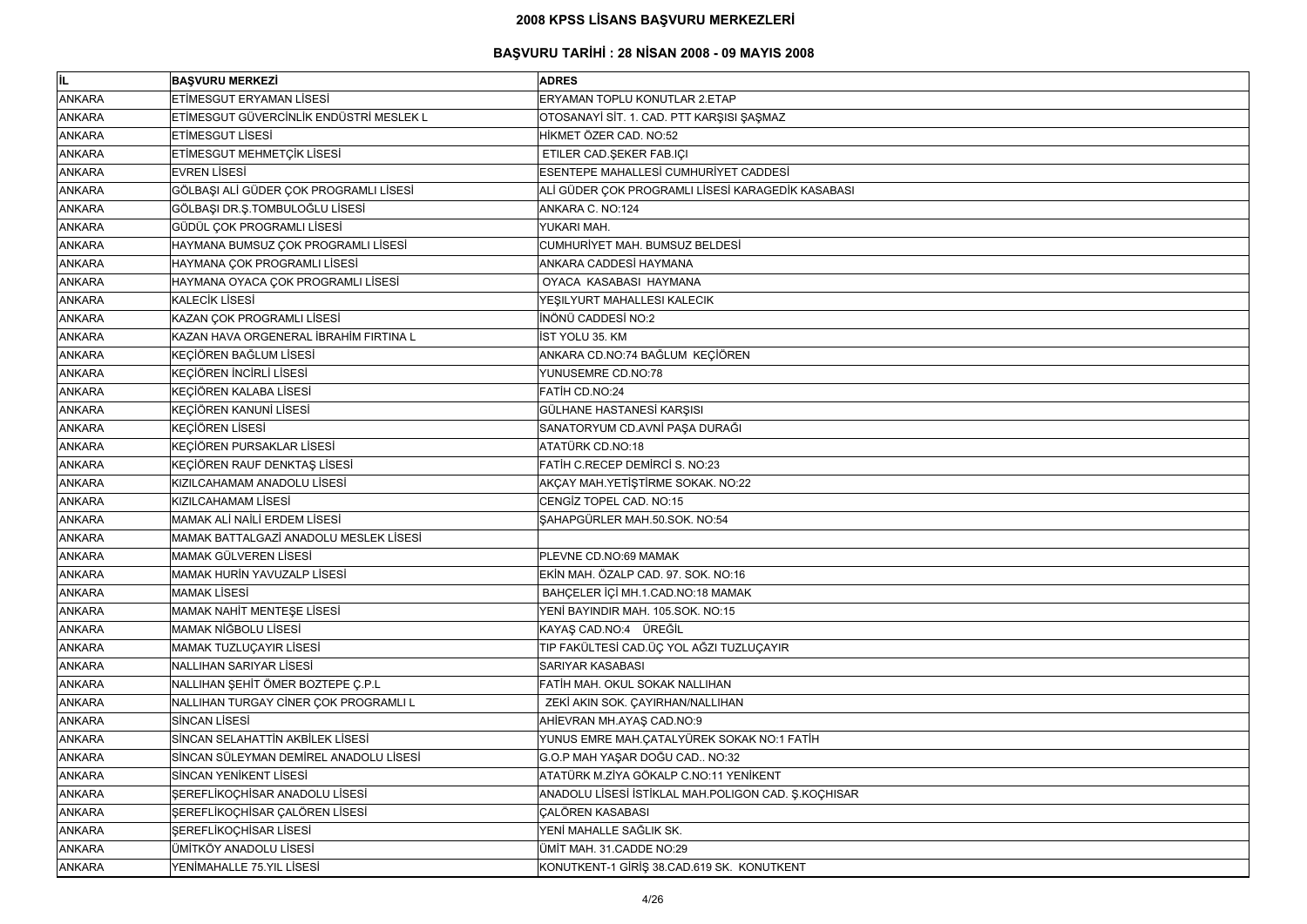# 2008 KPSS LİSANS BAŞVURU MERKEZLERİ

## BAŞVURU TARİHİ : 28 NİSAN 2008 - 09 MAYIS 2008

| İL | BAŞVURU MERKEZİ | ADRES |
|---|---|---|
| ANKARA | ETİMESGUT ERYAMAN LİSESİ | ERYAMAN TOPLU KONUTLAR 2.ETAP |
| ANKARA | ETİMESGUT GÜVERCİNLİK ENDÜSTRİ MESLEK L | OTOSANAYİ SİT. 1. CAD. PTT KARŞISI ŞAŞMAZ |
| ANKARA | ETİMESGUT LİSESİ | HİKMET ÖZER CAD. NO:52 |
| ANKARA | ETİMESGUT MEHMETÇİK LİSESİ | ETILER CAD.ŞEKER FAB.IÇI |
| ANKARA | EVREN LİSESİ | ESENTEPE MAHALLESİ CUMHURİYET CADDESİ |
| ANKARA | GÖLBAŞI ALİ GÜDER ÇOK PROGRAMLI LİSESİ | ALİ GÜDER ÇOK PROGRAMLI LİSESİ KARAGEDİK KASABASI |
| ANKARA | GÖLBAŞI DR.Ş.TOMBULOĞLU LİSESİ | ANKARA C. NO:124 |
| ANKARA | GÜDÜL ÇOK PROGRAMLI LİSESİ | YUKARI MAH. |
| ANKARA | HAYMANA BUMSUZ ÇOK PROGRAMLI LİSESİ | CUMHURİYET MAH. BUMSUZ BELDESİ |
| ANKARA | HAYMANA ÇOK PROGRAMLI LİSESİ | ANKARA CADDESİ HAYMANA |
| ANKARA | HAYMANA OYACA ÇOK PROGRAMLI LİSESİ | OYACA KASABASI HAYMANA |
| ANKARA | KALECİK LİSESİ | YEŞILYURT MAHALLESI KALECIK |
| ANKARA | KAZAN ÇOK PROGRAMLI LİSESİ | İNÖNÜ CADDESİ NO:2 |
| ANKARA | KAZAN HAVA ORGENERAL İBRAHİM FIRTINA L | İST YOLU 35. KM |
| ANKARA | KEÇİÖREN BAĞLUM LİSESİ | ANKARA CD.NO:74 BAĞLUM KEÇİÖREN |
| ANKARA | KEÇİÖREN İNCİRLİ LİSESİ | YUNUSEMRE CD.NO:78 |
| ANKARA | KEÇİÖREN KALABA LİSESİ | FATİH CD.NO:24 |
| ANKARA | KEÇİÖREN KANUNİ LİSESİ | GÜLHANE HASTANESİ KARŞISI |
| ANKARA | KEÇİÖREN LİSESİ | SANATORYUM CD.AVNİ PAŞA DURAĞI |
| ANKARA | KEÇİÖREN PURSAKLAR LİSESİ | ATATÜRK CD.NO:18 |
| ANKARA | KEÇİÖREN RAUF DENKTAŞ LİSESİ | FATİH C.RECEP DEMİRCİ S. NO:23 |
| ANKARA | KIZILCAHAMAM ANADOLU LİSESİ | AKÇAY MAH.YETİŞTİRME SOKAK. NO:22 |
| ANKARA | KIZILCAHAMAM LİSESİ | CENGİZ TOPEL CAD. NO:15 |
| ANKARA | MAMAK ALİ NAİLİ ERDEM LİSESİ | ŞAHAPGÜRLER MAH.50.SOK. NO:54 |
| ANKARA | MAMAK BATTALGAZİ ANADOLU MESLEK LİSESİ | |
| ANKARA | MAMAK GÜLVEREN LİSESİ | PLEVNE CD.NO:69 MAMAK |
| ANKARA | MAMAK HURİN YAVUZALP LİSESİ | EKİN MAH. ÖZALP CAD. 97. SOK. NO:16 |
| ANKARA | MAMAK LİSESİ | BAHÇELER İÇİ MH.1.CAD.NO:18 MAMAK |
| ANKARA | MAMAK NAHİT MENTEŞE LİSESİ | YENİ BAYINDIR MAH. 105.SOK. NO:15 |
| ANKARA | MAMAK NİĞBOLU LİSESİ | KAYAŞ CAD.NO:4 ÜREĞİL |
| ANKARA | MAMAK TUZLUÇAYIR LİSESİ | TIP FAKÜLTESİ CAD.ÜÇ YOL AĞZI TUZLUÇAYIR |
| ANKARA | NALLIHAN SARIYAR LİSESİ | SARIYAR KASABASI |
| ANKARA | NALLIHAN ŞEHİT ÖMER BOZTEPE Ç.P.L | FATİH MAH. OKUL SOKAK NALLIHAN |
| ANKARA | NALLIHAN TURGAY CİNER ÇOK PROGRAMLI L | ZEKİ AKIN SOK. ÇAYIRHAN/NALLIHAN |
| ANKARA | SİNCAN LİSESİ | AHİEVRAN MH.AYAŞ CAD.NO:9 |
| ANKARA | SİNCAN SELAHATTİN AKBİLEK LİSESİ | YUNUS EMRE MAH.ÇATALYÜREK SOKAK NO:1 FATİH |
| ANKARA | SİNCAN SÜLEYMAN DEMİREL ANADOLU LİSESİ | G.O.P MAH YAŞAR DOĞU CAD.. NO:32 |
| ANKARA | SİNCAN YENİKENT LİSESİ | ATATÜRK M.ZİYA GÖKALP C.NO:11 YENİKENT |
| ANKARA | ŞEREFLİKOÇHİSAR ANADOLU LİSESİ | ANADOLU LİSESİ İSTİKLAL MAH.POLIGON CAD. Ş.KOÇHISAR |
| ANKARA | ŞEREFLİKOÇHİSAR ÇALÖREN LİSESİ | ÇALÖREN KASABASI |
| ANKARA | ŞEREFLİKOÇHİSAR LİSESİ | YENİ MAHALLE SAĞLIK SK. |
| ANKARA | ÜMİTKÖY ANADOLU LİSESİ | ÜMİT MAH. 31.CADDE NO:29 |
| ANKARA | YENİMAHALLE 75.YIL LİSESİ | KONUTKENT-1 GİRİŞ 38.CAD.619 SK. KONUTKENT |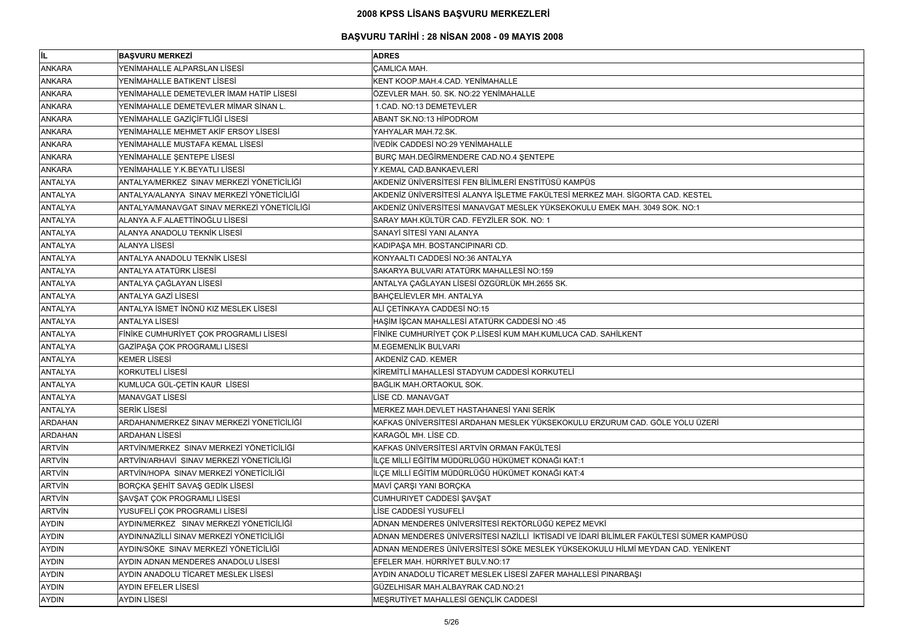# 2008 KPSS LİSANS BAŞVURU MERKEZLERİ

## BAŞVURU TARİHİ : 28 NİSAN 2008 - 09 MAYIS 2008

| İL | BAŞVURU MERKEZİ | ADRES |
|---|---|---|
| ANKARA | YENİMAHALLE ALPARSLAN LİSESİ | ÇAMLICA MAH. |
| ANKARA | YENİMAHALLE BATIKENT LİSESİ | KENT KOOP.MAH.4.CAD. YENİMAHALLE |
| ANKARA | YENİMAHALLE DEMETEVLER İMAM HATİP LİSESİ | ÖZEVLER MAH. 50. SK. NO:22 YENİMAHALLE |
| ANKARA | YENİMAHALLE DEMETEVLER MİMAR SİNAN L. | 1.CAD. NO:13 DEMETEVLER |
| ANKARA | YENİMAHALLE GAZİÇİFTLİĞİ LİSESİ | ABANT SK.NO:13 HİPODROM |
| ANKARA | YENİMAHALLE MEHMET AKİF ERSOY LİSESİ | YAHYALAR MAH.72.SK. |
| ANKARA | YENİMAHALLE MUSTAFA KEMAL LİSESİ | İVEDİK CADDESİ NO:29 YENİMAHALLE |
| ANKARA | YENİMAHALLE ŞENTEPE LİSESİ | BURÇ MAH.DEĞİRMENDERE CAD.NO.4 ŞENTEPE |
| ANKARA | YENİMAHALLE Y.K.BEYATLI LİSESİ | Y.KEMAL CAD.BANKAEVLERİ |
| ANTALYA | ANTALYA/MERKEZ SINAV MERKEZİ YÖNETİCİLİĞİ | AKDENİZ ÜNİVERSİTESİ FEN BİLİMLERİ ENSTİTÜSÜ KAMPÜS |
| ANTALYA | ANTALYA/ALANYA SINAV MERKEZİ YÖNETİCİLİĞİ | AKDENİZ ÜNİVERSİTESİ ALANYA İŞLETME FAKÜLTESİ MERKEZ MAH. SİGORTA CAD. KESTEL |
| ANTALYA | ANTALYA/MANAVGAT SINAV MERKEZİ YÖNETİCİLİĞİ | AKDENİZ ÜNİVERSİTESİ MANAVGAT MESLEK YÜKSEKOKULU EMEK MAH. 3049 SOK. NO:1 |
| ANTALYA | ALANYA A.F.ALAETTİNOĞLU LİSESİ | SARAY MAH.KÜLTÜR CAD. FEYZİLER SOK. NO: 1 |
| ANTALYA | ALANYA ANADOLU TEKNİK LİSESİ | SANAYİ SİTESİ YANI ALANYA |
| ANTALYA | ALANYA LİSESİ | KADIPAŞA MH. BOSTANCIPINARI CD. |
| ANTALYA | ANTALYA ANADOLU TEKNİK LİSESİ | KONYAALTI CADDESİ NO:36 ANTALYA |
| ANTALYA | ANTALYA ATATÜRK LİSESİ | SAKARYA BULVARI ATATÜRK MAHALLESİ NO:159 |
| ANTALYA | ANTALYA ÇAĞLAYAN LİSESİ | ANTALYA ÇAĞLAYAN LİSESİ ÖZGÜRLÜK MH.2655 SK. |
| ANTALYA | ANTALYA GAZİ LİSESİ | BAHÇELİEVLER MH. ANTALYA |
| ANTALYA | ANTALYA İSMET İNÖNÜ KIZ MESLEK LİSESİ | ALİ ÇETİNKAYA CADDESİ NO:15 |
| ANTALYA | ANTALYA LİSESİ | HAŞİM İŞCAN MAHALLESİ ATATÜRK CADDESİ NO :45 |
| ANTALYA | FİNİKE CUMHURİYET ÇOK PROGRAMLI LİSESİ | FİNİKE CUMHURİYET ÇOK P.LİSESİ KUM MAH.KUMLUCA CAD. SAHİLKENT |
| ANTALYA | GAZİPAŞA ÇOK PROGRAMLI LİSESİ | M.EGEMENLİK BULVARI |
| ANTALYA | KEMER LİSESİ | AKDENİZ CAD. KEMER |
| ANTALYA | KORKUTELİ LİSESİ | KİREMİTLİ MAHALLESİ STADYUM CADDESİ KORKUTELİ |
| ANTALYA | KUMLUCA GÜL-ÇETİN KAUR LİSESİ | BAĞLIK MAH.ORTAOKUL SOK. |
| ANTALYA | MANAVGAT LİSESİ | LİSE CD. MANAVGAT |
| ANTALYA | SERİK LİSESİ | MERKEZ MAH.DEVLET HASTAHANESİ YANI SERİK |
| ARDAHAN | ARDAHAN/MERKEZ SINAV MERKEZİ YÖNETİCİLİĞİ | KAFKAS ÜNİVERSİTESİ ARDAHAN MESLEK YÜKSEKOKULU ERZURUM CAD. GÖLE YOLU ÜZERİ |
| ARDAHAN | ARDAHAN LİSESİ | KARAGÖL MH. LİSE CD. |
| ARTVİN | ARTVİN/MERKEZ SINAV MERKEZİ YÖNETİCİLİĞİ | KAFKAS ÜNİVERSİTESİ ARTVİN ORMAN FAKÜLTESİ |
| ARTVİN | ARTVİN/ARHAVİ SINAV MERKEZİ YÖNETİCİLİĞİ | İLÇE MİLLİ EĞİTİM MÜDÜRLÜĞÜ HÜKÜMET KONAĞI KAT:1 |
| ARTVİN | ARTVİN/HOPA SINAV MERKEZİ YÖNETİCİLİĞİ | İLÇE MİLLİ EĞİTİM MÜDÜRLÜĞÜ HÜKÜMET KONAĞI KAT:4 |
| ARTVİN | BORÇKA ŞEHİT SAVAŞ GEDİK LİSESİ | MAVİ ÇARŞI YANI BORÇKA |
| ARTVİN | ŞAVŞAT ÇOK PROGRAMLI LİSESİ | CUMHURIYET CADDESİ ŞAVŞAT |
| ARTVİN | YUSUFELİ ÇOK PROGRAMLI LİSESİ | LİSE CADDESİ YUSUFELİ |
| AYDIN | AYDIN/MERKEZ SINAV MERKEZİ YÖNETİCİLİĞİ | ADNAN MENDERES ÜNİVERSİTESİ REKTÖRLÜĞÜ KEPEZ MEVKİ |
| AYDIN | AYDIN/NAZİLLİ SINAV MERKEZİ YÖNETİCİLİĞİ | ADNAN MENDERES ÜNİVERSİTESİ NAZİLLİ İKTİSADİ VE İDARİ BİLİMLER FAKÜLTESİ SÜMER KAMPÜSÜ |
| AYDIN | AYDIN/SÖKE SINAV MERKEZİ YÖNETİCİLİĞİ | ADNAN MENDERES ÜNİVERSİTESİ SÖKE MESLEK YÜKSEKOKULU HİLMİ MEYDAN CAD. YENİKENT |
| AYDIN | AYDIN ADNAN MENDERES ANADOLU LİSESİ | EFELER MAH. HÜRRİYET BULV.NO:17 |
| AYDIN | AYDIN ANADOLU TİCARET MESLEK LİSESİ | AYDIN ANADOLU TİCARET MESLEK LİSESİ ZAFER MAHALLESİ PINARBAŞI |
| AYDIN | AYDIN EFELER LİSESİ | GÜZELHISAR MAH.ALBAYRAK CAD.NO:21 |
| AYDIN | AYDIN LİSESİ | MEŞRUTİYET MAHALLESİ GENÇLİK CADDESİ |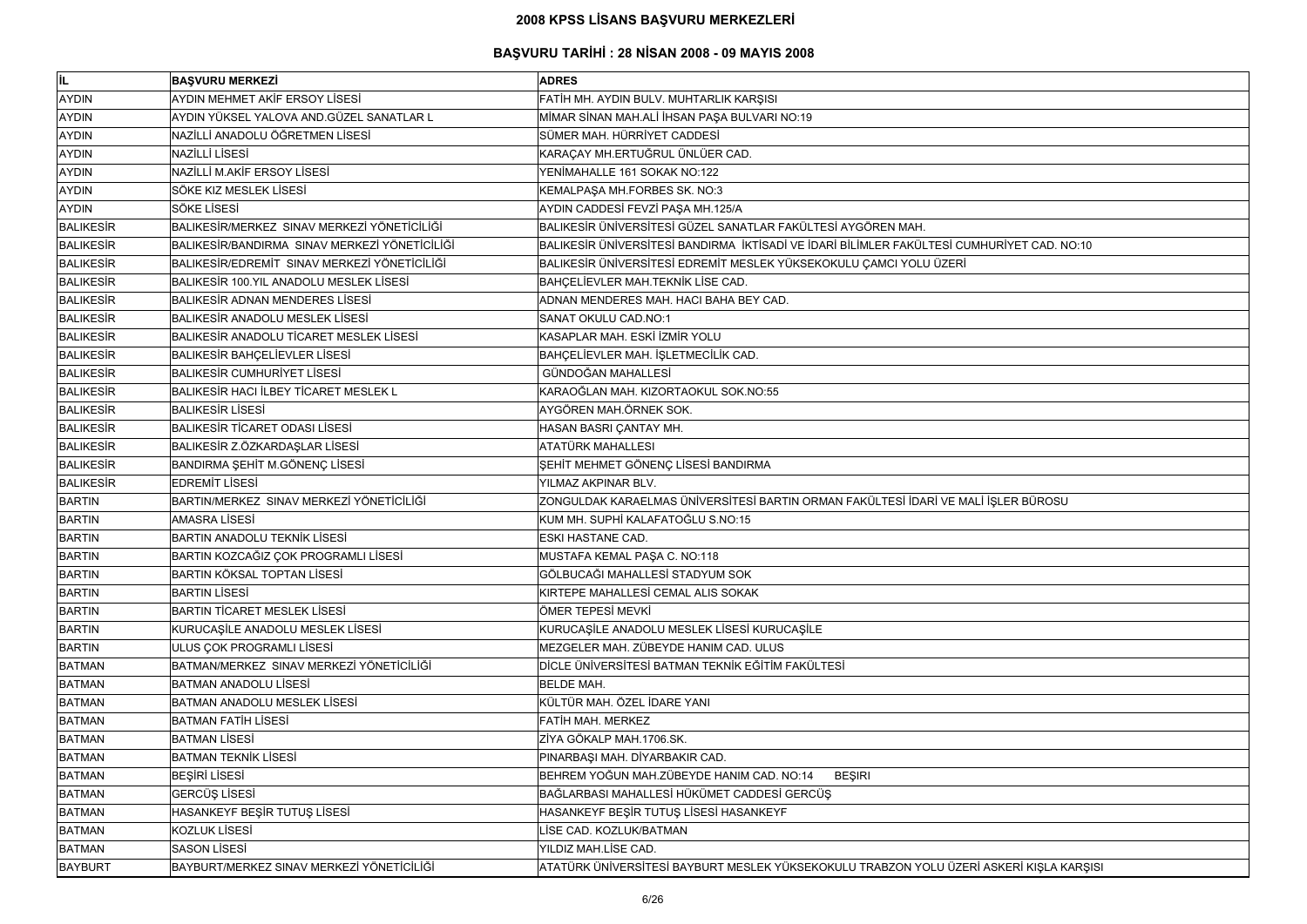# 2008 KPSS LİSANS BAŞVURU MERKEZLERİ

## BAŞVURU TARİHİ : 28 NİSAN 2008 - 09 MAYIS 2008

| İL | BAŞVURU MERKEZİ | ADRES |
|---|---|---|
| AYDIN | AYDIN MEHMET AKİF ERSOY LİSESİ | FATİH MH. AYDIN BULV. MUHTARLIK KARŞISI |
| AYDIN | AYDIN YÜKSEL YALOVA AND.GÜZEL SANATLAR L | MİMAR SİNAN MAH.ALİ İHSAN PAŞA BULVARI NO:19 |
| AYDIN | NAZİLLİ ANADOLU ÖĞRETMEN LİSESİ | SÜMER MAH. HÜRRİYET CADDESİ |
| AYDIN | NAZİLLİ LİSESİ | KARAÇAY MH.ERTUĞRUL ÜNLÜER CAD. |
| AYDIN | NAZİLLİ M.AKİF ERSOY LİSESİ | YENİMAHALLE 161 SOKAK NO:122 |
| AYDIN | SÖKE KIZ MESLEK LİSESİ | KEMALPAŞA MH.FORBES SK. NO:3 |
| AYDIN | SÖKE LİSESİ | AYDIN CADDESİ FEVZİ PAŞA MH.125/A |
| BALIKESİR | BALIKESİR/MERKEZ SINAV MERKEZİ YÖNETİCİLİĞİ | BALIKESİR ÜNİVERSİTESİ GÜZEL SANATLAR FAKÜLTESİ AYGÖREN MAH. |
| BALIKESİR | BALIKESİR/BANDIRMA SINAV MERKEZİ YÖNETİCİLİĞİ | BALIKESİR ÜNİVERSİTESİ BANDIRMA İKTİSADİ VE İDARİ BİLİMLER FAKÜLTESİ CUMHURİYET CAD. NO:10 |
| BALIKESİR | BALIKESİR/EDREMİT SINAV MERKEZİ YÖNETİCİLİĞİ | BALIKESİR ÜNİVERSİTESİ EDREMİT MESLEK YÜKSEKOKULU ÇAMCI YOLU ÜZERİ |
| BALIKESİR | BALIKESİR 100.YIL ANADOLU MESLEK LİSESİ | BAHÇELİEVLER MAH.TEKNİK LİSE CAD. |
| BALIKESİR | BALIKESİR ADNAN MENDERES LİSESİ | ADNAN MENDERES MAH. HACI BAHA BEY CAD. |
| BALIKESİR | BALIKESİR ANADOLU MESLEK LİSESİ | SANAT OKULU CAD.NO:1 |
| BALIKESİR | BALIKESİR ANADOLU TİCARET MESLEK LİSESİ | KASAPLAR MAH. ESKİ İZMİR YOLU |
| BALIKESİR | BALIKESİR BAHÇELİEVLER LİSESİ | BAHÇELİEVLER MAH. İŞLETMECİLİK CAD. |
| BALIKESİR | BALIKESİR CUMHURİYET LİSESİ | GÜNDOĞAN MAHALLESİ |
| BALIKESİR | BALIKESİR HACI İLBEY TİCARET MESLEK L | KARAOĞLAN MAH. KIZORTAOKUL SOK.NO:55 |
| BALIKESİR | BALIKESİR LİSESİ | AYGÖREN MAH.ÖRNEK SOK. |
| BALIKESİR | BALIKESİR TİCARET ODASI LİSESİ | HASAN BASRI ÇANTAY MH. |
| BALIKESİR | BALIKESİR Z.ÖZKARDAŞLAR LİSESİ | ATATÜRK MAHALLESI |
| BALIKESİR | BANDIRMA ŞEHİT M.GÖNENÇ LİSESİ | ŞEHİT MEHMET GÖNENÇ LİSESİ BANDIRMA |
| BALIKESİR | EDREMİT LİSESİ | YILMAZ AKPINAR BLV. |
| BARTIN | BARTIN/MERKEZ SINAV MERKEZİ YÖNETİCİLİĞİ | ZONGULDAK KARAELMAS ÜNİVERSİTESİ BARTIN ORMAN FAKÜLTESİ İDARİ VE MALİ İŞLER BÜROSU |
| BARTIN | AMASRA LİSESİ | KUM MH. SUPHİ KALAFATOĞLU S.NO:15 |
| BARTIN | BARTIN ANADOLU TEKNİK LİSESİ | ESKI HASTANE CAD. |
| BARTIN | BARTIN KOZCAĞIZ ÇOK PROGRAMLI LİSESİ | MUSTAFA KEMAL PAŞA C. NO:118 |
| BARTIN | BARTIN KÖKSAL TOPTAN LİSESİ | GÖLBUCAĞI MAHALLESİ STADYUM SOK |
| BARTIN | BARTIN LİSESİ | KIRTEPE MAHALLESİ CEMAL ALIS SOKAK |
| BARTIN | BARTIN TİCARET MESLEK LİSESİ | ÖMER TEPESİ MEVKİ |
| BARTIN | KURUCAŞİLE ANADOLU MESLEK LİSESİ | KURUCAŞİLE ANADOLU MESLEK LİSESİ KURUCAŞİLE |
| BARTIN | ULUS ÇOK PROGRAMLI LİSESİ | MEZGELER MAH. ZÜBEYDE HANIM CAD. ULUS |
| BATMAN | BATMAN/MERKEZ SINAV MERKEZİ YÖNETİCİLİĞİ | DİCLE ÜNİVERSİTESİ BATMAN TEKNİK EĞİTİM FAKÜLTESİ |
| BATMAN | BATMAN ANADOLU LİSESİ | BELDE MAH. |
| BATMAN | BATMAN ANADOLU MESLEK LİSESİ | KÜLTÜR MAH. ÖZEL İDARE YANI |
| BATMAN | BATMAN FATİH LİSESİ | FATİH MAH. MERKEZ |
| BATMAN | BATMAN LİSESİ | ZİYA GÖKALP MAH.1706.SK. |
| BATMAN | BATMAN TEKNİK LİSESİ | PINARBAŞI MAH. DİYARBAKIR CAD. |
| BATMAN | BEŞİRİ LİSESİ | BEHREM YOĞUN MAH.ZÜBEYDE HANIM CAD. NO:14 BEŞIRI |
| BATMAN | GERCÜŞ LİSESİ | BAĞLARBASI MAHALLESİ HÜKÜMET CADDESİ GERCÜŞ |
| BATMAN | HASANKEYF BEŞİR TUTUŞ LİSESİ | HASANKEYF BEŞİR TUTUŞ LİSESİ HASANKEYF |
| BATMAN | KOZLUK LİSESİ | LİSE CAD. KOZLUK/BATMAN |
| BATMAN | SASON LİSESİ | YILDIZ MAH.LİSE CAD. |
| BAYBURT | BAYBURT/MERKEZ SINAV MERKEZİ YÖNETİCİLİĞİ | ATATÜRK ÜNİVERSİTESİ BAYBURT MESLEK YÜKSEKOKULU TRABZON YOLU ÜZERİ ASKERİ KIŞLA KARŞISI |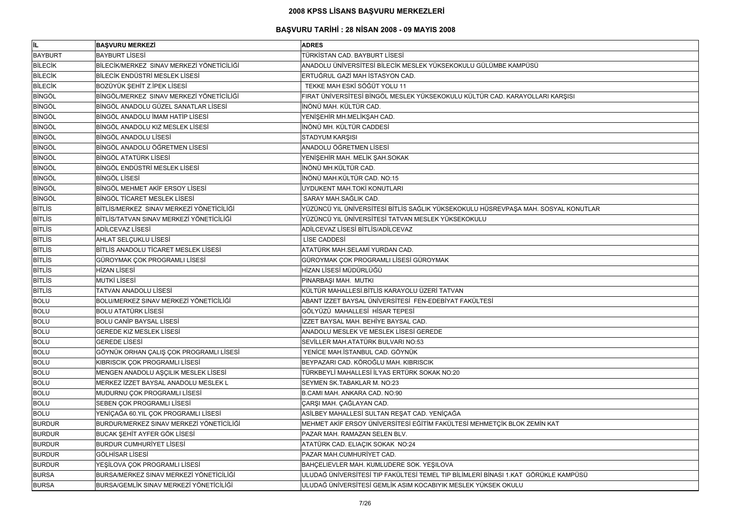# 2008 KPSS LİSANS BAŞVURU MERKEZLERİ

## BAŞVURU TARİHİ : 28 NİSAN 2008 - 09 MAYIS 2008

| İL | BAŞVURU MERKEZİ | ADRES |
|---|---|---|
| BAYBURT | BAYBURT LİSESİ | TÜRKİSTAN CAD. BAYBURT LİSESİ |
| BİLECİK | BİLECİK/MERKEZ SINAV MERKEZİ YÖNETİCİLİĞİ | ANADOLU ÜNİVERSİTESİ BİLECİK MESLEK YÜKSEKOKULU GÜLÜMBE KAMPÜSÜ |
| BİLECİK | BİLECİK ENDÜSTRİ MESLEK LİSESİ | ERTUĞRUL GAZİ MAH İSTASYON CAD. |
| BİLECİK | BOZÜYÜK ŞEHİT Z.İPEK LİSESİ | TEKKE MAH ESKİ SÖĞÜT YOLU 11 |
| BİNGÖL | BİNGÖL/MERKEZ SINAV MERKEZİ YÖNETİCİLİĞİ | FIRAT ÜNİVERSİTESİ BİNGÖL MESLEK YÜKSEKOKULU KÜLTÜR CAD. KARAYOLLARI KARŞISI |
| BİNGÖL | BİNGÖL ANADOLU GÜZEL SANATLAR LİSESİ | İNÖNÜ MAH. KÜLTÜR CAD. |
| BİNGÖL | BİNGÖL ANADOLU İMAM HATİP LİSESİ | YENİŞEHİR MH.MELİKŞAH CAD. |
| BİNGÖL | BİNGÖL ANADOLU KIZ MESLEK LİSESİ | İNÖNÜ MH. KÜLTÜR CADDESİ |
| BİNGÖL | BİNGÖL ANADOLU LİSESİ | STADYUM KARŞISI |
| BİNGÖL | BİNGÖL ANADOLU ÖĞRETMEN LİSESİ | ANADOLU ÖĞRETMEN LİSESİ |
| BİNGÖL | BİNGÖL ATATÜRK LİSESİ | YENİŞEHİR MAH. MELİK ŞAH.SOKAK |
| BİNGÖL | BİNGÖL ENDÜSTRİ MESLEK LİSESİ | İNÖNÜ MH.KÜLTÜR CAD. |
| BİNGÖL | BİNGÖL LİSESİ | İNÖNÜ MAH.KÜLTÜR CAD. NO:15 |
| BİNGÖL | BİNGÖL MEHMET AKİF ERSOY LİSESİ | UYDUKENT MAH.TOKİ KONUTLARI |
| BİNGÖL | BİNGÖL TİCARET MESLEK LİSESİ | SARAY MAH.SAĞLIK CAD. |
| BİTLİS | BİTLİS/MERKEZ SINAV MERKEZİ YÖNETİCİLİĞİ | YÜZÜNCÜ YIL ÜNİVERSİTESİ BİTLİS SAĞLIK YÜKSEKOKULU HÜSREVPAŞA MAH. SOSYAL KONUTLAR |
| BİTLİS | BİTLİS/TATVAN SINAV MERKEZİ YÖNETİCİLİĞİ | YÜZÜNCÜ YIL ÜNİVERSİTESİ TATVAN MESLEK YÜKSEKOKULU |
| BİTLİS | ADİLCEVAZ LİSESİ | ADİLCEVAZ LİSESİ BİTLİS/ADİLCEVAZ |
| BİTLİS | AHLAT SELÇUKLU LİSESİ | LİSE CADDESİ |
| BİTLİS | BİTLİS ANADOLU TİCARET MESLEK LİSESİ | ATATÜRK MAH.SELAMİ YURDAN CAD. |
| BİTLİS | GÜROYMAK ÇOK PROGRAMLI LİSESİ | GÜROYMAK ÇOK PROGRAMLI LİSESİ GÜROYMAK |
| BİTLİS | HİZAN LİSESİ | HİZAN LİSESİ MÜDÜRLÜĞÜ |
| BİTLİS | MUTKİ LİSESİ | PINARBAŞI MAH. MUTKI |
| BİTLİS | TATVAN ANADOLU LİSESİ | KÜLTÜR MAHALLESİ.BİTLİS KARAYOLU ÜZERİ TATVAN |
| BOLU | BOLU/MERKEZ SINAV MERKEZİ YÖNETİCİLİĞİ | ABANT İZZET BAYSAL ÜNİVERSİTESİ FEN-EDEBİYAT FAKÜLTESİ |
| BOLU | BOLU ATATÜRK LİSESİ | GÖLYÜZÜ MAHALLESİ HİSAR TEPESİ |
| BOLU | BOLU CANİP BAYSAL LİSESİ | İZZET BAYSAL MAH. BEHİYE BAYSAL CAD. |
| BOLU | GEREDE KIZ MESLEK LİSESİ | ANADOLU MESLEK VE MESLEK LİSESİ GEREDE |
| BOLU | GEREDE LİSESİ | SEVİLLER MAH.ATATÜRK BULVARI NO:53 |
| BOLU | GÖYNÜK ORHAN ÇALIŞ ÇOK PROGRAMLI LİSESİ | YENİCE MAH.İSTANBUL CAD. GÖYNÜK |
| BOLU | KIBRISCIK ÇOK PROGRAMLI LİSESİ | BEYPAZARI CAD. KÖROĞLU MAH. KIBRISCIK |
| BOLU | MENGEN ANADOLU AŞÇILIK MESLEK LİSESİ | TÜRKBEYLİ MAHALLESİ İLYAS ERTÜRK SOKAK NO:20 |
| BOLU | MERKEZ İZZET BAYSAL ANADOLU MESLEK L | SEYMEN SK.TABAKLAR M. NO:23 |
| BOLU | MUDURNU ÇOK PROGRAMLI LİSESİ | B.CAMI MAH. ANKARA CAD. NO:90 |
| BOLU | SEBEN ÇOK PROGRAMLI LİSESİ | ÇARŞI MAH. ÇAĞLAYAN CAD. |
| BOLU | YENİÇAĞA 60.YIL ÇOK PROGRAMLI LİSESİ | ASİLBEY MAHALLESİ SULTAN REŞAT CAD. YENİÇAĞA |
| BURDUR | BURDUR/MERKEZ SINAV MERKEZİ YÖNETİCİLİĞİ | MEHMET AKİF ERSOY ÜNİVERSİTESİ EĞİTİM FAKÜLTESİ MEHMETÇİK BLOK ZEMİN KAT |
| BURDUR | BUCAK ŞEHİT AYFER GÖK LİSESİ | PAZAR MAH. RAMAZAN SELEN BLV. |
| BURDUR | BURDUR CUMHURİYET LİSESİ | ATATÜRK CAD. ELIAÇIK SOKAK NO:24 |
| BURDUR | GÖLHİSAR LİSESİ | PAZAR MAH.CUMHURİYET CAD. |
| BURDUR | YEŞİLOVA ÇOK PROGRAMLI LİSESİ | BAHÇELIEVLER MAH. KUMLUDERE SOK. YEŞİLOVA |
| BURSA | BURSA/MERKEZ SINAV MERKEZİ YÖNETİCİLİĞİ | ULUDAĞ ÜNİVERSİTESİ TIP FAKÜLTESİ TEMEL TIP BİLİMLERİ BİNASI 1.KAT GÖRÜKLE KAMPÜSÜ |
| BURSA | BURSA/GEMLİK SINAV MERKEZİ YÖNETİCİLİĞİ | ULUDAĞ ÜNİVERSİTESİ GEMLİK ASIM KOCABIYIK MESLEK YÜKSEK OKULU |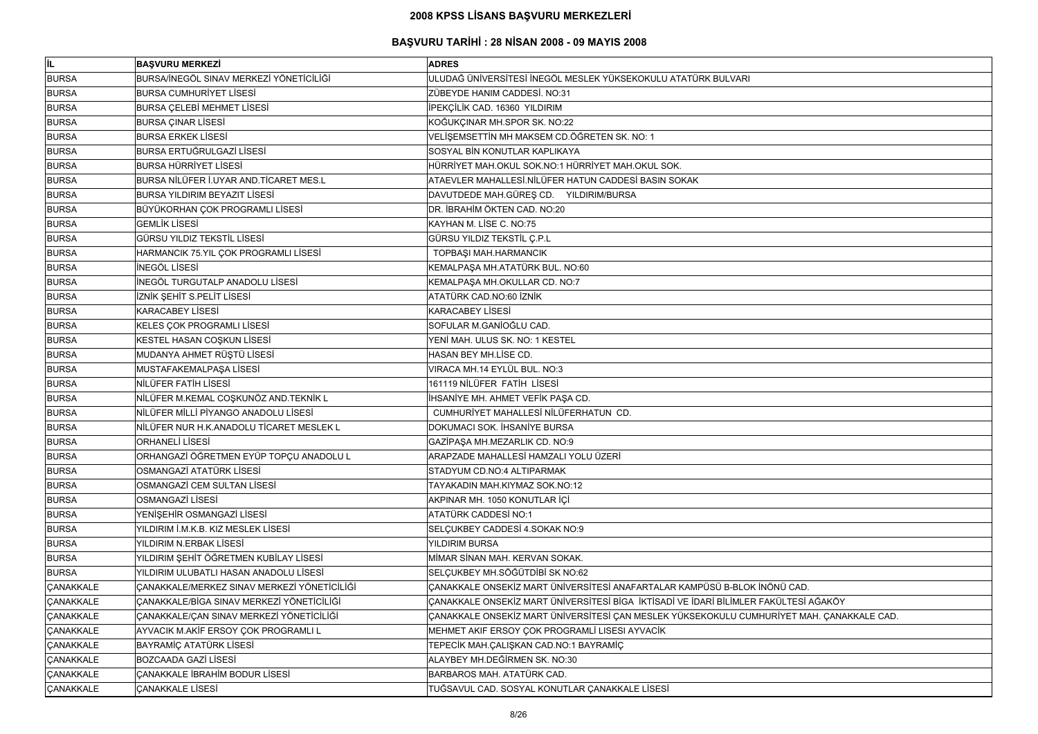# 2008 KPSS LİSANS BAŞVURU MERKEZLERİ

## BAŞVURU TARİHİ : 28 NİSAN 2008 - 09 MAYIS 2008

| İL | BAŞVURU MERKEZİ | ADRES |
|---|---|---|
| BURSA | BURSA/İNEGÖL SINAV MERKEZİ YÖNETİCİLİĞİ | ULUDAĞ ÜNİVERSİTESİ İNEGÖL MESLEK YÜKSEKOKULU ATATÜRK BULVARI |
| BURSA | BURSA CUMHURİYET LİSESİ | ZÜBEYDE HANIM CADDESİ. NO:31 |
| BURSA | BURSA ÇELEBİ MEHMET LİSESİ | İPEKÇİLİK CAD. 16360 YILDIRIM |
| BURSA | BURSA ÇINAR LİSESİ | KOĞUKÇINAR MH.SPOR SK. NO:22 |
| BURSA | BURSA ERKEK LİSESİ | VELİŞEMSETTİN MH MAKSEM CD.ÖĞRETEN SK. NO: 1 |
| BURSA | BURSA ERTUĞRULGAZİ LİSESİ | SOSYAL BİN KONUTLAR KAPLIKAYA |
| BURSA | BURSA HÜRRİYET LİSESİ | HÜRRİYET MAH.OKUL SOK.NO:1 HÜRRİYET MAH.OKUL SOK. |
| BURSA | BURSA NİLÜFER İ.UYAR AND.TİCARET MES.L | ATAEVLER MAHALLESİ.NİLÜFER HATUN CADDESİ BASIN SOKAK |
| BURSA | BURSA YILDIRIM BEYAZIT LİSESİ | DAVUTDEDE MAH.GÜREŞ CD. YILDIRIM/BURSA |
| BURSA | BÜYÜKORHAN ÇOK PROGRAMLI LİSESİ | DR. İBRAHİM ÖKTEN CAD. NO:20 |
| BURSA | GEMLİK LİSESİ | KAYHAN M. LİSE C. NO:75 |
| BURSA | GÜRSU YILDIZ TEKSTİL LİSESİ | GÜRSU YILDIZ TEKSTİL Ç.P.L |
| BURSA | HARMANCIK 75.YIL ÇOK PROGRAMLI LİSESİ | TOPBAŞI MAH.HARMANCIK |
| BURSA | İNEGÖL LİSESİ | KEMALPAŞA MH.ATATÜRK BUL. NO:60 |
| BURSA | İNEGÖL TURGUTALP ANADOLU LİSESİ | KEMALPAŞA MH.OKULLAR CD. NO:7 |
| BURSA | İZNİK ŞEHİT S.PELİT LİSESİ | ATATÜRK CAD.NO:60 İZNİK |
| BURSA | KARACABEY LİSESİ | KARACABEY LİSESİ |
| BURSA | KELES ÇOK PROGRAMLI LİSESİ | SOFULAR M.GANİOĞLU CAD. |
| BURSA | KESTEL HASAN COŞKUN LİSESİ | YENİ MAH. ULUS SK. NO: 1 KESTEL |
| BURSA | MUDANYA AHMET RÜŞTÜ LİSESİ | HASAN BEY MH.LİSE CD. |
| BURSA | MUSTAFAKEMALPAŞA LİSESİ | VIRACA MH.14 EYLÜL BUL. NO:3 |
| BURSA | NİLÜFER FATİH LİSESİ | 161119 NİLÜFER FATİH LİSESİ |
| BURSA | NİLÜFER M.KEMAL COŞKUNÖZ AND.TEKNİK L | İHSANİYE MH. AHMET VEFİK PAŞA CD. |
| BURSA | NİLÜFER MİLLİ PİYANGO ANADOLU LİSESİ | CUMHURİYET MAHALLESİ NİLÜFERHATUN CD. |
| BURSA | NİLÜFER NUR H.K.ANADOLU TİCARET MESLEK L | DOKUMACI SOK. İHSANİYE BURSA |
| BURSA | ORHANELİ LİSESİ | GAZİPAŞA MH.MEZARLIK CD. NO:9 |
| BURSA | ORHANGAZİ ÖĞRETMEN EYÜP TOPÇU ANADOLU L | ARAPZADE MAHALLESİ HAMZALI YOLU ÜZERİ |
| BURSA | OSMANGAZİ ATATÜRK LİSESİ | STADYUM CD.NO:4 ALTIPARMAK |
| BURSA | OSMANGAZİ CEM SULTAN LİSESİ | TAYAKADIN MAH.KIYMAZ SOK.NO:12 |
| BURSA | OSMANGAZİ LİSESİ | AKPINAR MH. 1050 KONUTLAR İÇİ |
| BURSA | YENİŞEHİR OSMANGAZİ LİSESİ | ATATÜRK CADDESİ NO:1 |
| BURSA | YILDIRIM İ.M.K.B. KIZ MESLEK LİSESİ | SELÇUKBEY CADDESİ 4.SOKAK NO:9 |
| BURSA | YILDIRIM N.ERBAK LİSESİ | YILDIRIM BURSA |
| BURSA | YILDIRIM ŞEHİT ÖĞRETMEN KUBİLAY LİSESİ | MİMAR SİNAN MAH. KERVAN SOKAK. |
| BURSA | YILDIRIM ULUBATLI HASAN ANADOLU LİSESİ | SELÇUKBEY MH.SÖĞÜTDİBİ SK NO:62 |
| ÇANAKKALE | ÇANAKKALE/MERKEZ SINAV MERKEZİ YÖNETİCİLİĞİ | ÇANAKKALE ONSEKİZ MART ÜNİVERSİTESİ ANAFARTALAR KAMPÜSÜ B-BLOK İNÖNÜ CAD. |
| ÇANAKKALE | ÇANAKKALE/BİGA SINAV MERKEZİ YÖNETİCİLİĞİ | ÇANAKKALE ONSEKİZ MART ÜNİVERSİTESİ BİGA İKTİSADİ VE İDARİ BİLİMLER FAKÜLTESİ AĞAKÖY |
| ÇANAKKALE | ÇANAKKALE/ÇAN SINAV MERKEZİ YÖNETİCİLİĞİ | ÇANAKKALE ONSEKİZ MART ÜNİVERSİTESİ ÇAN MESLEK YÜKSEKOKULU CUMHURİYET MAH. ÇANAKKALE CAD. |
| ÇANAKKALE | AYVACIK M.AKİF ERSOY ÇOK PROGRAMLI L | MEHMET AKIF ERSOY ÇOK PROGRAMLİ LISESI AYVACİK |
| ÇANAKKALE | BAYRAMİÇ ATATÜRK LİSESİ | TEPECİK MAH.ÇALIŞKAN CAD.NO:1 BAYRAMİÇ |
| ÇANAKKALE | BOZCAADA GAZİ LİSESİ | ALAYBEY MH.DEĞİRMEN SK. NO:30 |
| ÇANAKKALE | ÇANAKKALE İBRAHİM BODUR LİSESİ | BARBAROS MAH. ATATÜRK CAD. |
| ÇANAKKALE | ÇANAKKALE LİSESİ | TUĞSAVUL CAD. SOSYAL KONUTLAR ÇANAKKALE LİSESİ |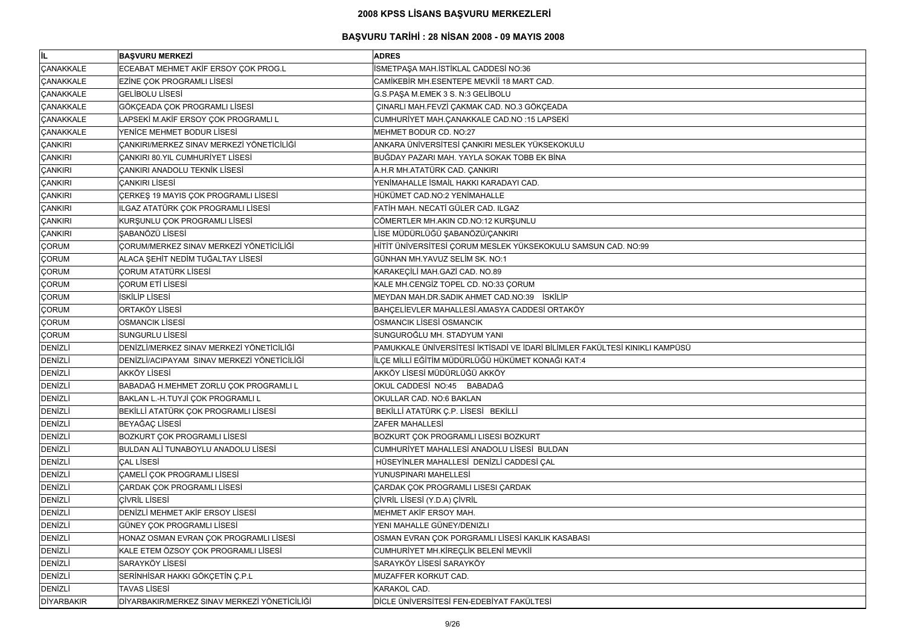# 2008 KPSS LİSANS BAŞVURU MERKEZLERİ

## BAŞVURU TARİHİ : 28 NİSAN 2008 - 09 MAYIS 2008

| İL | BAŞVURU MERKEZİ | ADRES |
|---|---|---|
| ÇANAKKALE | ECEABAT MEHMET AKİF ERSOY ÇOK PROG.L | İSMETPAŞA MAH.İSTİKLAL CADDESİ NO:36 |
| ÇANAKKALE | EZİNE ÇOK PROGRAMLI LİSESİ | CAMİKEBİR MH.ESENTEPE MEVKİİ 18 MART CAD. |
| ÇANAKKALE | GELİBOLU LİSESİ | G.S.PAŞA M.EMEK 3 S. N:3 GELİBOLU |
| ÇANAKKALE | GÖKÇEADA ÇOK PROGRAMLI LİSESİ | ÇINARLI MAH.FEVZİ ÇAKMAK CAD. NO.3 GÖKÇEADA |
| ÇANAKKALE | LAPSEKİ M.AKİF ERSOY ÇOK PROGRAMLI L | CUMHURİYET MAH.ÇANAKKALE CAD.NO :15 LAPSEKİ |
| ÇANAKKALE | YENİCE MEHMET BODUR LİSESİ | MEHMET BODUR CD. NO:27 |
| ÇANKIRI | ÇANKIRI/MERKEZ SINAV MERKEZİ YÖNETİCİLİĞİ | ANKARA ÜNİVERSİTESİ ÇANKIRI MESLEK YÜKSEKOKULU |
| ÇANKIRI | ÇANKIRI 80.YIL CUMHURİYET LİSESİ | BUĞDAY PAZARI MAH. YAYLA SOKAK TOBB EK BİNA |
| ÇANKIRI | ÇANKIRI ANADOLU TEKNİK LİSESİ | A.H.R MH.ATATÜRK CAD. ÇANKIRI |
| ÇANKIRI | ÇANKIRI LİSESİ | YENİMAHALLE İSMAİL HAKKI KARADAYI CAD. |
| ÇANKIRI | ÇERKEŞ 19 MAYIS ÇOK PROGRAMLI LİSESİ | HÜKÜMET CAD.NO:2 YENİMAHALLE |
| ÇANKIRI | ILGAZ ATATÜRK ÇOK PROGRAMLI LİSESİ | FATİH MAH. NECATİ GÜLER CAD. ILGAZ |
| ÇANKIRI | KURŞUNLU ÇOK PROGRAMLI LİSESİ | CÖMERTLER MH.AKIN CD.NO:12 KURŞUNLU |
| ÇANKIRI | ŞABANÖZÜ LİSESİ | LİSE MÜDÜRLÜĞÜ ŞABANÖZÜ/ÇANKIRI |
| ÇORUM | ÇORUM/MERKEZ SINAV MERKEZİ YÖNETİCİLİĞİ | HİTİT ÜNİVERSİTESİ ÇORUM MESLEK YÜKSEKOKULU SAMSUN CAD. NO:99 |
| ÇORUM | ALACA ŞEHİT NEDİM TUĞALTAY LİSESİ | GÜNHAN MH.YAVUZ SELİM SK. NO:1 |
| ÇORUM | ÇORUM ATATÜRK LİSESİ | KARAKEÇİLİ MAH.GAZİ CAD. NO.89 |
| ÇORUM | ÇORUM ETİ LİSESİ | KALE MH.CENGİZ TOPEL CD. NO:33 ÇORUM |
| ÇORUM | İSKİLİP LİSESİ | MEYDAN MAH.DR.SADIK AHMET CAD.NO:39 İSKİLİP |
| ÇORUM | ORTAKÖY LİSESİ | BAHÇELİEVLER MAHALLESİ.AMASYA CADDESİ ORTAKÖY |
| ÇORUM | OSMANCIK LİSESİ | OSMANCIK LİSESİ OSMANCIK |
| ÇORUM | SUNGURLU LİSESİ | SUNGUROĞLU MH. STADYUM YANI |
| DENİZLİ | DENİZLİ/MERKEZ SINAV MERKEZİ YÖNETİCİLİĞİ | PAMUKKALE ÜNİVERSİTESİ İKTİSADİ VE İDARİ BİLİMLER FAKÜLTESİ KINIKLI KAMPÜSÜ |
| DENİZLİ | DENİZLİ/ACIPAYAM SINAV MERKEZİ YÖNETİCİLİĞİ | İLÇE MİLLİ EĞİTİM MÜDÜRLÜĞÜ HÜKÜMET KONAĞI KAT:4 |
| DENİZLİ | AKKÖY LİSESİ | AKKÖY LİSESİ MÜDÜRLÜĞÜ AKKÖY |
| DENİZLİ | BABADAĞ H.MEHMET ZORLU ÇOK PROGRAMLI L | OKUL CADDESİ NO:45 BABADAĞ |
| DENİZLİ | BAKLAN L.-H.TUYJİ ÇOK PROGRAMLI L | OKULLAR CAD. NO:6 BAKLAN |
| DENİZLİ | BEKİLLİ ATATÜRK ÇOK PROGRAMLI LİSESİ | BEKİLLİ ATATÜRK Ç.P. LİSESİ BEKİLLİ |
| DENİZLİ | BEYAĞAÇ LİSESİ | ZAFER MAHALLESİ |
| DENİZLİ | BOZKURT ÇOK PROGRAMLI LİSESİ | BOZKURT ÇOK PROGRAMLI LISESI BOZKURT |
| DENİZLİ | BULDAN ALİ TUNABOYLU ANADOLU LİSESİ | CUMHURİYET MAHALLESİ ANADOLU LİSESİ BULDAN |
| DENİZLİ | ÇAL LİSESİ | HÜSEYİNLER MAHALLESİ DENİZLİ CADDESİ ÇAL |
| DENİZLİ | ÇAMELİ ÇOK PROGRAMLI LİSESİ | YUNUSPINARI MAHELLESİ |
| DENİZLİ | ÇARDAK ÇOK PROGRAMLI LİSESİ | ÇARDAK ÇOK PROGRAMLI LISESI ÇARDAK |
| DENİZLİ | ÇİVRİL LİSESİ | ÇİVRİL LİSESİ (Y.D.A) ÇİVRİL |
| DENİZLİ | DENİZLİ MEHMET AKİF ERSOY LİSESİ | MEHMET AKİF ERSOY MAH. |
| DENİZLİ | GÜNEY ÇOK PROGRAMLI LİSESİ | YENI MAHALLE GÜNEY/DENIZLI |
| DENİZLİ | HONAZ OSMAN EVRAN ÇOK PROGRAMLI LİSESİ | OSMAN EVRAN ÇOK PORGRAMLI LİSESİ KAKLIK KASABASI |
| DENİZLİ | KALE ETEM ÖZSOY ÇOK PROGRAMLI LİSESİ | CUMHURİYET MH.KİREÇLİK BELENİ MEVKİİ |
| DENİZLİ | SARAYKÖY LİSESİ | SARAYKÖY LİSESİ SARAYKÖY |
| DENİZLİ | SERİNHİSAR HAKKI GÖKÇETİN Ç.P.L | MUZAFFER KORKUT CAD. |
| DENİZLİ | TAVAS LİSESİ | KARAKOL CAD. |
| DİYARBAKIR | DİYARBAKIR/MERKEZ SINAV MERKEZİ YÖNETİCİLİĞİ | DİCLE ÜNİVERSİTESİ FEN-EDEBİYAT FAKÜLTESİ |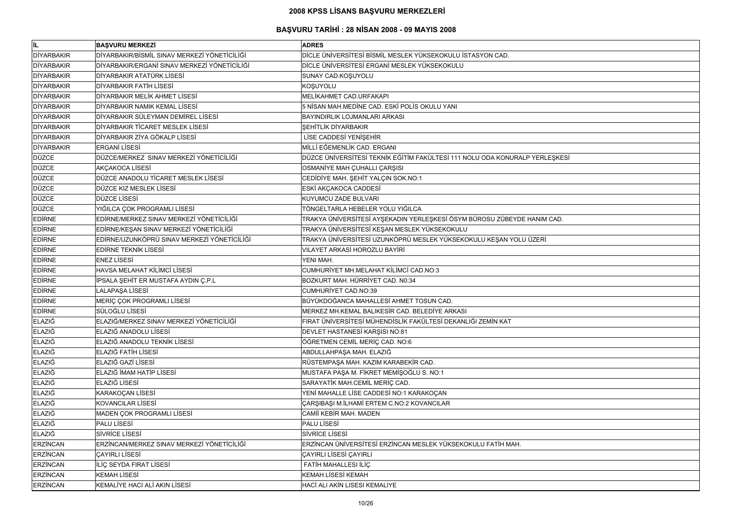# 2008 KPSS LİSANS BAŞVURU MERKEZLERİ

## BAŞVURU TARİHİ : 28 NİSAN 2008 - 09 MAYIS 2008

| İL | BAŞVURU MERKEZİ | ADRES |
|---|---|---|
| DİYARBAKIR | DİYARBAKIR/BİSMİL SINAV MERKEZİ YÖNETİCİLİĞİ | DİCLE ÜNİVERSİTESİ BİSMİL MESLEK YÜKSEKOKULU İSTASYON CAD. |
| DİYARBAKIR | DİYARBAKIR/ERGANİ SINAV MERKEZİ YÖNETİCİLİĞİ | DİCLE ÜNİVERSİTESİ ERGANİ MESLEK YÜKSEKOKULU |
| DİYARBAKIR | DİYARBAKIR ATATÜRK LİSESİ | SUNAY CAD.KOŞUYOLU |
| DİYARBAKIR | DİYARBAKIR FATİH LİSESİ | KOŞUYOLU |
| DİYARBAKIR | DİYARBAKIR MELİK AHMET LİSESİ | MELİKAHMET CAD.URFAKAPI |
| DİYARBAKIR | DİYARBAKIR NAMIK KEMAL LİSESİ | 5 NİSAN MAH.MEDİNE CAD. ESKİ POLİS OKULU YANI |
| DİYARBAKIR | DİYARBAKIR SÜLEYMAN DEMİREL LİSESİ | BAYINDIRLIK LOJMANLARI ARKASI |
| DİYARBAKIR | DİYARBAKIR TİCARET MESLEK LİSESİ | ŞEHİTLİK DİYARBAKIR |
| DİYARBAKIR | DİYARBAKIR ZİYA GÖKALP LİSESİ | LİSE CADDESİ YENİŞEHİR |
| DİYARBAKIR | ERGANİ LİSESİ | MİLLİ EĞEMENLİK CAD. ERGANI |
| DÜZCE | DÜZCE/MERKEZ SINAV MERKEZİ YÖNETİCİLİĞİ | DÜZCE ÜNİVERSİTESİ TEKNİK EĞİTİM FAKÜLTESİ 111 NOLU ODA KONURALP YERLEŞKESİ |
| DÜZCE | AKÇAKOCA LİSESİ | OSMANİYE MAH ÇUHALLI ÇARŞISI |
| DÜZCE | DÜZCE ANADOLU TİCARET MESLEK LİSESİ | CEDİDİYE MAH. ŞEHİT YALÇIN SOK.NO:1 |
| DÜZCE | DÜZCE KIZ MESLEK LİSESİ | ESKİ AKÇAKOCA CADDESİ |
| DÜZCE | DÜZCE LİSESİ | KUYUMCU ZADE BULVARI |
| DÜZCE | YIĞILCA ÇOK PROGRAMLI LİSESİ | TÖNGELTARLA HEBELER YOLU YIĞILCA |
| EDİRNE | EDİRNE/MERKEZ SINAV MERKEZİ YÖNETİCİLİĞİ | TRAKYA ÜNİVERSİTESİ AYŞEKADIN YERLEŞKESİ ÖSYM BÜROSU ZÜBEYDE HANIM CAD. |
| EDİRNE | EDİRNE/KEŞAN SINAV MERKEZİ YÖNETİCİLİĞİ | TRAKYA ÜNİVERSİTESİ KEŞAN MESLEK YÜKSEKOKULU |
| EDİRNE | EDİRNE/UZUNKÖPRÜ SINAV MERKEZİ YÖNETİCİLİĞİ | TRAKYA ÜNİVERSİTESİ UZUNKÖPRÜ MESLEK YÜKSEKOKULU KEŞAN YOLU ÜZERİ |
| EDİRNE | EDİRNE TEKNİK LİSESİ | VILAYET ARKASİ HOROZLU BAYİRİ |
| EDİRNE | ENEZ LİSESİ | YENI MAH. |
| EDİRNE | HAVSA MELAHAT KİLİMCİ LİSESİ | CUMHURİYET MH.MELAHAT KİLİMCİ CAD.NO:3 |
| EDİRNE | İPSALA ŞEHİT ER MUSTAFA AYDIN Ç.P.L | BOZKURT MAH. HÜRRİYET CAD. N0:34 |
| EDİRNE | LALAPAŞA LİSESİ | CUMHURİYET CAD.NO:39 |
| EDİRNE | MERİÇ ÇOK PROGRAMLI LİSESİ | BÜYÜKDOĞANCA MAHALLESİ AHMET TOSUN CAD. |
| EDİRNE | SÜLOĞLU LİSESİ | MERKEZ MH.KEMAL BALIKESİR CAD. BELEDİYE ARKASI |
| ELAZIĞ | ELAZIĞ/MERKEZ SINAV MERKEZİ YÖNETİCİLİĞİ | FIRAT ÜNİVERSİTESİ MÜHENDİSLİK FAKÜLTESİ DEKANLIĞI ZEMİN KAT |
| ELAZIĞ | ELAZIĞ ANADOLU LİSESİ | DEVLET HASTANESİ KARŞISI NO:81 |
| ELAZIĞ | ELAZIĞ ANADOLU TEKNİK LİSESİ | ÖĞRETMEN CEMİL MERİÇ CAD. NO:6 |
| ELAZIĞ | ELAZIĞ FATİH LİSESİ | ABDULLAHPAŞA MAH. ELAZIĞ |
| ELAZIĞ | ELAZIĞ GAZİ LİSESİ | RÜSTEMPAŞA MAH. KAZIM KARABEKİR CAD. |
| ELAZIĞ | ELAZIĞ İMAM HATİP LİSESİ | MUSTAFA PAŞA M. FİKRET MEMİŞOĞLU S. NO:1 |
| ELAZIĞ | ELAZIĞ LİSESİ | SARAYATİK MAH.CEMİL MERİÇ CAD. |
| ELAZIĞ | KARAKOÇAN LİSESİ | YENİ MAHALLE LİSE CADDESİ NO:1 KARAKOÇAN |
| ELAZIĞ | KOVANCILAR LİSESİ | ÇARŞIBAŞI M.İLHAMİ ERTEM C.NO:2 KOVANCILAR |
| ELAZIĞ | MADEN ÇOK PROGRAMLI LİSESİ | CAMİİ KEBİR MAH. MADEN |
| ELAZIĞ | PALU LİSESİ | PALU LİSESİ |
| ELAZIĞ | SİVRİCE LİSESİ | SİVRİCE LİSESİ |
| ERZİNCAN | ERZİNCAN/MERKEZ SINAV MERKEZİ YÖNETİCİLİĞİ | ERZİNCAN ÜNİVERSİTESİ ERZİNCAN MESLEK YÜKSEKOKULU FATİH MAH. |
| ERZİNCAN | ÇAYIRLI LİSESİ | ÇAYIRLI LİSESİ ÇAYIRLI |
| ERZİNCAN | İLİÇ SEYDA FIRAT LİSESİ | FATİH MAHALLESI İLİÇ |
| ERZİNCAN | KEMAH LİSESİ | KEMAH LİSESİ KEMAH |
| ERZİNCAN | KEMALİYE HACI ALİ AKIN LİSESİ | HACİ ALI AKİN LISESI KEMALIYE |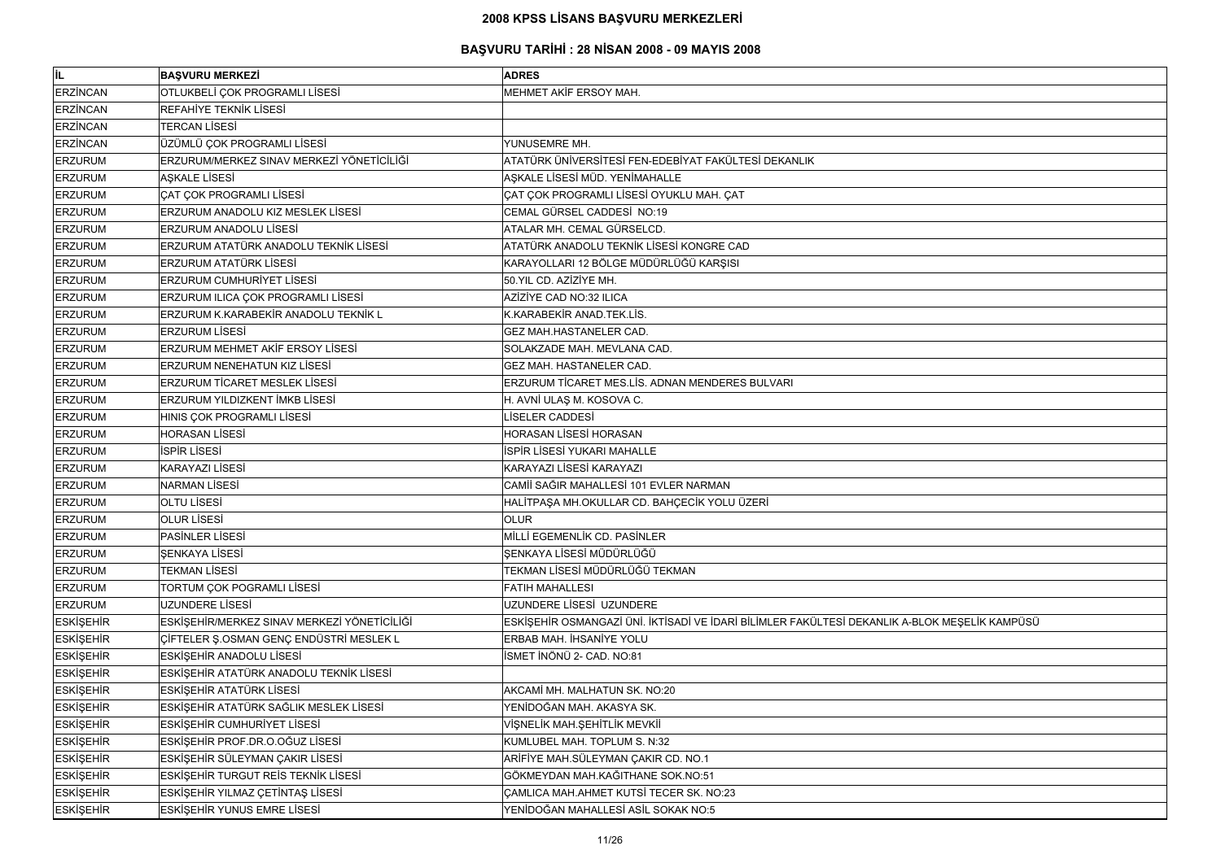# 2008 KPSS LİSANS BAŞVURU MERKEZLERİ

## BAŞVURU TARİHİ : 28 NİSAN 2008 - 09 MAYIS 2008

| İL | BAŞVURU MERKEZİ | ADRES |
|---|---|---|
| ERZİNCAN | OTLUKBELİ ÇOK PROGRAMLI LİSESİ | MEHMET AKİF ERSOY MAH. |
| ERZİNCAN | REFAHİYE TEKNİK LİSESİ | |
| ERZİNCAN | TERCAN LİSESİ | |
| ERZİNCAN | ÜZÜMLÜ ÇOK PROGRAMLI LİSESİ | YUNUSEMRE MH. |
| ERZURUM | ERZURUM/MERKEZ SINAV MERKEZİ YÖNETİCİLİĞİ | ATATÜRK ÜNİVERSİTESİ FEN-EDEBİYAT FAKÜLTESİ DEKANLIK |
| ERZURUM | AŞKALE LİSESİ | AŞKALE LİSESİ MÜD. YENİMAHALLE |
| ERZURUM | ÇAT ÇOK PROGRAMLI LİSESİ | ÇAT ÇOK PROGRAMLI LİSESİ OYUKLU MAH. ÇAT |
| ERZURUM | ERZURUM ANADOLU KIZ MESLEK LİSESİ | CEMAL GÜRSEL CADDESİ NO:19 |
| ERZURUM | ERZURUM ANADOLU LİSESİ | ATALAR MH. CEMAL GÜRSELCD. |
| ERZURUM | ERZURUM ATATÜRK ANADOLU TEKNİK LİSESİ | ATATÜRK ANADOLU TEKNİK LİSESİ KONGRE CAD |
| ERZURUM | ERZURUM ATATÜRK LİSESİ | KARAYOLLARI 12 BÖLGE MÜDÜRLÜĞÜ KARŞISI |
| ERZURUM | ERZURUM CUMHURİYET LİSESİ | 50.YIL CD. AZİZİYE MH. |
| ERZURUM | ERZURUM ILICA ÇOK PROGRAMLI LİSESİ | AZİZİYE CAD NO:32 ILICA |
| ERZURUM | ERZURUM K.KARABEKİR ANADOLU TEKNİK L | K.KARABEKİR ANAD.TEK.LİS. |
| ERZURUM | ERZURUM LİSESİ | GEZ MAH.HASTANELER CAD. |
| ERZURUM | ERZURUM MEHMET AKİF ERSOY LİSESİ | SOLAKZADE MAH. MEVLANA CAD. |
| ERZURUM | ERZURUM NENEHATUN KIZ LİSESİ | GEZ MAH. HASTANELER CAD. |
| ERZURUM | ERZURUM TİCARET MESLEK LİSESİ | ERZURUM TİCARET MES.LİS. ADNAN MENDERES BULVARI |
| ERZURUM | ERZURUM YILDIZKENT İMKB LİSESİ | H. AVNİ ULAŞ M. KOSOVA C. |
| ERZURUM | HINIS ÇOK PROGRAMLI LİSESİ | LİSELER CADDESİ |
| ERZURUM | HORASAN LİSESİ | HORASAN LİSESİ HORASAN |
| ERZURUM | İSPİR LİSESİ | İSPİR LİSESİ YUKARI MAHALLE |
| ERZURUM | KARAYAZI LİSESİ | KARAYAZI LİSESİ KARAYAZI |
| ERZURUM | NARMAN LİSESİ | CAMİİ SAĞIR MAHALLESİ 101 EVLER NARMAN |
| ERZURUM | OLTU LİSESİ | HALİTPAŞA MH.OKULLAR CD. BAHÇECİK YOLU ÜZERİ |
| ERZURUM | OLUR LİSESİ | OLUR |
| ERZURUM | PASİNLER LİSESİ | MİLLİ EGEMENLİK CD. PASİNLER |
| ERZURUM | ŞENKAYA LİSESİ | ŞENKAYA LİSESİ MÜDÜRLÜĞÜ |
| ERZURUM | TEKMAN LİSESİ | TEKMAN LİSESİ MÜDÜRLÜĞÜ TEKMAN |
| ERZURUM | TORTUM ÇOK POGRAMLI LİSESİ | FATIH MAHALLESI |
| ERZURUM | UZUNDERE LİSESİ | UZUNDERE LİSESİ UZUNDERE |
| ESKİŞEHİR | ESKİŞEHİR/MERKEZ SINAV MERKEZİ YÖNETİCİLİĞİ | ESKİŞEHİR OSMANGAZİ ÜNİ. İKTİSADİ VE İDARİ BİLİMLER FAKÜLTESİ DEKANLIK A-BLOK MEŞELİK KAMPÜSÜ |
| ESKİŞEHİR | ÇİFTELER Ş.OSMAN GENÇ ENDÜSTRİ MESLEK L | ERBAB MAH. İHSANİYE YOLU |
| ESKİŞEHİR | ESKİŞEHİR ANADOLU LİSESİ | İSMET İNÖNÜ 2- CAD. NO:81 |
| ESKİŞEHİR | ESKİŞEHİR ATATÜRK ANADOLU TEKNİK LİSESİ | |
| ESKİŞEHİR | ESKİŞEHİR ATATÜRK LİSESİ | AKCAMİ MH. MALHATUN SK. NO:20 |
| ESKİŞEHİR | ESKİŞEHİR ATATÜRK SAĞLIK MESLEK LİSESİ | YENİDOĞAN MAH. AKASYA SK. |
| ESKİŞEHİR | ESKİŞEHİR CUMHURİYET LİSESİ | VİŞNELİK MAH.ŞEHİTLİK MEVKİİ |
| ESKİŞEHİR | ESKİŞEHİR PROF.DR.O.OĞUZ LİSESİ | KUMLUBEL MAH. TOPLUM S. N:32 |
| ESKİŞEHİR | ESKİŞEHİR SÜLEYMAN ÇAKIR LİSESİ | ARİFİYE MAH.SÜLEYMAN ÇAKIR CD. NO.1 |
| ESKİŞEHİR | ESKİŞEHİR TURGUT REİS TEKNİK LİSESİ | GÖKMEYDAN MAH.KAĞITHANE SOK.NO:51 |
| ESKİŞEHİR | ESKİŞEHİR YILMAZ ÇETİNTAŞ LİSESİ | ÇAMLICA MAH.AHMET KUTSİ TECER SK. NO:23 |
| ESKİŞEHİR | ESKİŞEHİR YUNUS EMRE LİSESİ | YENİDOĞAN MAHALLESİ ASİL SOKAK NO:5 |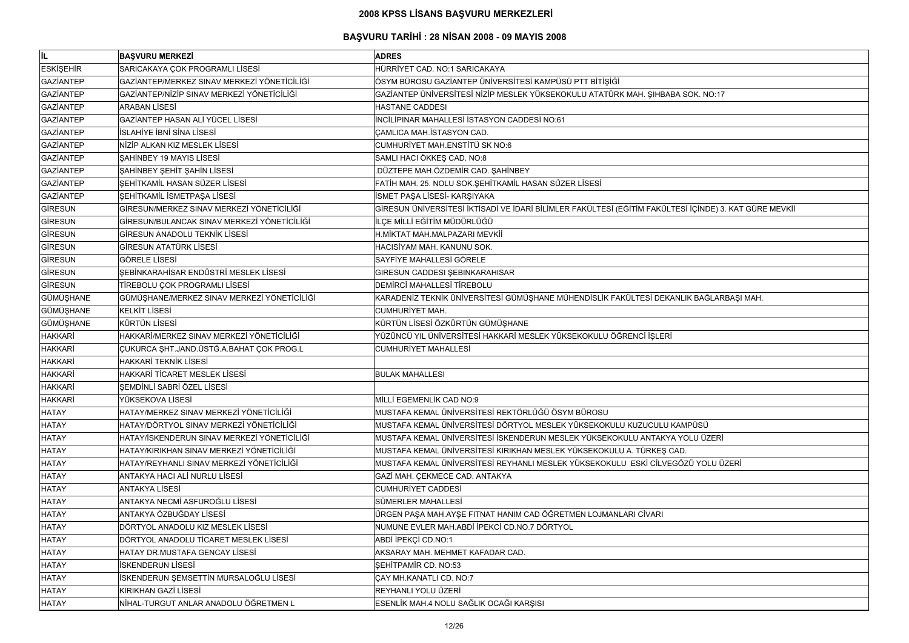# 2008 KPSS LİSANS BAŞVURU MERKEZLERİ

## BAŞVURU TARİHİ : 28 NİSAN 2008 - 09 MAYIS 2008

| İL | BAŞVURU MERKEZİ | ADRES |
|---|---|---|
| ESKİŞEHİR | SARICAKAYA ÇOK PROGRAMLI LİSESİ | HÜRRİYET CAD. NO:1 SARICAKAYA |
| GAZİANTEP | GAZİANTEP/MERKEZ SINAV MERKEZİ YÖNETİCİLİĞİ | ÖSYM BÜROSU GAZİANTEP ÜNİVERSİTESİ KAMPÜSÜ PTT BİTİŞİĞİ |
| GAZİANTEP | GAZİANTEP/NİZİP SINAV MERKEZİ YÖNETİCİLİĞİ | GAZİANTEP ÜNİVERSİTESİ NİZİP MESLEK YÜKSEKOKULU ATATÜRK MAH. ŞIHBABA SOK. NO:17 |
| GAZİANTEP | ARABAN LİSESİ | HASTANE CADDESI |
| GAZİANTEP | GAZİANTEP HASAN ALİ YÜCEL LİSESİ | İNCİLİPINAR MAHALLESİ İSTASYON CADDESİ NO:61 |
| GAZİANTEP | İSLAHİYE İBNİ SİNA LİSESİ | ÇAMLICA MAH.İSTASYON CAD. |
| GAZİANTEP | NİZİP ALKAN KIZ MESLEK LİSESİ | CUMHURİYET MAH.ENSTİTÜ SK NO:6 |
| GAZİANTEP | ŞAHİNBEY 19 MAYIS LİSESİ | SAMLI HACI ÖKKEŞ CAD. NO:8 |
| GAZİANTEP | ŞAHİNBEY ŞEHİT ŞAHİN LİSESİ | .DÜZTEPE MAH.ÖZDEMİR CAD. ŞAHİNBEY |
| GAZİANTEP | ŞEHİTKAMİL HASAN SÜZER LİSESİ | FATİH MAH. 25. NOLU SOK.ŞEHİTKAMİL HASAN SÜZER LİSESİ |
| GAZİANTEP | ŞEHİTKAMİL İSMETPAŞA LİSESİ | İSMET PAŞA LİSESİ- KARŞIYAKA |
| GİRESUN | GİRESUN/MERKEZ SINAV MERKEZİ YÖNETİCİLİĞİ | GİRESUN ÜNİVERSİTESİ İKTİSADİ VE İDARİ BİLİMLER FAKÜLTESİ (EĞİTİM FAKÜLTESİ İÇİNDE) 3. KAT GÜRE MEVKİİ |
| GİRESUN | GİRESUN/BULANCAK SINAV MERKEZİ YÖNETİCİLİĞİ | İLÇE MİLLİ EĞİTİM MÜDÜRLÜĞÜ |
| GİRESUN | GİRESUN ANADOLU TEKNİK LİSESİ | H.MİKTAT MAH.MALPAZARI MEVKİİ |
| GİRESUN | GİRESUN ATATÜRK LİSESİ | HACISİYAM MAH. KANUNU SOK. |
| GİRESUN | GÖRELE LİSESİ | SAYFİYE MAHALLESİ GÖRELE |
| GİRESUN | ŞEBİNKARAHİSAR ENDÜSTRİ MESLEK LİSESİ | GIRESUN CADDESI ŞEBINKARAHISAR |
| GİRESUN | TİREBOLU ÇOK PROGRAMLI LİSESİ | DEMİRCİ MAHALLESİ TİREBOLU |
| GÜMÜŞHANE | GÜMÜŞHANE/MERKEZ SINAV MERKEZİ YÖNETİCİLİĞİ | KARADENİZ TEKNİK ÜNİVERSİTESİ GÜMÜŞHANE MÜHENDİSLİK FAKÜLTESİ DEKANLIK BAĞLARBAŞI MAH. |
| GÜMÜŞHANE | KELKİT LİSESİ | CUMHURİYET MAH. |
| GÜMÜŞHANE | KÜRTÜN LİSESİ | KÜRTÜN LİSESİ ÖZKÜRTÜN GÜMÜŞHANE |
| HAKKARİ | HAKKARİ/MERKEZ SINAV MERKEZİ YÖNETİCİLİĞİ | YÜZÜNCÜ YIL ÜNİVERSİTESİ HAKKARİ MESLEK YÜKSEKOKULU ÖĞRENCİ İŞLERİ |
| HAKKARİ | ÇUKURCA ŞHT.JAND.ÜSTĞ.A.BAHAT ÇOK PROG.L | CUMHURİYET MAHALLESİ |
| HAKKARİ | HAKKARİ TEKNİK LİSESİ | |
| HAKKARİ | HAKKARİ TİCARET MESLEK LİSESİ | BULAK MAHALLESI |
| HAKKARİ | ŞEMDİNLİ SABRİ ÖZEL LİSESİ | |
| HAKKARİ | YÜKSEKOVA LİSESİ | MİLLİ EGEMENLİK CAD NO:9 |
| HATAY | HATAY/MERKEZ SINAV MERKEZİ YÖNETİCİLİĞİ | MUSTAFA KEMAL ÜNİVERSİTESİ REKTÖRLÜĞÜ ÖSYM BÜROSU |
| HATAY | HATAY/DÖRTYOL SINAV MERKEZİ YÖNETİCİLİĞİ | MUSTAFA KEMAL ÜNİVERSİTESİ DÖRTYOL MESLEK YÜKSEKOKULU KUZUCULU KAMPÜSÜ |
| HATAY | HATAY/İSKENDERUN SINAV MERKEZİ YÖNETİCİLİĞİ | MUSTAFA KEMAL ÜNİVERSİTESİ İSKENDERUN MESLEK YÜKSEKOKULU ANTAKYA YOLU ÜZERİ |
| HATAY | HATAY/KIRIKHAN SINAV MERKEZİ YÖNETİCİLİĞİ | MUSTAFA KEMAL ÜNİVERSİTESİ KIRIKHAN MESLEK YÜKSEKOKULU A. TÜRKEŞ CAD. |
| HATAY | HATAY/REYHANLI SINAV MERKEZİ YÖNETİCİLİĞİ | MUSTAFA KEMAL ÜNİVERSİTESİ REYHANLI MESLEK YÜKSEKOKULU ESKİ CİLVEGÖZÜ YOLU ÜZERİ |
| HATAY | ANTAKYA HACI ALİ NURLU LİSESİ | GAZİ MAH. ÇEKMECE CAD. ANTAKYA |
| HATAY | ANTAKYA LİSESİ | CUMHURİYET CADDESİ |
| HATAY | ANTAKYA NECMİ ASFUROĞLU LİSESİ | SÜMERLER MAHALLESİ |
| HATAY | ANTAKYA ÖZBUĞDAY LİSESİ | ÜRGEN PAŞA MAH.AYŞE FITNAT HANIM CAD ÖĞRETMEN LOJMANLARI CİVARI |
| HATAY | DÖRTYOL ANADOLU KIZ MESLEK LİSESİ | NUMUNE EVLER MAH.ABDİ İPEKCİ CD.NO.7 DÖRTYOL |
| HATAY | DÖRTYOL ANADOLU TİCARET MESLEK LİSESİ | ABDİ İPEKÇİ CD.NO:1 |
| HATAY | HATAY DR.MUSTAFA GENCAY LİSESİ | AKSARAY MAH. MEHMET KAFADAR CAD. |
| HATAY | İSKENDERUN LİSESİ | ŞEHİTPAMİR CD. NO:53 |
| HATAY | İSKENDERUN ŞEMSETTİN MURSALOĞLU LİSESİ | ÇAY MH.KANATLI CD. NO:7 |
| HATAY | KIRIKHAN GAZİ LİSESİ | REYHANLI YOLU ÜZERİ |
| HATAY | NİHAL-TURGUT ANLAR ANADOLU ÖĞRETMEN L | ESENLİK MAH.4 NOLU SAĞLIK OCAĞI KARŞISI |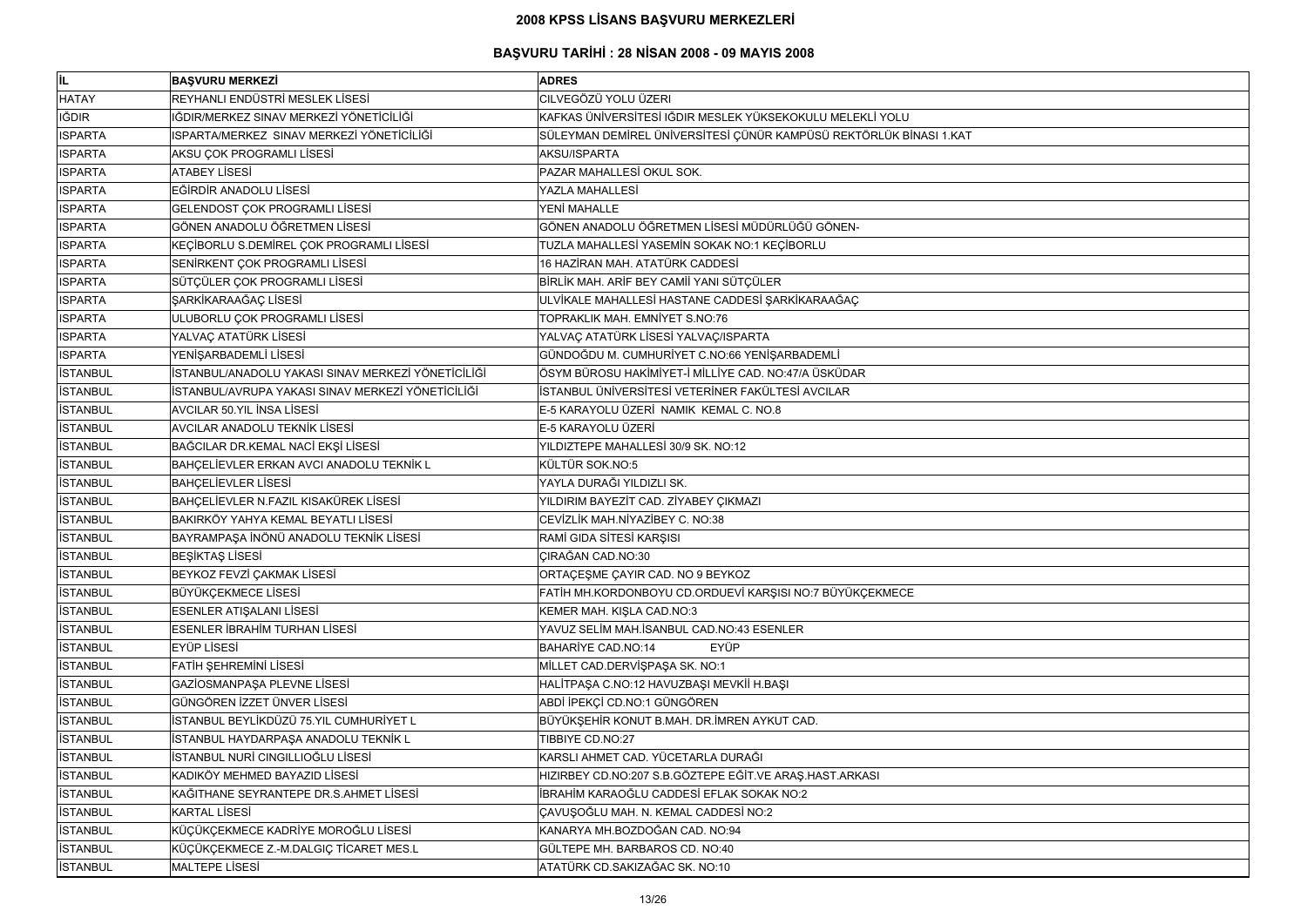## 2008 KPSS LİSANS BAŞVURU MERKEZLERİ

### BAŞVURU TARİHİ : 28 NİSAN 2008 - 09 MAYIS 2008

| İL | BAŞVURU MERKEZİ | ADRES |
|---|---|---|
| HATAY | REYHANLI ENDÜSTRİ MESLEK LİSESİ | CILVEGÖZÜ YOLU ÜZERI |
| IĞDIR | IĞDIR/MERKEZ SINAV MERKEZİ YÖNETİCİLİĞİ | KAFKAS ÜNİVERSİTESİ IĞDIR MESLEK YÜKSEKOKULU MELEKLİ YOLU |
| ISPARTA | ISPARTA/MERKEZ SINAV MERKEZİ YÖNETİCİLİĞİ | SÜLEYMAN DEMİREL ÜNİVERSİTESİ ÇÜNÜR KAMPÜSÜ REKTÖRLÜK BİNASI 1.KAT |
| ISPARTA | AKSU ÇOK PROGRAMLI LİSESİ | AKSU/ISPARTA |
| ISPARTA | ATABEY LİSESİ | PAZAR MAHALLESİ OKUL SOK. |
| ISPARTA | EĞİRDİR ANADOLU LİSESİ | YAZLA MAHALLESİ |
| ISPARTA | GELENDOST ÇOK PROGRAMLI LİSESİ | YENİ MAHALLE |
| ISPARTA | GÖNEN ANADOLU ÖĞRETMEN LİSESİ | GÖNEN ANADOLU ÖĞRETMEN LİSESİ MÜDÜRLÜĞÜ GÖNEN- |
| ISPARTA | KEÇİBORLU S.DEMİREL ÇOK PROGRAMLI LİSESİ | TUZLA MAHALLESİ YASEMİN SOKAK NO:1 KEÇİBORLU |
| ISPARTA | SENİRKENT ÇOK PROGRAMLI LİSESİ | 16 HAZİRAN MAH. ATATÜRK CADDESİ |
| ISPARTA | SÜTÇÜLER ÇOK PROGRAMLI LİSESİ | BİRLİK MAH. ARİF BEY CAMİİ YANI SÜTÇÜLER |
| ISPARTA | ŞARKİKARAAĞAÇ LİSESİ | ULVİKALE MAHALLESİ HASTANE CADDESİ ŞARKİKARAAĞAÇ |
| ISPARTA | ULUBORLU ÇOK PROGRAMLI LİSESİ | TOPRAKLIK MAH. EMNİYET S.NO:76 |
| ISPARTA | YALVAÇ ATATÜRK LİSESİ | YALVAÇ ATATÜRK LİSESİ YALVAÇ/ISPARTA |
| ISPARTA | YENİŞARBADEMLİ LİSESİ | GÜNDOĞDU M. CUMHURİYET C.NO:66 YENİŞARBADEMLİ |
| İSTANBUL | İSTANBUL/ANADOLU YAKASI SINAV MERKEZİ YÖNETİCİLİĞİ | ÖSYM BÜROSU HAKİMİYET-İ MİLLİYE CAD. NO:47/A ÜSKÜDAR |
| İSTANBUL | İSTANBUL/AVRUPA YAKASI SINAV MERKEZİ YÖNETİCİLİĞİ | İSTANBUL ÜNİVERSİTESİ VETERİNER FAKÜLTESİ AVCILAR |
| İSTANBUL | AVCILAR 50.YIL İNSA LİSESİ | E-5 KARAYOLU ÜZERİ NAMIK KEMAL C. NO.8 |
| İSTANBUL | AVCILAR ANADOLU TEKNİK LİSESİ | E-5 KARAYOLU ÜZERİ |
| İSTANBUL | BAĞCILAR DR.KEMAL NACİ EKŞİ LİSESİ | YILDIZTEPE MAHALLESİ 30/9 SK. NO:12 |
| İSTANBUL | BAHÇELİEVLER ERKAN AVCI ANADOLU TEKNİK L | KÜLTÜR SOK.NO:5 |
| İSTANBUL | BAHÇELİEVLER LİSESİ | YAYLA DURAĞI YILDIZLI SK. |
| İSTANBUL | BAHÇELİEVLER N.FAZIL KISAKÜREK LİSESİ | YILDIRIM BAYEZİT CAD. ZİYABEY ÇIKMAZI |
| İSTANBUL | BAKIRKÖY YAHYA KEMAL BEYATLI LİSESİ | CEVİZLİK MAH.NİYAZİBEY C. NO:38 |
| İSTANBUL | BAYRAMPAŞA İNÖNÜ ANADOLU TEKNİK LİSESİ | RAMİ GIDA SİTESİ KARŞISI |
| İSTANBUL | BEŞİKTAŞ LİSESİ | ÇIRAĞAN CAD.NO:30 |
| İSTANBUL | BEYKOZ FEVZİ ÇAKMAK LİSESİ | ORTAÇEŞME ÇAYIR CAD. NO 9 BEYKOZ |
| İSTANBUL | BÜYÜKÇEKMECE LİSESİ | FATİH MH.KORDONBOYU CD.ORDUEVİ KARŞISI NO:7 BÜYÜKÇEKMECE |
| İSTANBUL | ESENLER ATIŞALANI LİSESİ | KEMER MAH. KIŞLA CAD.NO:3 |
| İSTANBUL | ESENLER İBRAHİM TURHAN LİSESİ | YAVUZ SELİM MAH.İSANBUL CAD.NO:43 ESENLER |
| İSTANBUL | EYÜP LİSESİ | BAHARİYE CAD.NO:14 EYÜP |
| İSTANBUL | FATİH ŞEHREMİNİ LİSESİ | MİLLET CAD.DERVİŞPAŞA SK. NO:1 |
| İSTANBUL | GAZİOSMANPAŞA PLEVNE LİSESİ | HALİTPAŞA C.NO:12 HAVUZBAŞI MEVKİİ H.BAŞI |
| İSTANBUL | GÜNGÖREN İZZET ÜNVER LİSESİ | ABDİ İPEKÇİ CD.NO:1 GÜNGÖREN |
| İSTANBUL | İSTANBUL BEYLİKDÜZÜ 75.YIL CUMHURİYET L | BÜYÜKŞEHİR KONUT B.MAH. DR.İMREN AYKUT CAD. |
| İSTANBUL | İSTANBUL HAYDARPAŞA ANADOLU TEKNİK L | TIBBIYE CD.NO:27 |
| İSTANBUL | İSTANBUL NURİ CINGILLIOĞLU LİSESİ | KARSLI AHMET CAD. YÜCETARLA DURAĞI |
| İSTANBUL | KADIKÖY MEHMED BAYAZID LİSESİ | HIZIRBEY CD.NO:207 S.B.GÖZTEPE EĞİT.VE ARAŞ.HAST.ARKASI |
| İSTANBUL | KAĞITHANE SEYRANTEPE DR.S.AHMET LİSESİ | İBRAHİM KARAOĞLU CADDESİ EFLAK SOKAK NO:2 |
| İSTANBUL | KARTAL LİSESİ | ÇAVUŞOĞLU MAH. N. KEMAL CADDESİ NO:2 |
| İSTANBUL | KÜÇÜKÇEKMECE KADRİYE MOROĞLU LİSESİ | KANARYA MH.BOZDOĞAN CAD. NO:94 |
| İSTANBUL | KÜÇÜKÇEKMECE Z.-M.DALGIÇ TİCARET MES.L | GÜLTEPE MH. BARBAROS CD. NO:40 |
| İSTANBUL | MALTEPE LİSESİ | ATATÜRK CD.SAKIZAĞAC SK. NO:10 |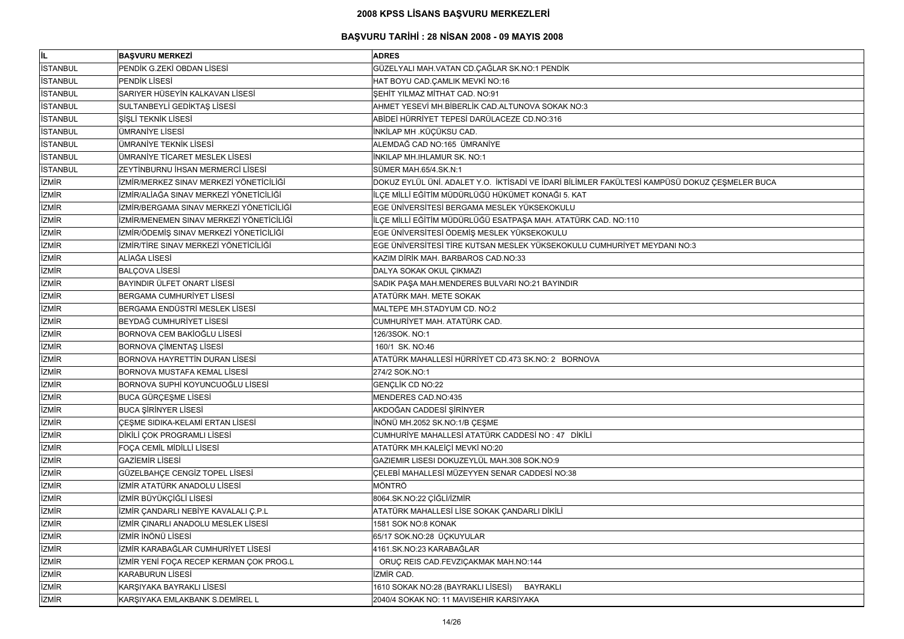## 2008 KPSS LİSANS BAŞVURU MERKEZLERİ

### BAŞVURU TARİHİ : 28 NİSAN 2008 - 09 MAYIS 2008

| İL | BAŞVURU MERKEZİ | ADRES |
|---|---|---|
| İSTANBUL | PENDİK G.ZEKİ OBDAN LİSESİ | GÜZELYALI MAH.VATAN CD.ÇAĞLAR SK.NO:1 PENDİK |
| İSTANBUL | PENDİK LİSESİ | HAT BOYU CAD.ÇAMLIK MEVKİ NO:16 |
| İSTANBUL | SARIYER HÜSEYİN KALKAVAN LİSESİ | ŞEHİT YILMAZ MİTHAT CAD. NO:91 |
| İSTANBUL | SULTANBEYLİ GEDİKTAŞ LİSESİ | AHMET YESEVİ MH.BİBERLİK CAD.ALTUNOVA SOKAK NO:3 |
| İSTANBUL | ŞİŞLİ TEKNİK LİSESİ | ABİDEİ HÜRRİYET TEPESİ DARÜLACEZE CD.NO:316 |
| İSTANBUL | ÜMRANİYE LİSESİ | İNKİLAP MH .KÜÇÜKSU CAD. |
| İSTANBUL | ÜMRANİYE TEKNİK LİSESİ | ALEMDAĞ CAD NO:165 ÜMRANİYE |
| İSTANBUL | ÜMRANİYE TİCARET MESLEK LİSESİ | İNKILAP MH.IHLAMUR SK. NO:1 |
| İSTANBUL | ZEYTİNBURNU İHSAN MERMERCİ LİSESİ | SÜMER MAH.65/4.SK.N:1 |
| İZMİR | İZMİR/MERKEZ SINAV MERKEZİ YÖNETİCİLİĞİ | DOKUZ EYLÜL ÜNİ. ADALET Y.O. İKTİSADİ VE İDARİ BİLİMLER FAKÜLTESİ KAMPÜSÜ DOKUZ ÇEŞMELER BUCA |
| İZMİR | İZMİR/ALİAĞA SINAV MERKEZİ YÖNETİCİLİĞİ | İLÇE MİLLİ EĞİTİM MÜDÜRLÜĞÜ HÜKÜMET KONAĞI 5. KAT |
| İZMİR | İZMİR/BERGAMA SINAV MERKEZİ YÖNETİCİLİĞİ | EGE ÜNİVERSİTESİ BERGAMA MESLEK YÜKSEKOKULU |
| İZMİR | İZMİR/MENEMEN SINAV MERKEZİ YÖNETİCİLİĞİ | İLÇE MİLLİ EĞİTİM MÜDÜRLÜĞÜ ESATPAŞA MAH. ATATÜRK CAD. NO:110 |
| İZMİR | İZMİR/ÖDEMİŞ SINAV MERKEZİ YÖNETİCİLİĞİ | EGE ÜNİVERSİTESİ ÖDEMİŞ MESLEK YÜKSEKOKULU |
| İZMİR | İZMİR/TİRE SINAV MERKEZİ YÖNETİCİLİĞİ | EGE ÜNİVERSİTESİ TİRE KUTSAN MESLEK YÜKSEKOKULU CUMHURİYET MEYDANI NO:3 |
| İZMİR | ALİAĞA LİSESİ | KAZIM DİRİK MAH. BARBAROS CAD.NO:33 |
| İZMİR | BALÇOVA LİSESİ | DALYA SOKAK OKUL ÇIKMAZI |
| İZMİR | BAYINDIR ÜLFET ONART LİSESİ | SADIK PAŞA MAH.MENDERES BULVARI NO:21 BAYINDIR |
| İZMİR | BERGAMA CUMHURİYET LİSESİ | ATATÜRK MAH. METE SOKAK |
| İZMİR | BERGAMA ENDÜSTRİ MESLEK LİSESİ | MALTEPE MH.STADYUM CD. NO:2 |
| İZMİR | BEYDAĞ CUMHURİYET LİSESİ | CUMHURİYET MAH. ATATÜRK CAD. |
| İZMİR | BORNOVA CEM BAKİOĞLU LİSESİ | 126/3SOK. NO:1 |
| İZMİR | BORNOVA ÇİMENTAŞ LİSESİ | 160/1 SK. NO:46 |
| İZMİR | BORNOVA HAYRETTİN DURAN LİSESİ | ATATÜRK MAHALLESİ HÜRRİYET CD.473 SK.NO: 2 BORNOVA |
| İZMİR | BORNOVA MUSTAFA KEMAL LİSESİ | 274/2 SOK.NO:1 |
| İZMİR | BORNOVA SUPHİ KOYUNCUOĞLU LİSESİ | GENÇLİK CD NO:22 |
| İZMİR | BUCA GÜRÇEŞME LİSESİ | MENDERES CAD.NO:435 |
| İZMİR | BUCA ŞİRİNYER LİSESİ | AKDOĞAN CADDESİ ŞİRİNYER |
| İZMİR | ÇEŞME SIDIKA-KELAMİ ERTAN LİSESİ | İNÖNÜ MH.2052 SK.NO:1/B ÇEŞME |
| İZMİR | DİKİLİ ÇOK PROGRAMLI LİSESİ | CUMHURİYE MAHALLESİ ATATÜRK CADDESİ NO : 47 DİKİLİ |
| İZMİR | FOÇA CEMİL MİDİLLİ LİSESİ | ATATÜRK MH.KALEİÇİ MEVKİ NO:20 |
| İZMİR | GAZİEMİR LİSESİ | GAZIEMIR LISESI DOKUZEYLÜL MAH.308 SOK.NO:9 |
| İZMİR | GÜZELBAHÇE CENGİZ TOPEL LİSESİ | ÇELEBİ MAHALLESİ MÜZEYYEN SENAR CADDESİ NO:38 |
| İZMİR | İZMİR ATATÜRK ANADOLU LİSESİ | MÖNTRÖ |
| İZMİR | İZMİR BÜYÜKÇİĞLİ LİSESİ | 8064.SK.NO:22 ÇİĞLİ/İZMİR |
| İZMİR | İZMİR ÇANDARLI NEBİYE KAVALALI Ç.P.L | ATATÜRK MAHALLESİ LİSE SOKAK ÇANDARLI DİKİLİ |
| İZMİR | İZMİR ÇINARLI ANADOLU MESLEK LİSESİ | 1581 SOK NO:8 KONAK |
| İZMİR | İZMİR İNÖNÜ LİSESİ | 65/17 SOK.NO:28 ÜÇKUYULAR |
| İZMİR | İZMİR KARABAĞLAR CUMHURİYET LİSESİ | 4161.SK.NO:23 KARABAĞLAR |
| İZMİR | İZMİR YENİ FOÇA RECEP KERMAN ÇOK PROG.L | ORUÇ REIS CAD.FEVZIÇAKMAK MAH.NO:144 |
| İZMİR | KARABURUN LİSESİ | İZMİR CAD. |
| İZMİR | KARŞIYAKA BAYRAKLI LİSESİ | 1610 SOKAK NO:28 (BAYRAKLI LİSESİ) BAYRAKLI |
| İZMİR | KARŞIYAKA EMLAKBANK S.DEMİREL L | 2040/4 SOKAK NO: 11 MAVISEHIR KARSIYAKA |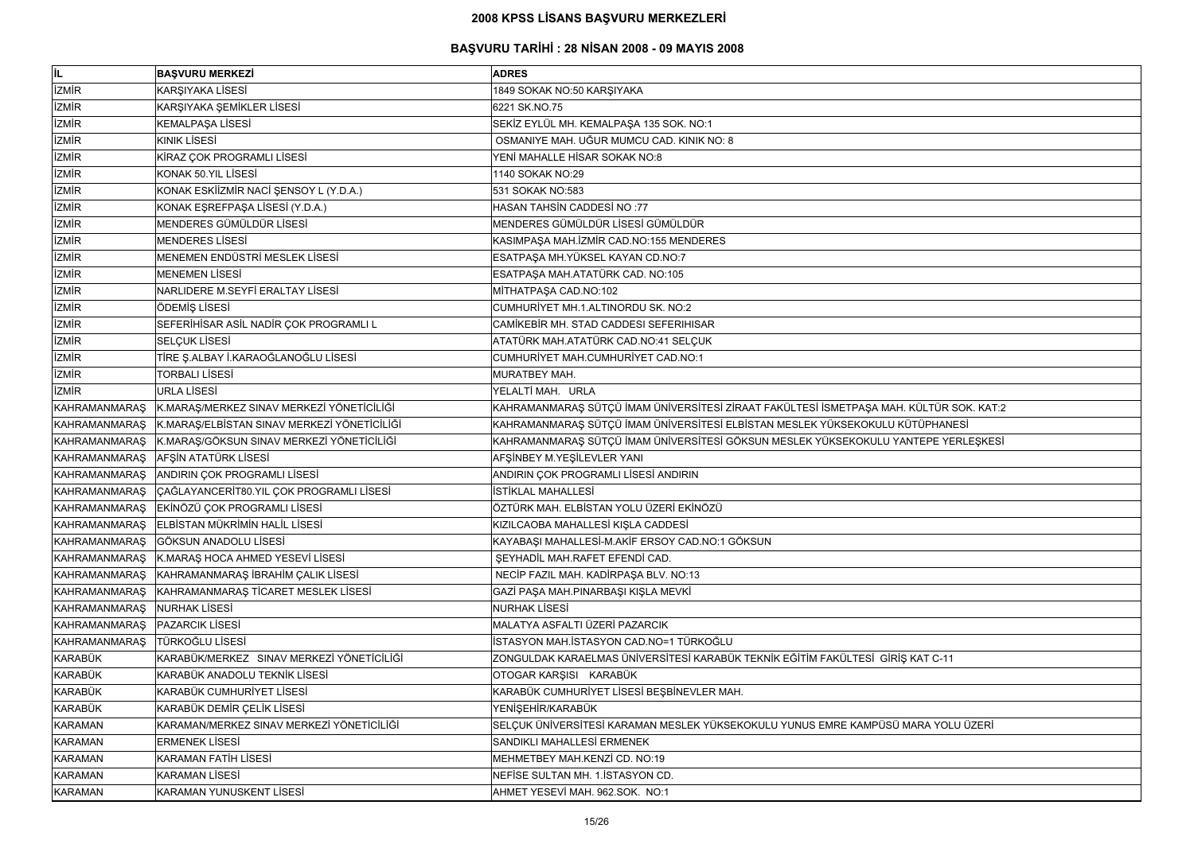# 2008 KPSS LİSANS BAŞVURU MERKEZLERİ

## BAŞVURU TARİHİ : 28 NİSAN 2008 - 09 MAYIS 2008

| İL | BAŞVURU MERKEZİ | ADRES |
|---|---|---|
| İZMİR | KARŞIYAKA LİSESİ | 1849 SOKAK NO:50 KARŞIYAKA |
| İZMİR | KARŞIYAKA ŞEMİKLER LİSESİ | 6221 SK.NO.75 |
| İZMİR | KEMALPAŞA LİSESİ | SEKİZ EYLÜL MH. KEMALPAŞA 135 SOK. NO:1 |
| İZMİR | KINIK LİSESİ | OSMANIYE MAH. UĞUR MUMCU CAD. KINIK NO: 8 |
| İZMİR | KİRAZ ÇOK PROGRAMLI LİSESİ | YENİ MAHALLE HİSAR SOKAK NO:8 |
| İZMİR | KONAK 50.YIL LİSESİ | 1140 SOKAK NO:29 |
| İZMİR | KONAK ESKİİZMİR NACİ ŞENSOY L (Y.D.A.) | 531 SOKAK NO:583 |
| İZMİR | KONAK EŞREFPAŞA LİSESİ (Y.D.A.) | HASAN TAHSİN CADDESİ NO :77 |
| İZMİR | MENDERES GÜMÜLDÜR LİSESİ | MENDERES GÜMÜLDÜR LİSESİ GÜMÜLDÜR |
| İZMİR | MENDERES LİSESİ | KASIMPAŞA MAH.İZMİR CAD.NO:155 MENDERES |
| İZMİR | MENEMEN ENDÜSTRİ MESLEK LİSESİ | ESATPAŞA MH.YÜKSEL KAYAN CD.NO:7 |
| İZMİR | MENEMEN LİSESİ | ESATPAŞA MAH.ATATÜRK CAD. NO:105 |
| İZMİR | NARLIDERE M.SEYFİ ERALTAY LİSESİ | MİTHATPAŞA CAD.NO:102 |
| İZMİR | ÖDEMİŞ LİSESİ | CUMHURİYET MH.1.ALTINORDU SK. NO:2 |
| İZMİR | SEFERİHİSAR ASİL NADİR ÇOK PROGRAMLI L | CAMİKEBİR MH. STAD CADDESI SEFERIHISAR |
| İZMİR | SELÇUK LİSESİ | ATATÜRK MAH.ATATÜRK CAD.NO:41 SELÇUK |
| İZMİR | TİRE Ş.ALBAY İ.KARAOĞLANOĞLU LİSESİ | CUMHURİYET MAH.CUMHURİYET CAD.NO:1 |
| İZMİR | TORBALI LİSESİ | MURATBEY MAH. |
| İZMİR | URLA LİSESİ | YELALTİ MAH. URLA |
| KAHRAMANMARAŞ | K.MARAŞ/MERKEZ SINAV MERKEZİ YÖNETİCİLİĞİ | KAHRAMANMARAŞ SÜTÇÜ İMAM ÜNİVERSİTESİ ZİRAAT FAKÜLTESİ İSMETPAŞA MAH. KÜLTÜR SOK. KAT:2 |
| KAHRAMANMARAŞ | K.MARAŞ/ELBİSTAN SINAV MERKEZİ YÖNETİCİLİĞİ | KAHRAMANMARAŞ SÜTÇÜ İMAM ÜNİVERSİTESİ ELBİSTAN MESLEK YÜKSEKOKULU KÜTÜPHANESİ |
| KAHRAMANMARAŞ | K.MARAŞ/GÖKSUN SINAV MERKEZİ YÖNETİCİLİĞİ | KAHRAMANMARAŞ SÜTÇÜ İMAM ÜNİVERSİTESİ GÖKSUN MESLEK YÜKSEKOKULU YANTEPE YERLEŞKESİ |
| KAHRAMANMARAŞ | AFŞİN ATATÜRK LİSESİ | AFŞİNBEY M.YEŞİLEVLER YANI |
| KAHRAMANMARAŞ | ANDIRIN ÇOK PROGRAMLI LİSESİ | ANDIRIN ÇOK PROGRAMLI LİSESİ ANDIRIN |
| KAHRAMANMARAŞ | ÇAĞLAYANCERİT80.YIL ÇOK PROGRAMLI LİSESİ | İSTİKLAL MAHALLESİ |
| KAHRAMANMARAŞ | EKİNÖZÜ ÇOK PROGRAMLI LİSESİ | ÖZTÜRK MAH. ELBİSTAN YOLU ÜZERİ EKİNÖZÜ |
| KAHRAMANMARAŞ | ELBİSTAN MÜKRİMİN HALİL LİSESİ | KIZILCAOBA MAHALLESİ KIŞLA CADDESİ |
| KAHRAMANMARAŞ | GÖKSUN ANADOLU LİSESİ | KAYABAŞI MAHALLESİ-M.AKİF ERSOY CAD.NO:1 GÖKSUN |
| KAHRAMANMARAŞ | K.MARAŞ HOCA AHMED YESEVİ LİSESİ | ŞEYHADİL MAH.RAFET EFENDİ CAD. |
| KAHRAMANMARAŞ | KAHRAMANMARAŞ İBRAHİM ÇALIK LİSESİ | NECİP FAZIL MAH. KADİRPAŞA BLV. NO:13 |
| KAHRAMANMARAŞ | KAHRAMANMARAŞ TİCARET MESLEK LİSESİ | GAZİ PAŞA MAH.PINARBAŞI KIŞLA MEVKİ |
| KAHRAMANMARAŞ | NURHAK LİSESİ | NURHAK LİSESİ |
| KAHRAMANMARAŞ | PAZARCIK LİSESİ | MALATYA ASFALTI ÜZERİ PAZARCIK |
| KAHRAMANMARAŞ | TÜRKOĞLU LİSESİ | İSTASYON MAH.İSTASYON CAD.NO=1 TÜRKOĞLU |
| KARABÜK | KARABÜK/MERKEZ SINAV MERKEZİ YÖNETİCİLİĞİ | ZONGULDAK KARAELMAS ÜNİVERSİTESİ KARABÜK TEKNİK EĞİTİM FAKÜLTESİ GİRİŞ KAT C-11 |
| KARABÜK | KARABÜK ANADOLU TEKNİK LİSESİ | OTOGAR KARŞISI KARABÜK |
| KARABÜK | KARABÜK CUMHURİYET LİSESİ | KARABÜK CUMHURİYET LİSESİ BEŞBİNEVLER MAH. |
| KARABÜK | KARABÜK DEMİR ÇELİK LİSESİ | YENİŞEHİR/KARABÜK |
| KARAMAN | KARAMAN/MERKEZ SINAV MERKEZİ YÖNETİCİLİĞİ | SELÇUK ÜNİVERSİTESİ KARAMAN MESLEK YÜKSEKOKULU YUNUS EMRE KAMPÜSÜ MARA YOLU ÜZERİ |
| KARAMAN | ERMENEK LİSESİ | SANDIKLI MAHALLESİ ERMENEK |
| KARAMAN | KARAMAN FATİH LİSESİ | MEHMETBEY MAH.KENZİ CD. NO:19 |
| KARAMAN | KARAMAN LİSESİ | NEFİSE SULTAN MH. 1.İSTASYON CD. |
| KARAMAN | KARAMAN YUNUSKENT LİSESİ | AHMET YESEVİ MAH. 962.SOK. NO:1 |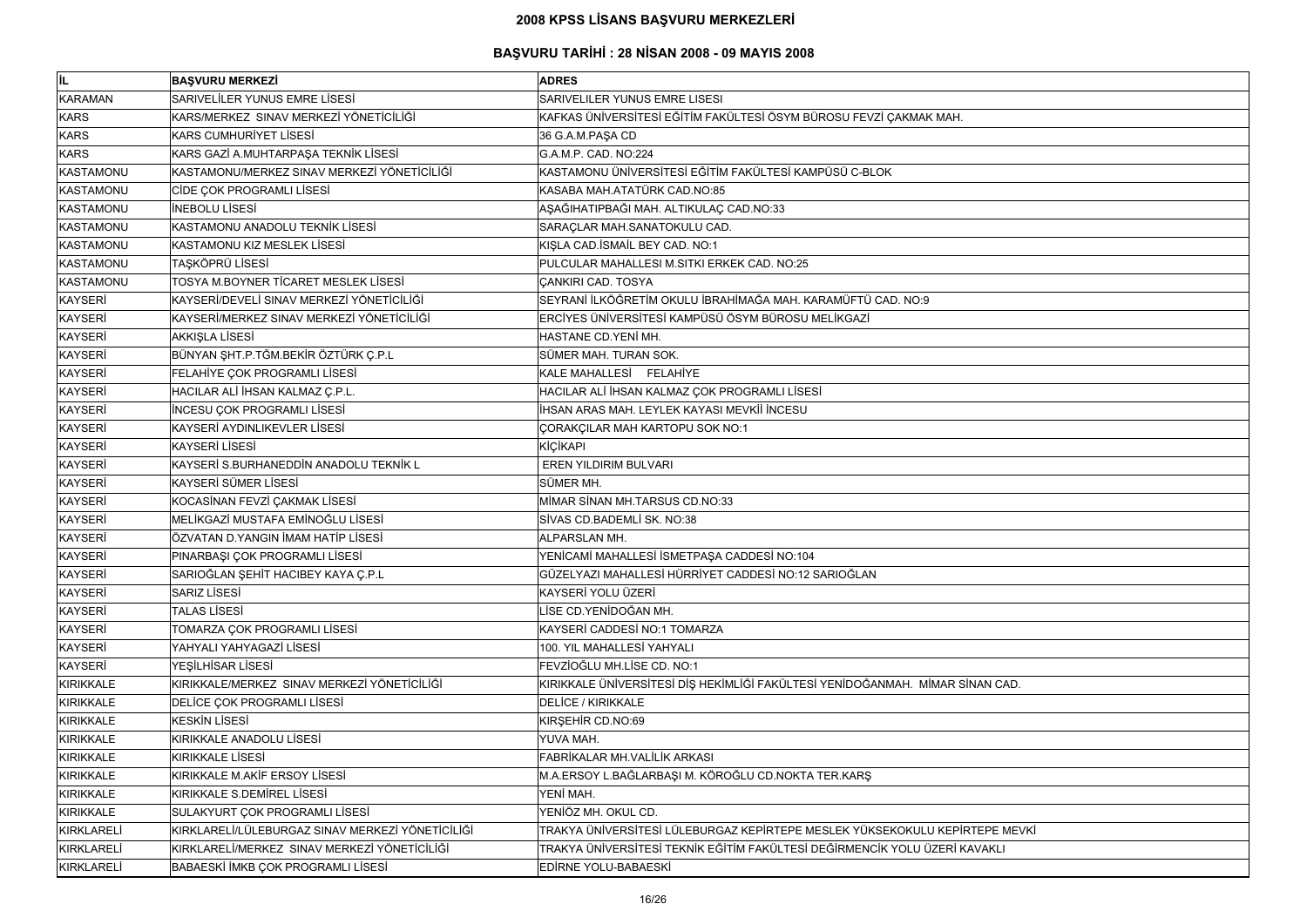# 2008 KPSS LİSANS BAŞVURU MERKEZLERİ

## BAŞVURU TARİHİ : 28 NİSAN 2008 - 09 MAYIS 2008

| İL | BAŞVURU MERKEZİ | ADRES |
|---|---|---|
| KARAMAN | SARIVELİLER YUNUS EMRE LİSESİ | SARIVELILER YUNUS EMRE LISESI |
| KARS | KARS/MERKEZ SINAV MERKEZİ YÖNETİCİLİĞİ | KAFKAS ÜNİVERSİTESİ EĞİTİM FAKÜLTESİ ÖSYM BÜROSU FEVZİ ÇAKMAK MAH. |
| KARS | KARS CUMHURİYET LİSESİ | 36 G.A.M.PAŞA CD |
| KARS | KARS GAZİ A.MUHTARPAŞA TEKNİK LİSESİ | G.A.M.P. CAD. NO:224 |
| KASTAMONU | KASTAMONU/MERKEZ SINAV MERKEZİ YÖNETİCİLİĞİ | KASTAMONU ÜNİVERSİTESİ EĞİTİM FAKÜLTESİ KAMPÜSÜ C-BLOK |
| KASTAMONU | CİDE ÇOK PROGRAMLI LİSESİ | KASABA MAH.ATATÜRK CAD.NO:85 |
| KASTAMONU | İNEBOLU LİSESİ | AŞAĞIHATIPBAĞI MAH. ALTIKULAÇ CAD.NO:33 |
| KASTAMONU | KASTAMONU ANADOLU TEKNİK LİSESİ | SARAÇLAR MAH.SANATOKULU CAD. |
| KASTAMONU | KASTAMONU KIZ MESLEK LİSESİ | KIŞLA CAD.İSMAİL BEY CAD. NO:1 |
| KASTAMONU | TAŞKÖPRÜ LİSESİ | PULCULAR MAHALLESI M.SITKI ERKEK CAD. NO:25 |
| KASTAMONU | TOSYA M.BOYNER TİCARET MESLEK LİSESİ | ÇANKIRI CAD. TOSYA |
| KAYSERİ | KAYSERİ/DEVELİ SINAV MERKEZİ YÖNETİCİLİĞİ | SEYRANİ İLKÖĞRETİM OKULU İBRAHİMAĞA MAH. KARAMÜFTÜ CAD. NO:9 |
| KAYSERİ | KAYSERİ/MERKEZ SINAV MERKEZİ YÖNETİCİLİĞİ | ERCİYES ÜNİVERSİTESİ KAMPÜSÜ ÖSYM BÜROSU MELİKGAZİ |
| KAYSERİ | AKKIŞLA LİSESİ | HASTANE CD.YENİ MH. |
| KAYSERİ | BÜNYAN ŞHT.P.TĞM.BEKİR ÖZTÜRK Ç.P.L | SÜMER MAH. TURAN SOK. |
| KAYSERİ | FELAHİYE ÇOK PROGRAMLI LİSESİ | KALE MAHALLESİ FELAHİYE |
| KAYSERİ | HACILAR ALİ İHSAN KALMAZ Ç.P.L. | HACILAR ALİ İHSAN KALMAZ ÇOK PROGRAMLI LİSESİ |
| KAYSERİ | İNCESU ÇOK PROGRAMLI LİSESİ | İHSAN ARAS MAH. LEYLEK KAYASI MEVKİİ İNCESU |
| KAYSERİ | KAYSERİ AYDINLIKEVLER LİSESİ | ÇORAKÇILAR MAH KARTOPU SOK NO:1 |
| KAYSERİ | KAYSERİ LİSESİ | KİÇİKAPI |
| KAYSERİ | KAYSERİ S.BURHANEDDİN ANADOLU TEKNİK L | EREN YILDIRIM BULVARI |
| KAYSERİ | KAYSERİ SÜMER LİSESİ | SÜMER MH. |
| KAYSERİ | KOCASİNAN FEVZİ ÇAKMAK LİSESİ | MİMAR SİNAN MH.TARSUS CD.NO:33 |
| KAYSERİ | MELİKGAZİ MUSTAFA EMİNOĞLU LİSESİ | SİVAS CD.BADEMLİ SK. NO:38 |
| KAYSERİ | ÖZVATAN D.YANGIN İMAM HATİP LİSESİ | ALPARSLAN MH. |
| KAYSERİ | PINARBAŞI ÇOK PROGRAMLI LİSESİ | YENİCAMİ MAHALLESİ İSMETPAŞA CADDESİ NO:104 |
| KAYSERİ | SARIOĞLAN ŞEHİT HACIBEY KAYA Ç.P.L | GÜZELYAZI MAHALLESİ HÜRRİYET CADDESİ NO:12 SARIOĞLAN |
| KAYSERİ | SARIZ LİSESİ | KAYSERİ YOLU ÜZERİ |
| KAYSERİ | TALAS LİSESİ | LİSE CD.YENİDOĞAN MH. |
| KAYSERİ | TOMARZA ÇOK PROGRAMLI LİSESİ | KAYSERİ CADDESİ NO:1 TOMARZA |
| KAYSERİ | YAHYALI YAHYAGAZİ LİSESİ | 100. YIL MAHALLESİ YAHYALI |
| KAYSERİ | YEŞİLHİSAR LİSESİ | FEVZİOĞLU MH.LİSE CD. NO:1 |
| KIRIKKALE | KIRIKKALE/MERKEZ SINAV MERKEZİ YÖNETİCİLİĞİ | KIRIKKALE ÜNİVERSİTESİ DİŞ HEKİMLİĞİ FAKÜLTESİ YENİDOĞANMAH. MİMAR SİNAN CAD. |
| KIRIKKALE | DELİCE ÇOK PROGRAMLI LİSESİ | DELİCE / KIRIKKALE |
| KIRIKKALE | KESKİN LİSESİ | KIRŞEHİR CD.NO:69 |
| KIRIKKALE | KIRIKKALE ANADOLU LİSESİ | YUVA MAH. |
| KIRIKKALE | KIRIKKALE LİSESİ | FABRİKALAR MH.VALİLİK ARKASI |
| KIRIKKALE | KIRIKKALE M.AKİF ERSOY LİSESİ | M.A.ERSOY L.BAĞLARBAŞI M. KÖROĞLU CD.NOKTA TER.KARŞ |
| KIRIKKALE | KIRIKKALE S.DEMİREL LİSESİ | YENİ MAH. |
| KIRIKKALE | SULAKYURT ÇOK PROGRAMLI LİSESİ | YENİÖZ MH. OKUL CD. |
| KIRKLARELİ | KIRKLARELİ/LÜLEBURGAZ SINAV MERKEZİ YÖNETİCİLİĞİ | TRAKYA ÜNİVERSİTESİ LÜLEBURGAZ KEPİRTEPE MESLEK YÜKSEKOKULU KEPİRTEPE MEVKİ |
| KIRKLARELİ | KIRKLARELİ/MERKEZ SINAV MERKEZİ YÖNETİCİLİĞİ | TRAKYA ÜNİVERSİTESİ TEKNİK EĞİTİM FAKÜLTESİ DEĞİRMENCİK YOLU ÜZERİ KAVAKLI |
| KIRKLARELİ | BABAESKİ İMKB ÇOK PROGRAMLI LİSESİ | EDİRNE YOLU-BABAESKİ |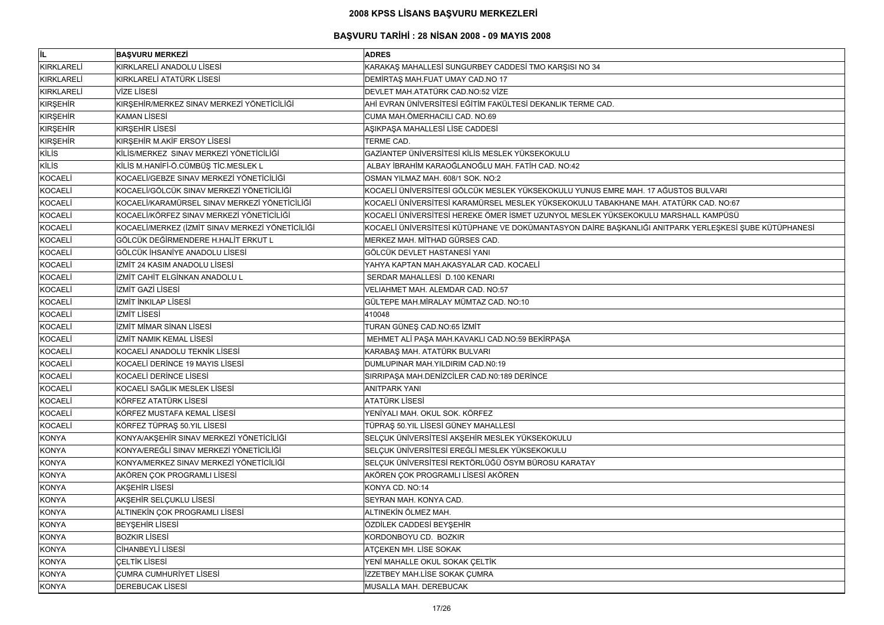# 2008 KPSS LİSANS BAŞVURU MERKEZLERİ

## BAŞVURU TARİHİ : 28 NİSAN 2008 - 09 MAYIS 2008

| İL | BAŞVURU MERKEZİ | ADRES |
|---|---|---|
| KIRKLARELİ | KIRKLARELİ ANADOLU LİSESİ | KARAKAŞ MAHALLESİ SUNGURBEY CADDESİ TMO KARŞISI NO 34 |
| KIRKLARELİ | KIRKLARELİ ATATÜRK LİSESİ | DEMİRTAŞ MAH.FUAT UMAY CAD.NO 17 |
| KIRKLARELİ | VİZE LİSESİ | DEVLET MAH.ATATÜRK CAD.NO:52 VİZE |
| KIRŞEHİR | KIRŞEHİR/MERKEZ SINAV MERKEZİ YÖNETİCİLİĞİ | AHİ EVRAN ÜNİVERSİTESİ EĞİTİM FAKÜLTESİ DEKANLIK TERME CAD. |
| KIRŞEHİR | KAMAN LİSESİ | CUMA MAH.ÖMERHACILI CAD. NO.69 |
| KIRŞEHİR | KIRŞEHİR LİSESİ | AŞIKPAŞA MAHALLESİ LİSE CADDESİ |
| KIRŞEHİR | KIRŞEHİR M.AKİF ERSOY LİSESİ | TERME CAD. |
| KİLİS | KİLİS/MERKEZ SINAV MERKEZİ YÖNETİCİLİĞİ | GAZİANTEP ÜNİVERSİTESİ KİLİS MESLEK YÜKSEKOKULU |
| KİLİS | KİLİS M.HANİFİ-Ö.CÜMBÜŞ TİC.MESLEK L | ALBAY İBRAHİM KARAOĞLANOĞLU MAH. FATİH CAD. NO:42 |
| KOCAELİ | KOCAELİ/GEBZE SINAV MERKEZİ YÖNETİCİLİĞİ | OSMAN YILMAZ MAH. 608/1 SOK. NO:2 |
| KOCAELİ | KOCAELİ/GÖLCÜK SINAV MERKEZİ YÖNETİCİLİĞİ | KOCAELİ ÜNİVERSİTESİ GÖLCÜK MESLEK YÜKSEKOKULU YUNUS EMRE MAH. 17 AĞUSTOS BULVARI |
| KOCAELİ | KOCAELİ/KARAMÜRSEL SINAV MERKEZİ YÖNETİCİLİĞİ | KOCAELİ ÜNİVERSİTESİ KARAMÜRSEL MESLEK YÜKSEKOKULU TABAKHANE MAH. ATATÜRK CAD. NO:67 |
| KOCAELİ | KOCAELİ/KÖRFEZ SINAV MERKEZİ YÖNETİCİLİĞİ | KOCAELİ ÜNİVERSİTESİ HEREKE ÖMER İSMET UZUNYOL MESLEK YÜKSEKOKULU MARSHALL KAMPÜSÜ |
| KOCAELİ | KOCAELİ/MERKEZ (İZMİT SINAV MERKEZİ YÖNETİCİLİĞİ | KOCAELİ ÜNİVERSİTESİ KÜTÜPHANE VE DOKÜMANTASYON DAİRE BAŞKANLIĞI ANITPARK YERLEŞKESİ ŞUBE KÜTÜPHANESİ |
| KOCAELİ | GÖLCÜK DEĞİRMENDERE H.HALİT ERKUT L | MERKEZ MAH. MİTHAD GÜRSES CAD. |
| KOCAELİ | GÖLCÜK İHSANİYE ANADOLU LİSESİ | GÖLCÜK DEVLET HASTANESİ YANI |
| KOCAELİ | İZMİT 24 KASIM ANADOLU LİSESİ | YAHYA KAPTAN MAH.AKASYALAR CAD. KOCAELİ |
| KOCAELİ | İZMİT CAHİT ELGİNKAN ANADOLU L | SERDAR MAHALLESİ D.100 KENARI |
| KOCAELİ | İZMİT GAZİ LİSESİ | VELIAHMET MAH. ALEMDAR CAD. NO:57 |
| KOCAELİ | İZMİT İNKILAP LİSESİ | GÜLTEPE MAH.MİRALAY MÜMTAZ CAD. NO:10 |
| KOCAELİ | İZMİT LİSESİ | 410048 |
| KOCAELİ | İZMİT MİMAR SİNAN LİSESİ | TURAN GÜNEŞ CAD.NO:65 İZMİT |
| KOCAELİ | İZMİT NAMIK KEMAL LİSESİ | MEHMET ALİ PAŞA MAH.KAVAKLI CAD.NO:59 BEKİRPAŞA |
| KOCAELİ | KOCAELİ ANADOLU TEKNİK LİSESİ | KARABAŞ MAH. ATATÜRK BULVARI |
| KOCAELİ | KOCAELİ DERİNCE 19 MAYIS LİSESİ | DUMLUPINAR MAH.YILDIRIM CAD.N0:19 |
| KOCAELİ | KOCAELİ DERİNCE LİSESİ | SIRRIPAŞA MAH.DENİZCİLER CAD.N0:189 DERİNCE |
| KOCAELİ | KOCAELİ SAĞLIK MESLEK LİSESİ | ANITPARK YANI |
| KOCAELİ | KÖRFEZ ATATÜRK LİSESİ | ATATÜRK LİSESİ |
| KOCAELİ | KÖRFEZ MUSTAFA KEMAL LİSESİ | YENİYALI MAH. OKUL SOK. KÖRFEZ |
| KOCAELİ | KÖRFEZ TÜPRAŞ 50.YIL LİSESİ | TÜPRAŞ 50.YIL LİSESİ GÜNEY MAHALLESİ |
| KONYA | KONYA/AKŞEHİR SINAV MERKEZİ YÖNETİCİLİĞİ | SELÇUK ÜNİVERSİTESİ AKŞEHİR MESLEK YÜKSEKOKULU |
| KONYA | KONYA/EREĞLİ SINAV MERKEZİ YÖNETİCİLİĞİ | SELÇUK ÜNİVERSİTESİ EREĞLİ MESLEK YÜKSEKOKULU |
| KONYA | KONYA/MERKEZ SINAV MERKEZİ YÖNETİCİLİĞİ | SELÇUK ÜNİVERSİTESİ REKTÖRLÜĞÜ ÖSYM BÜROSU KARATAY |
| KONYA | AKÖREN ÇOK PROGRAMLI LİSESİ | AKÖREN ÇOK PROGRAMLI LİSESİ AKÖREN |
| KONYA | AKŞEHİR LİSESİ | KONYA CD. NO:14 |
| KONYA | AKŞEHİR SELÇUKLU LİSESİ | SEYRAN MAH. KONYA CAD. |
| KONYA | ALTINEKİN ÇOK PROGRAMLI LİSESİ | ALTINEKİN ÖLMEZ MAH. |
| KONYA | BEYŞEHİR LİSESİ | ÖZDİLEK CADDESİ BEYŞEHİR |
| KONYA | BOZKIR LİSESİ | KORDONBOYU CD. BOZKIR |
| KONYA | CİHANBEYLİ LİSESİ | ATÇEKEN MH. LİSE SOKAK |
| KONYA | ÇELTİK LİSESİ | YENİ MAHALLE OKUL SOKAK ÇELTİK |
| KONYA | ÇUMRA CUMHURİYET LİSESİ | İZZETBEY MAH.LİSE SOKAK ÇUMRA |
| KONYA | DEREBUCAK LİSESİ | MUSALLA MAH. DEREBUCAK |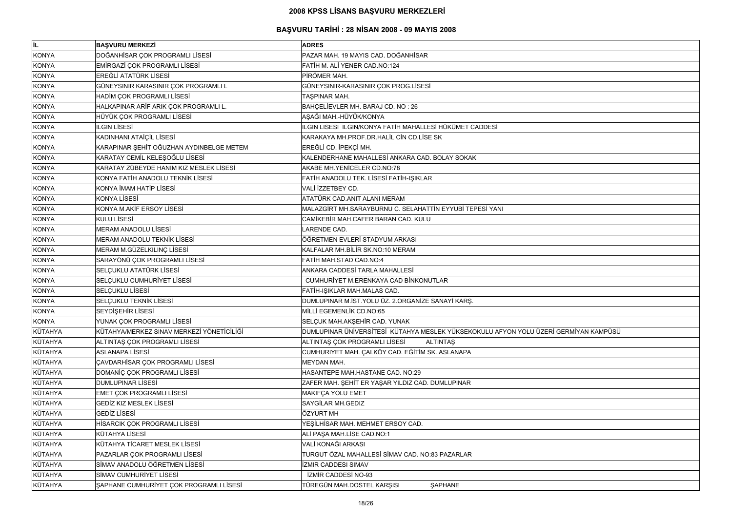# 2008 KPSS LİSANS BAŞVURU MERKEZLERİ

## BAŞVURU TARİHİ : 28 NİSAN 2008 - 09 MAYIS 2008

| İL | BAŞVURU MERKEZİ | ADRES |
|---|---|---|
| KONYA | DOĞANHİSAR ÇOK PROGRAMLI LİSESİ | PAZAR MAH. 19 MAYIS CAD. DOĞANHİSAR |
| KONYA | EMİRGAZİ ÇOK PROGRAMLI LİSESİ | FATİH M. ALİ YENER CAD.NO:124 |
| KONYA | EREĞLİ ATATÜRK LİSESİ | PİRÖMER MAH. |
| KONYA | GÜNEYSINIR KARASINIR ÇOK PROGRAMLI L | GÜNEYSINIR-KARASINIR ÇOK PROG.LİSESİ |
| KONYA | HADİM ÇOK PROGRAMLI LİSESİ | TAŞPINAR MAH. |
| KONYA | HALKAPINAR ARİF ARIK ÇOK PROGRAMLI L. | BAHÇELİEVLER MH. BARAJ CD. NO : 26 |
| KONYA | HÜYÜK ÇOK PROGRAMLI LİSESİ | AŞAĞI MAH.-HÜYÜK/KONYA |
| KONYA | ILGIN LİSESİ | ILGIN LISESI ILGIN/KONYA FATİH MAHALLESİ HÜKÜMET CADDESİ |
| KONYA | KADINHANI ATAİÇİL LİSESİ | KARAKAYA MH.PROF.DR.HALİL CİN CD.LİSE SK |
| KONYA | KARAPINAR ŞEHİT OĞUZHAN AYDINBELGE METEM | EREĞLİ CD. İPEKÇİ MH. |
| KONYA | KARATAY CEMİL KELEŞOĞLU LİSESİ | KALENDERHANE MAHALLESİ ANKARA CAD. BOLAY SOKAK |
| KONYA | KARATAY ZÜBEYDE HANIM KIZ MESLEK LİSESİ | AKABE MH.YENİCELER CD.NO:78 |
| KONYA | KONYA FATİH ANADOLU TEKNİK LİSESİ | FATİH ANADOLU TEK. LİSESİ FATİH-IŞIKLAR |
| KONYA | KONYA İMAM HATİP LİSESİ | VALİ İZZETBEY CD. |
| KONYA | KONYA LİSESİ | ATATÜRK CAD.ANIT ALANI MERAM |
| KONYA | KONYA M.AKİF ERSOY LİSESİ | MALAZGİRT MH.SARAYBURNU C. SELAHATTİN EYYUBİ TEPESİ YANI |
| KONYA | KULU LİSESİ | CAMİKEBİR MAH.CAFER BARAN CAD. KULU |
| KONYA | MERAM ANADOLU LİSESİ | LARENDE CAD. |
| KONYA | MERAM ANADOLU TEKNİK LİSESİ | ÖĞRETMEN EVLERİ STADYUM ARKASI |
| KONYA | MERAM M.GÜZELKILINÇ LİSESİ | KALFALAR MH.BİLİR SK.NO:10 MERAM |
| KONYA | SARAYÖNÜ ÇOK PROGRAMLI LİSESİ | FATİH MAH.STAD CAD.NO:4 |
| KONYA | SELÇUKLU ATATÜRK LİSESİ | ANKARA CADDESİ TARLA MAHALLESİ |
| KONYA | SELÇUKLU CUMHURİYET LİSESİ | CUMHURİYET M.ERENKAYA CAD BİNKONUTLAR |
| KONYA | SELÇUKLU LİSESİ | FATİH-IŞIKLAR MAH.MALAS CAD. |
| KONYA | SELÇUKLU TEKNİK LİSESİ | DUMLUPINAR M.İST.YOLU ÜZ. 2.ORGANİZE SANAYİ KARŞ. |
| KONYA | SEYDİŞEHİR LİSESİ | MİLLİ EGEMENLİK CD.NO:65 |
| KONYA | YUNAK ÇOK PROGRAMLI LİSESİ | SELÇUK MAH.AKŞEHİR CAD. YUNAK |
| KÜTAHYA | KÜTAHYA/MERKEZ SINAV MERKEZİ YÖNETİCİLİĞİ | DUMLUPINAR ÜNİVERSİTESİ KÜTAHYA MESLEK YÜKSEKOKULU AFYON YOLU ÜZERİ GERMİYAN KAMPÜSÜ |
| KÜTAHYA | ALTINTAŞ ÇOK PROGRAMLI LİSESİ | ALTINTAŞ ÇOK PROGRAMLI LİSESİ ALTINTAŞ |
| KÜTAHYA | ASLANAPA LİSESİ | CUMHURIYET MAH. ÇALKÖY CAD. EĞİTİM SK. ASLANAPA |
| KÜTAHYA | ÇAVDARHİSAR ÇOK PROGRAMLI LİSESİ | MEYDAN MAH. |
| KÜTAHYA | DOMANİÇ ÇOK PROGRAMLI LİSESİ | HASANTEPE MAH.HASTANE CAD. NO:29 |
| KÜTAHYA | DUMLUPINAR LİSESİ | ZAFER MAH. ŞEHİT ER YAŞAR YILDIZ CAD. DUMLUPINAR |
| KÜTAHYA | EMET ÇOK PROGRAMLI LİSESİ | MAKIFÇA YOLU EMET |
| KÜTAHYA | GEDİZ KIZ MESLEK LİSESİ | SAYGİLAR MH.GEDIZ |
| KÜTAHYA | GEDİZ LİSESİ | ÖZYURT MH |
| KÜTAHYA | HİSARCIK ÇOK PROGRAMLI LİSESİ | YEŞİLHİSAR MAH. MEHMET ERSOY CAD. |
| KÜTAHYA | KÜTAHYA LİSESİ | ALİ PAŞA MAH.LİSE CAD.NO:1 |
| KÜTAHYA | KÜTAHYA TİCARET MESLEK LİSESİ | VALİ KONAĞI ARKASI |
| KÜTAHYA | PAZARLAR ÇOK PROGRAMLI LİSESİ | TURGUT ÖZAL MAHALLESİ SİMAV CAD. NO:83 PAZARLAR |
| KÜTAHYA | SİMAV ANADOLU ÖĞRETMEN LİSESİ | İZMIR CADDESI SIMAV |
| KÜTAHYA | SİMAV CUMHURİYET LİSESİ | İZMİR CADDESİ NO-93 |
| KÜTAHYA | ŞAPHANE CUMHURİYET ÇOK PROGRAMLI LİSESİ | TÜREGÜN MAH.DOSTEL KARŞISI ŞAPHANE |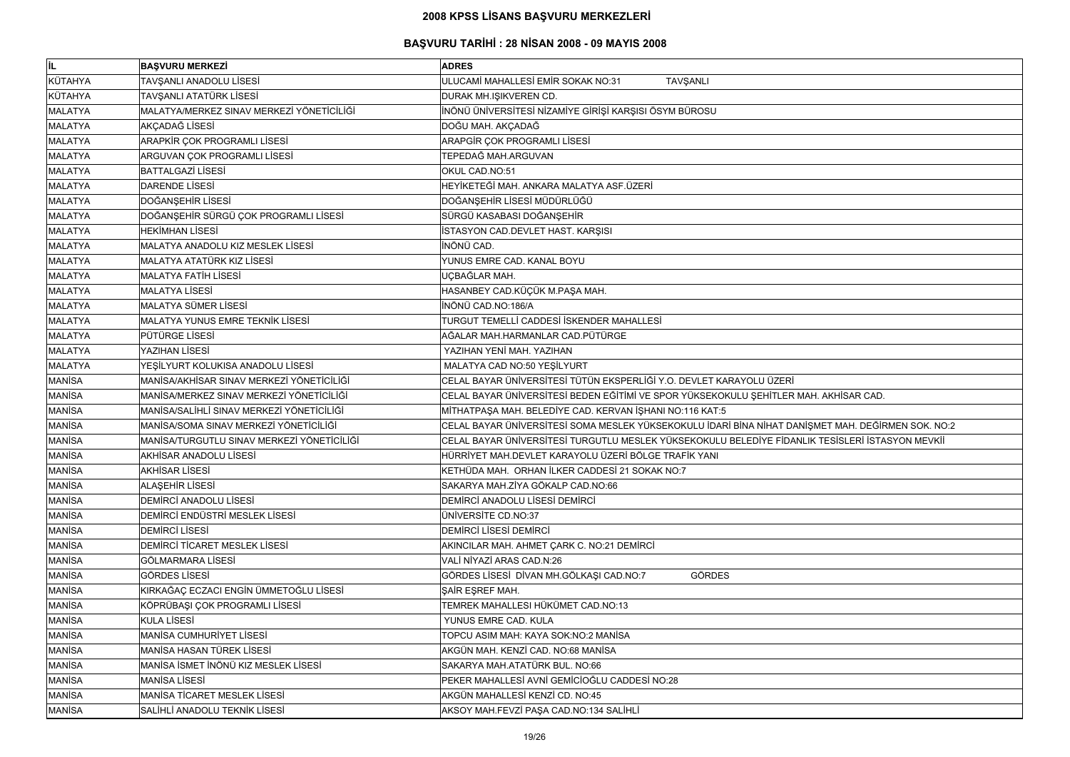# 2008 KPSS LİSANS BAŞVURU MERKEZLERİ

## BAŞVURU TARİHİ : 28 NİSAN 2008 - 09 MAYIS 2008

| İL | BAŞVURU MERKEZİ | ADRES |
|---|---|---|
| KÜTAHYA | TAVŞANLI ANADOLU LİSESİ | ULUCAMİ MAHALLESİ EMİR SOKAK NO:31 TAVŞANLI |
| KÜTAHYA | TAVŞANLI ATATÜRK LİSESİ | DURAK MH.IŞIKVEREN CD. |
| MALATYA | MALATYA/MERKEZ SINAV MERKEZİ YÖNETİCİLİĞİ | İNÖNÜ ÜNİVERSİTESİ NİZAMİYE GİRİŞİ KARŞISI ÖSYM BÜROSU |
| MALATYA | AKÇADAĞ LİSESİ | DOĞU MAH. AKÇADAĞ |
| MALATYA | ARAPKİR ÇOK PROGRAMLI LİSESİ | ARAPGİR ÇOK PROGRAMLI LİSESİ |
| MALATYA | ARGUVAN ÇOK PROGRAMLI LİSESİ | TEPEDAĞ MAH.ARGUVAN |
| MALATYA | BATTALGAZİ LİSESİ | OKUL CAD.NO:51 |
| MALATYA | DARENDE LİSESİ | HEYİKETEĞİ MAH. ANKARA MALATYA ASF.ÜZERİ |
| MALATYA | DOĞANŞEHİR LİSESİ | DOĞANŞEHİR LİSESİ MÜDÜRLÜĞÜ |
| MALATYA | DOĞANŞEHİR SÜRGÜ ÇOK PROGRAMLI LİSESİ | SÜRGÜ KASABASI DOĞANŞEHİR |
| MALATYA | HEKİMHAN LİSESİ | İSTASYON CAD.DEVLET HAST. KARŞISI |
| MALATYA | MALATYA ANADOLU KIZ MESLEK LİSESİ | İNÖNÜ CAD. |
| MALATYA | MALATYA ATATÜRK KIZ LİSESİ | YUNUS EMRE CAD. KANAL BOYU |
| MALATYA | MALATYA FATİH LİSESİ | UÇBAĞLAR MAH. |
| MALATYA | MALATYA LİSESİ | HASANBEY CAD.KÜÇÜK M.PAŞA MAH. |
| MALATYA | MALATYA SÜMER LİSESİ | İNÖNÜ CAD.NO:186/A |
| MALATYA | MALATYA YUNUS EMRE TEKNİK LİSESİ | TURGUT TEMELLİ CADDESİ İSKENDER MAHALLESİ |
| MALATYA | PÜTÜRGE LİSESİ | AĞALAR MAH.HARMANLAR CAD.PÜTÜRGE |
| MALATYA | YAZIHAN LİSESİ | YAZIHAN YENİ MAH. YAZIHAN |
| MALATYA | YEŞİLYURT KOLUKISA ANADOLU LİSESİ | MALATYA CAD NO:50 YEŞİLYURT |
| MANİSA | MANİSA/AKHİSAR SINAV MERKEZİ YÖNETİCİLİĞİ | CELAL BAYAR ÜNİVERSİTESİ TÜTÜN EKSPERLİĞİ Y.O. DEVLET KARAYOLU ÜZERİ |
| MANİSA | MANİSA/MERKEZ SINAV MERKEZİ YÖNETİCİLİĞİ | CELAL BAYAR ÜNİVERSİTESİ BEDEN EĞİTİMİ VE SPOR YÜKSEKOKULU ŞEHİTLER MAH. AKHİSAR CAD. |
| MANİSA | MANİSA/SALİHLİ SINAV MERKEZİ YÖNETİCİLİĞİ | MİTHATPAŞA MAH. BELEDİYE CAD. KERVAN İŞHANI NO:116 KAT:5 |
| MANİSA | MANİSA/SOMA SINAV MERKEZİ YÖNETİCİLİĞİ | CELAL BAYAR ÜNİVERSİTESİ SOMA MESLEK YÜKSEKOKULU İDARİ BİNA NİHAT DANİŞMET MAH. DEĞİRMEN SOK. NO:2 |
| MANİSA | MANİSA/TURGUTLU SINAV MERKEZİ YÖNETİCİLİĞİ | CELAL BAYAR ÜNİVERSİTESİ TURGUTLU MESLEK YÜKSEKOKULU BELEDİYE FİDANLIK TESİSLERİ İSTASYON MEVKİİ |
| MANİSA | AKHİSAR ANADOLU LİSESİ | HÜRRİYET MAH.DEVLET KARAYOLU ÜZERİ BÖLGE TRAFİK YANI |
| MANİSA | AKHİSAR LİSESİ | KETHÜDA MAH. ORHAN İLKER CADDESİ 21 SOKAK NO:7 |
| MANİSA | ALAŞEHİR LİSESİ | SAKARYA MAH.ZİYA GÖKALP CAD.NO:66 |
| MANİSA | DEMİRCİ ANADOLU LİSESİ | DEMİRCİ ANADOLU LİSESİ DEMİRCİ |
| MANİSA | DEMİRCİ ENDÜSTRİ MESLEK LİSESİ | ÜNİVERSİTE CD.NO:37 |
| MANİSA | DEMİRCİ LİSESİ | DEMİRCİ LİSESİ DEMİRCİ |
| MANİSA | DEMİRCİ TİCARET MESLEK LİSESİ | AKINCILAR MAH. AHMET ÇARK C. NO:21 DEMİRCİ |
| MANİSA | GÖLMARMARA LİSESİ | VALİ NİYAZİ ARAS CAD.N:26 |
| MANİSA | GÖRDES LİSESİ | GÖRDES LİSESİ DİVAN MH.GÖLKAŞI CAD.NO:7 GÖRDES |
| MANİSA | KIRKAĞAÇ ECZACI ENGİN ÜMMETOĞLU LİSESİ | ŞAİR EŞREF MAH. |
| MANİSA | KÖPRÜBAŞI ÇOK PROGRAMLI LİSESİ | TEMREK MAHALLESI HÜKÜMET CAD.NO:13 |
| MANİSA | KULA LİSESİ | YUNUS EMRE CAD. KULA |
| MANİSA | MANİSA CUMHURİYET LİSESİ | TOPCU ASIM MAH: KAYA SOK:NO:2 MANİSA |
| MANİSA | MANİSA HASAN TÜREK LİSESİ | AKGÜN MAH. KENZİ CAD. NO:68 MANİSA |
| MANİSA | MANİSA İSMET İNÖNÜ KIZ MESLEK LİSESİ | SAKARYA MAH.ATATÜRK BUL. NO:66 |
| MANİSA | MANİSA LİSESİ | PEKER MAHALLESİ AVNİ GEMİCİOĞLU CADDESİ NO:28 |
| MANİSA | MANİSA TİCARET MESLEK LİSESİ | AKGÜN MAHALLESİ KENZİ CD. NO:45 |
| MANİSA | SALİHLİ ANADOLU TEKNİK LİSESİ | AKSOY MAH.FEVZİ PAŞA CAD.NO:134 SALİHLİ |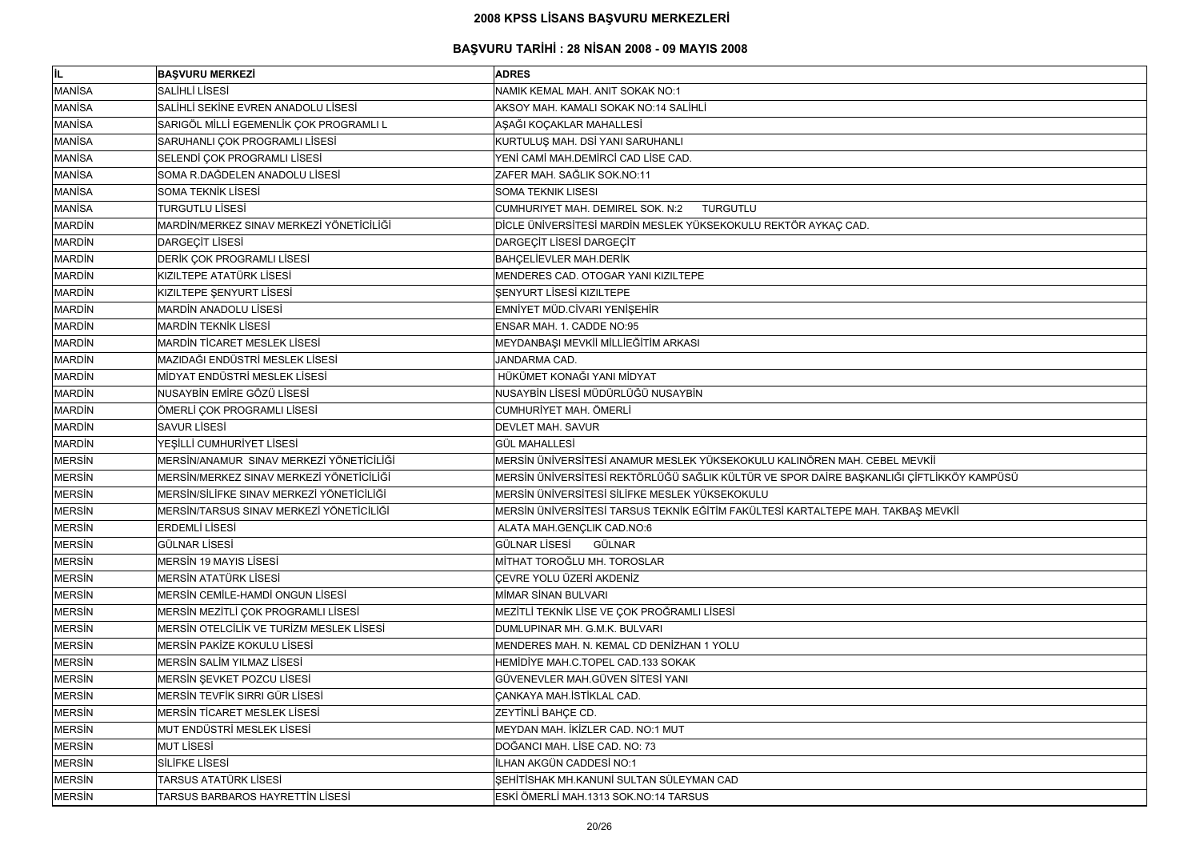# 2008 KPSS LİSANS BAŞVURU MERKEZLERİ

## BAŞVURU TARİHİ : 28 NİSAN 2008 - 09 MAYIS 2008

| İL | BAŞVURU MERKEZİ | ADRES |
|---|---|---|
| MANİSA | SALİHLİ LİSESİ | NAMIK KEMAL MAH. ANIT SOKAK NO:1 |
| MANİSA | SALİHLİ SEKİNE EVREN ANADOLU LİSESİ | AKSOY MAH. KAMALI SOKAK NO:14 SALİHLİ |
| MANİSA | SARIGÖL MİLLİ EGEMENLİK ÇOK PROGRAMLI L | AŞAĞI KOÇAKLAR MAHALLESİ |
| MANİSA | SARUHANLI ÇOK PROGRAMLI LİSESİ | KURTULUŞ MAH. DSİ YANI SARUHANLI |
| MANİSA | SELENDİ ÇOK PROGRAMLI LİSESİ | YENİ CAMİ MAH.DEMİRCİ CAD LİSE CAD. |
| MANİSA | SOMA R.DAĞDELEN ANADOLU LİSESİ | ZAFER MAH. SAĞLIK SOK.NO:11 |
| MANİSA | SOMA TEKNİK LİSESİ | SOMA TEKNIK LISESI |
| MANİSA | TURGUTLU LİSESİ | CUMHURIYET MAH. DEMIREL SOK. N:2 TURGUTLU |
| MARDİN | MARDİN/MERKEZ SINAV MERKEZİ YÖNETİCİLİĞİ | DİCLE ÜNİVERSİTESİ MARDİN MESLEK YÜKSEKOKULU REKTÖR AYKAÇ CAD. |
| MARDİN | DARGEÇİT LİSESİ | DARGEÇİT LİSESİ DARGEÇİT |
| MARDİN | DERİK ÇOK PROGRAMLI LİSESİ | BAHÇELİEVLER MAH.DERİK |
| MARDİN | KIZILTEPE ATATÜRK LİSESİ | MENDERES CAD. OTOGAR YANI KIZILTEPE |
| MARDİN | KIZILTEPE ŞENYURT LİSESİ | ŞENYURT LİSESİ KIZILTEPE |
| MARDİN | MARDİN ANADOLU LİSESİ | EMNİYET MÜD.CİVARI YENİŞEHİR |
| MARDİN | MARDİN TEKNİK LİSESİ | ENSAR MAH. 1. CADDE NO:95 |
| MARDİN | MARDİN TİCARET MESLEK LİSESİ | MEYDANBAŞI MEVKİİ MİLLİEĞİTİM ARKASI |
| MARDİN | MAZIDAĞI ENDÜSTRİ MESLEK LİSESİ | JANDARMA CAD. |
| MARDİN | MİDYAT ENDÜSTRİ MESLEK LİSESİ | HÜKÜMET KONAĞI YANI MİDYAT |
| MARDİN | NUSAYBİN EMİRE GÖZÜ LİSESİ | NUSAYBİN LİSESİ MÜDÜRLÜĞÜ NUSAYBİN |
| MARDİN | ÖMERLİ ÇOK PROGRAMLI LİSESİ | CUMHURİYET MAH. ÖMERLİ |
| MARDİN | SAVUR LİSESİ | DEVLET MAH. SAVUR |
| MARDİN | YEŞİLLİ CUMHURİYET LİSESİ | GÜL MAHALLESİ |
| MERSİN | MERSİN/ANAMUR SINAV MERKEZİ YÖNETİCİLİĞİ | MERSİN ÜNİVERSİTESİ ANAMUR MESLEK YÜKSEKOKULU KALINÖREN MAH. CEBEL MEVKİİ |
| MERSİN | MERSİN/MERKEZ SINAV MERKEZİ YÖNETİCİLİĞİ | MERSİN ÜNİVERSİTESİ REKTÖRLÜĞÜ SAĞLIK KÜLTÜR VE SPOR DAİRE BAŞKANLIĞI ÇİFTLİKKÖY KAMPÜSÜ |
| MERSİN | MERSİN/SİLİFKE SINAV MERKEZİ YÖNETİCİLİĞİ | MERSİN ÜNİVERSİTESİ SİLİFKE MESLEK YÜKSEKOKULU |
| MERSİN | MERSİN/TARSUS SINAV MERKEZİ YÖNETİCİLİĞİ | MERSİN ÜNİVERSİTESİ TARSUS TEKNİK EĞİTİM FAKÜLTESİ KARTALTEPE MAH. TAKBAŞ MEVKİİ |
| MERSİN | ERDEMLİ LİSESİ | ALATA MAH.GENÇLIK CAD.NO:6 |
| MERSİN | GÜLNAR LİSESİ | GÜLNAR LİSESİ GÜLNAR |
| MERSİN | MERSİN 19 MAYIS LİSESİ | MİTHAT TOROĞLU MH. TOROSLAR |
| MERSİN | MERSİN ATATÜRK LİSESİ | ÇEVRE YOLU ÜZERİ AKDENİZ |
| MERSİN | MERSİN CEMİLE-HAMDİ ONGUN LİSESİ | MİMAR SİNAN BULVARI |
| MERSİN | MERSİN MEZİTLİ ÇOK PROGRAMLI LİSESİ | MEZİTLİ TEKNİK LİSE VE ÇOK PROĞRAMLI LİSESİ |
| MERSİN | MERSİN OTELCİLİK VE TURİZM MESLEK LİSESİ | DUMLUPINAR MH. G.M.K. BULVARI |
| MERSİN | MERSİN PAKİZE KOKULU LİSESİ | MENDERES MAH. N. KEMAL CD DENİZHAN 1 YOLU |
| MERSİN | MERSİN SALİM YILMAZ LİSESİ | HEMİDİYE MAH.C.TOPEL CAD.133 SOKAK |
| MERSİN | MERSİN ŞEVKET POZCU LİSESİ | GÜVENEVLER MAH.GÜVEN SİTESİ YANI |
| MERSİN | MERSİN TEVFİK SIRRI GÜR LİSESİ | ÇANKAYA MAH.İSTİKLAL CAD. |
| MERSİN | MERSİN TİCARET MESLEK LİSESİ | ZEYTİNLİ BAHÇE CD. |
| MERSİN | MUT ENDÜSTRİ MESLEK LİSESİ | MEYDAN MAH. İKİZLER CAD. NO:1 MUT |
| MERSİN | MUT LİSESİ | DOĞANCI MAH. LİSE CAD. NO: 73 |
| MERSİN | SİLİFKE LİSESİ | İLHAN AKGÜN CADDESİ NO:1 |
| MERSİN | TARSUS ATATÜRK LİSESİ | ŞEHİTİSHAK MH.KANUNİ SULTAN SÜLEYMAN CAD |
| MERSİN | TARSUS BARBAROS HAYRETTİN LİSESİ | ESKİ ÖMERLİ MAH.1313 SOK.NO:14 TARSUS |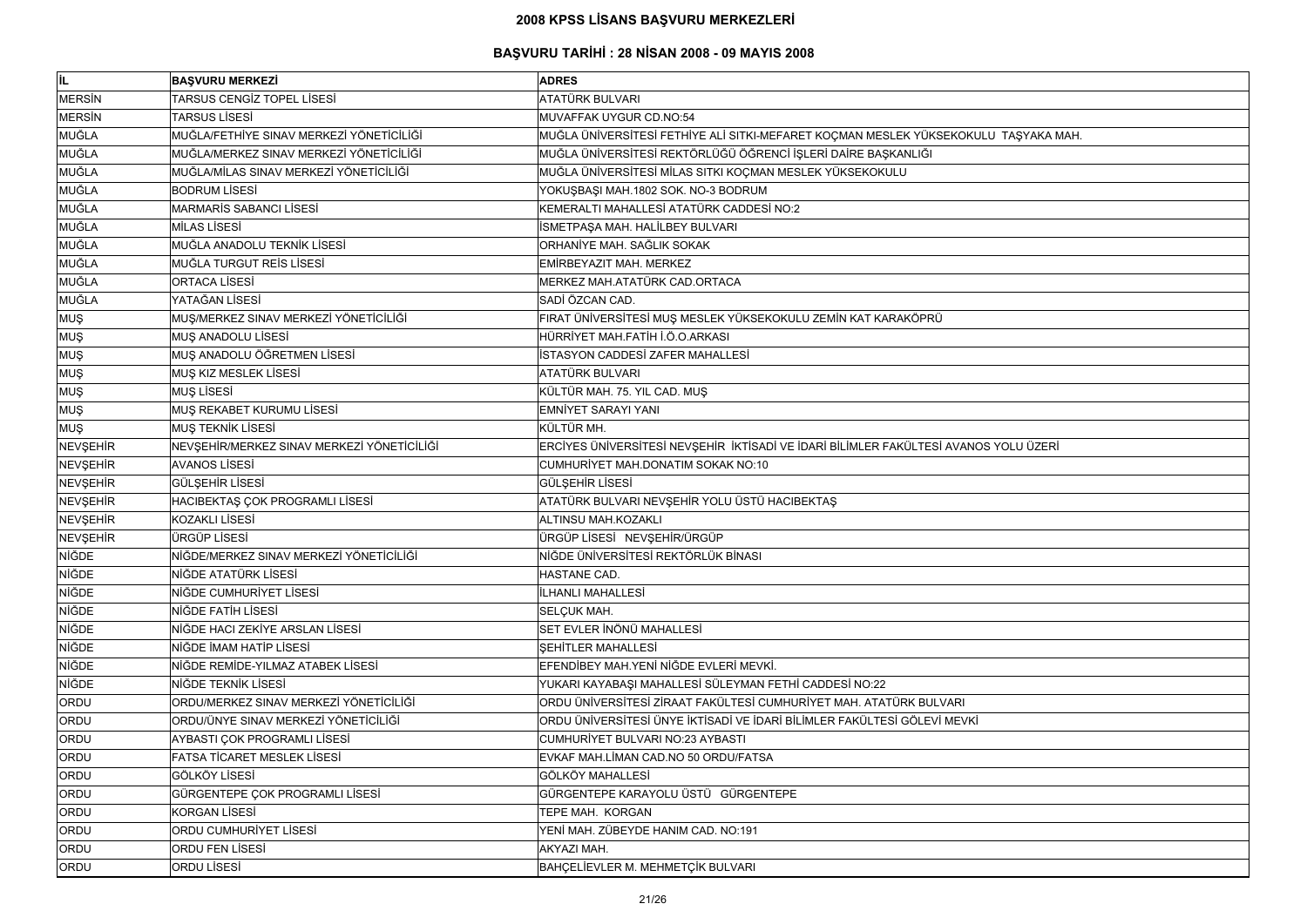# 2008 KPSS LİSANS BAŞVURU MERKEZLERİ

## BAŞVURU TARİHİ : 28 NİSAN 2008 - 09 MAYIS 2008

| İL | BAŞVURU MERKEZİ | ADRES |
|---|---|---|
| MERSİN | TARSUS CENGİZ TOPEL LİSESİ | ATATÜRK BULVARI |
| MERSİN | TARSUS LİSESİ | MUVAFFAK UYGUR CD.NO:54 |
| MUĞLA | MUĞLA/FETHİYE SINAV MERKEZİ YÖNETİCİLİĞİ | MUĞLA ÜNİVERSİTESİ FETHİYE ALİ SITKI-MEFARET KOÇMAN MESLEK YÜKSEKOKULU TAŞYAKA MAH. |
| MUĞLA | MUĞLA/MERKEZ SINAV MERKEZİ YÖNETİCİLİĞİ | MUĞLA ÜNİVERSİTESİ REKTÖRLÜĞÜ ÖĞRENCİ İŞLERİ DAİRE BAŞKANLIĞI |
| MUĞLA | MUĞLA/MİLAS SINAV MERKEZİ YÖNETİCİLİĞİ | MUĞLA ÜNİVERSİTESİ MİLAS SITKI KOÇMAN MESLEK YÜKSEKOKULU |
| MUĞLA | BODRUM LİSESİ | YOKUŞBAŞI MAH.1802 SOK. NO-3 BODRUM |
| MUĞLA | MARMARİS SABANCI LİSESİ | KEMERALTI MAHALLESİ ATATÜRK CADDESİ NO:2 |
| MUĞLA | MİLAS LİSESİ | İSMETPAŞA MAH. HALİLBEY BULVARI |
| MUĞLA | MUĞLA ANADOLU TEKNİK LİSESİ | ORHANİYE MAH. SAĞLIK SOKAK |
| MUĞLA | MUĞLA TURGUT REİS LİSESİ | EMİRBEYAZIT MAH. MERKEZ |
| MUĞLA | ORTACA LİSESİ | MERKEZ MAH.ATATÜRK CAD.ORTACA |
| MUĞLA | YATAĞAN LİSESİ | SADİ ÖZCAN CAD. |
| MUŞ | MUŞ/MERKEZ SINAV MERKEZİ YÖNETİCİLİĞİ | FIRAT ÜNİVERSİTESİ MUŞ MESLEK YÜKSEKOKULU ZEMİN KAT KARAKÖPRÜ |
| MUŞ | MUŞ ANADOLU LİSESİ | HÜRRİYET MAH.FATİH İ.Ö.O.ARKASI |
| MUŞ | MUŞ ANADOLU ÖĞRETMEN LİSESİ | İSTASYON CADDESİ ZAFER MAHALLESİ |
| MUŞ | MUŞ KIZ MESLEK LİSESİ | ATATÜRK BULVARI |
| MUŞ | MUŞ LİSESİ | KÜLTÜR MAH. 75. YIL CAD. MUŞ |
| MUŞ | MUŞ REKABET KURUMU LİSESİ | EMNİYET SARAYI YANI |
| MUŞ | MUŞ TEKNİK LİSESİ | KÜLTÜR MH. |
| NEVŞEHİR | NEVŞEHİR/MERKEZ SINAV MERKEZİ YÖNETİCİLİĞİ | ERCİYES ÜNİVERSİTESİ NEVŞEHİR İKTİSADİ VE İDARİ BİLİMLER FAKÜLTESİ AVANOS YOLU ÜZERİ |
| NEVŞEHİR | AVANOS LİSESİ | CUMHURİYET MAH.DONATIM SOKAK NO:10 |
| NEVŞEHİR | GÜLŞEHİR LİSESİ | GÜLŞEHİR LİSESİ |
| NEVŞEHİR | HACIBEKTAŞ ÇOK PROGRAMLI LİSESİ | ATATÜRK BULVARI NEVŞEHİR YOLU ÜSTÜ HACIBEKTAŞ |
| NEVŞEHİR | KOZAKLI LİSESİ | ALTINSU MAH.KOZAKLI |
| NEVŞEHİR | ÜRGÜP LİSESİ | ÜRGÜP LİSESİ NEVŞEHİR/ÜRGÜP |
| NİĞDE | NİĞDE/MERKEZ SINAV MERKEZİ YÖNETİCİLİĞİ | NİĞDE ÜNİVERSİTESİ REKTÖRLÜK BİNASI |
| NİĞDE | NİĞDE ATATÜRK LİSESİ | HASTANE CAD. |
| NİĞDE | NİĞDE CUMHURİYET LİSESİ | İLHANLI MAHALLESİ |
| NİĞDE | NİĞDE FATİH LİSESİ | SELÇUK MAH. |
| NİĞDE | NİĞDE HACI ZEKİYE ARSLAN LİSESİ | SET EVLER İNÖNÜ MAHALLESİ |
| NİĞDE | NİĞDE İMAM HATİP LİSESİ | ŞEHİTLER MAHALLESİ |
| NİĞDE | NİĞDE REMİDE-YILMAZ ATABEK LİSESİ | EFENDİBEY MAH.YENİ NİĞDE EVLERİ MEVKİ. |
| NİĞDE | NİĞDE TEKNİK LİSESİ | YUKARI KAYABAŞI MAHALLESİ SÜLEYMAN FETHİ CADDESİ NO:22 |
| ORDU | ORDU/MERKEZ SINAV MERKEZİ YÖNETİCİLİĞİ | ORDU ÜNİVERSİTESİ ZİRAAT FAKÜLTESİ CUMHURİYET MAH. ATATÜRK BULVARI |
| ORDU | ORDU/ÜNYE SINAV MERKEZİ YÖNETİCİLİĞİ | ORDU ÜNİVERSİTESİ ÜNYE İKTİSADİ VE İDARİ BİLİMLER FAKÜLTESİ GÖLEVİ MEVKİ |
| ORDU | AYBASTI ÇOK PROGRAMLI LİSESİ | CUMHURİYET BULVARI NO:23 AYBASTI |
| ORDU | FATSA TİCARET MESLEK LİSESİ | EVKAF MAH.LİMAN CAD.NO 50 ORDU/FATSA |
| ORDU | GÖLKÖY LİSESİ | GÖLKÖY MAHALLESİ |
| ORDU | GÜRGENTEPE ÇOK PROGRAMLI LİSESİ | GÜRGENTEPE KARAYOLU ÜSTÜ GÜRGENTEPE |
| ORDU | KORGAN LİSESİ | TEPE MAH. KORGAN |
| ORDU | ORDU CUMHURİYET LİSESİ | YENİ MAH. ZÜBEYDE HANIM CAD. NO:191 |
| ORDU | ORDU FEN LİSESİ | AKYAZI MAH. |
| ORDU | ORDU LİSESİ | BAHÇELİEVLER M. MEHMETÇİK BULVARI |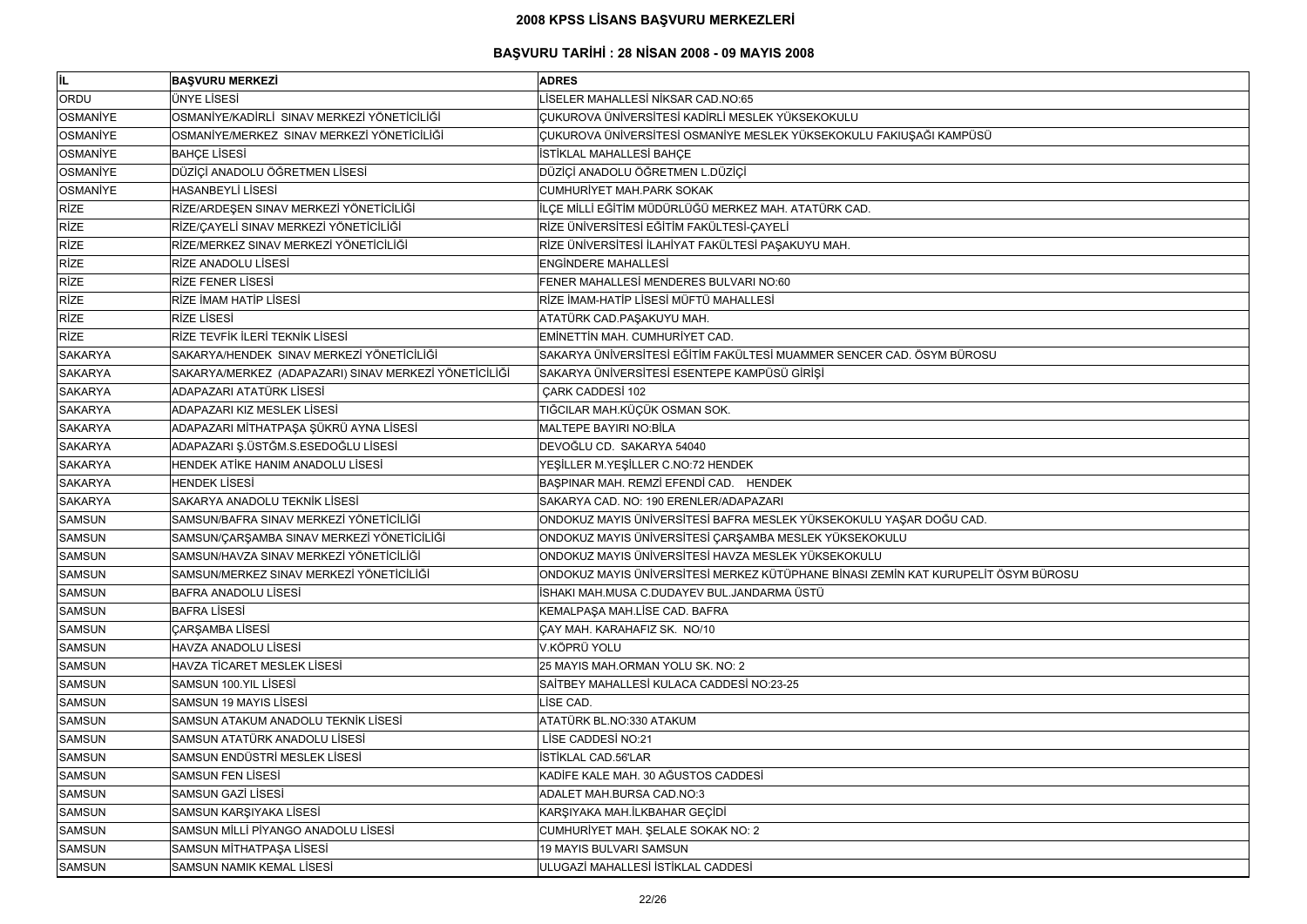# 2008 KPSS LİSANS BAŞVURU MERKEZLERİ

## BAŞVURU TARİHİ : 28 NİSAN 2008 - 09 MAYIS 2008

| İL | BAŞVURU MERKEZİ | ADRES |
|---|---|---|
| ORDU | ÜNYE LİSESİ | LİSELER MAHALLESİ NİKSAR CAD.NO:65 |
| OSMANİYE | OSMANİYE/KADİRLİ SINAV MERKEZİ YÖNETİCİLİĞİ | ÇUKUROVA ÜNİVERSİTESİ KADİRLİ MESLEK YÜKSEKOKULU |
| OSMANİYE | OSMANİYE/MERKEZ SINAV MERKEZİ YÖNETİCİLİĞİ | ÇUKUROVA ÜNİVERSİTESİ OSMANİYE MESLEK YÜKSEKOKULU FAKIUŞAĞI KAMPÜSÜ |
| OSMANİYE | BAHÇE LİSESİ | İSTİKLAL MAHALLESİ BAHÇE |
| OSMANİYE | DÜZİÇİ ANADOLU ÖĞRETMEN LİSESİ | DÜZİÇİ ANADOLU ÖĞRETMEN L.DÜZİÇİ |
| OSMANİYE | HASANBEYLİ LİSESİ | CUMHURİYET MAH.PARK SOKAK |
| RİZE | RİZE/ARDEŞEN SINAV MERKEZİ YÖNETİCİLİĞİ | İLÇE MİLLİ EĞİTİM MÜDÜRLÜĞÜ MERKEZ MAH. ATATÜRK CAD. |
| RİZE | RİZE/ÇAYELİ SINAV MERKEZİ YÖNETİCİLİĞİ | RİZE ÜNİVERSİTESİ EĞİTİM FAKÜLTESİ-ÇAYELİ |
| RİZE | RİZE/MERKEZ SINAV MERKEZİ YÖNETİCİLİĞİ | RİZE ÜNİVERSİTESİ İLAHİYAT FAKÜLTESİ PAŞAKUYU MAH. |
| RİZE | RİZE ANADOLU LİSESİ | ENGİNDERE MAHALLESİ |
| RİZE | RİZE FENER LİSESİ | FENER MAHALLESİ MENDERES BULVARI NO:60 |
| RİZE | RİZE İMAM HATİP LİSESİ | RİZE İMAM-HATİP LİSESİ MÜFTÜ MAHALLESİ |
| RİZE | RİZE LİSESİ | ATATÜRK CAD.PAŞAKUYU MAH. |
| RİZE | RİZE TEVFİK İLERİ TEKNİK LİSESİ | EMİNETTİN MAH. CUMHURİYET CAD. |
| SAKARYA | SAKARYA/HENDEK SINAV MERKEZİ YÖNETİCİLİĞİ | SAKARYA ÜNİVERSİTESİ EĞİTİM FAKÜLTESİ MUAMMER SENCER CAD. ÖSYM BÜROSU |
| SAKARYA | SAKARYA/MERKEZ (ADAPAZARI) SINAV MERKEZİ YÖNETİCİLİĞİ | SAKARYA ÜNİVERSİTESİ ESENTEPE KAMPÜSÜ GİRİŞİ |
| SAKARYA | ADAPAZARI ATATÜRK LİSESİ | ÇARK CADDESİ 102 |
| SAKARYA | ADAPAZARI KIZ MESLEK LİSESİ | TIĞCILAR MAH.KÜÇÜK OSMAN SOK. |
| SAKARYA | ADAPAZARI MİTHATPAŞA ŞÜKRÜ AYNA LİSESİ | MALTEPE BAYIRI NO:BİLA |
| SAKARYA | ADAPAZARI Ş.ÜSTĞM.S.ESEDOĞLU LİSESİ | DEVOĞLU CD. SAKARYA 54040 |
| SAKARYA | HENDEK ATİKE HANIM ANADOLU LİSESİ | YEŞİLLER M.YEŞİLLER C.NO:72 HENDEK |
| SAKARYA | HENDEK LİSESİ | BAŞPINAR MAH. REMZİ EFENDİ CAD. HENDEK |
| SAKARYA | SAKARYA ANADOLU TEKNİK LİSESİ | SAKARYA CAD. NO: 190 ERENLER/ADAPAZARI |
| SAMSUN | SAMSUN/BAFRA SINAV MERKEZİ YÖNETİCİLİĞİ | ONDOKUZ MAYIS ÜNİVERSİTESİ BAFRA MESLEK YÜKSEKOKULU YAŞAR DOĞU CAD. |
| SAMSUN | SAMSUN/ÇARŞAMBA SINAV MERKEZİ YÖNETİCİLİĞİ | ONDOKUZ MAYIS ÜNİVERSİTESİ ÇARŞAMBA MESLEK YÜKSEKOKULU |
| SAMSUN | SAMSUN/HAVZA SINAV MERKEZİ YÖNETİCİLİĞİ | ONDOKUZ MAYIS ÜNİVERSİTESİ HAVZA MESLEK YÜKSEKOKULU |
| SAMSUN | SAMSUN/MERKEZ SINAV MERKEZİ YÖNETİCİLİĞİ | ONDOKUZ MAYIS ÜNİVERSİTESİ MERKEZ KÜTÜPHANE BİNASI ZEMİN KAT KURUPELİT ÖSYM BÜROSU |
| SAMSUN | BAFRA ANADOLU LİSESİ | İSHAKI MAH.MUSA C.DUDAYEV BUL.JANDARMA ÜSTÜ |
| SAMSUN | BAFRA LİSESİ | KEMALPAŞA MAH.LİSE CAD. BAFRA |
| SAMSUN | ÇARŞAMBA LİSESİ | ÇAY MAH. KARAHAFIZ SK. NO/10 |
| SAMSUN | HAVZA ANADOLU LİSESİ | V.KÖPRÜ YOLU |
| SAMSUN | HAVZA TİCARET MESLEK LİSESİ | 25 MAYIS MAH.ORMAN YOLU SK. NO: 2 |
| SAMSUN | SAMSUN 100.YIL LİSESİ | SAİTBEY MAHALLESİ KULACA CADDESİ NO:23-25 |
| SAMSUN | SAMSUN 19 MAYIS LİSESİ | LİSE CAD. |
| SAMSUN | SAMSUN ATAKUM ANADOLU TEKNİK LİSESİ | ATATÜRK BL.NO:330 ATAKUM |
| SAMSUN | SAMSUN ATATÜRK ANADOLU LİSESİ | LİSE CADDESİ NO:21 |
| SAMSUN | SAMSUN ENDÜSTRİ MESLEK LİSESİ | İSTİKLAL CAD.56'LAR |
| SAMSUN | SAMSUN FEN LİSESİ | KADİFE KALE MAH. 30 AĞUSTOS CADDESİ |
| SAMSUN | SAMSUN GAZİ LİSESİ | ADALET MAH.BURSA CAD.NO:3 |
| SAMSUN | SAMSUN KARŞIYAKA LİSESİ | KARŞIYAKA MAH.İLKBAHAR GEÇİDİ |
| SAMSUN | SAMSUN MİLLİ PİYANGO ANADOLU LİSESİ | CUMHURİYET MAH. ŞELALE SOKAK NO: 2 |
| SAMSUN | SAMSUN MİTHATPAŞA LİSESİ | 19 MAYIS BULVARI SAMSUN |
| SAMSUN | SAMSUN NAMIK KEMAL LİSESİ | ULUGAZİ MAHALLESİ İSTİKLAL CADDESİ |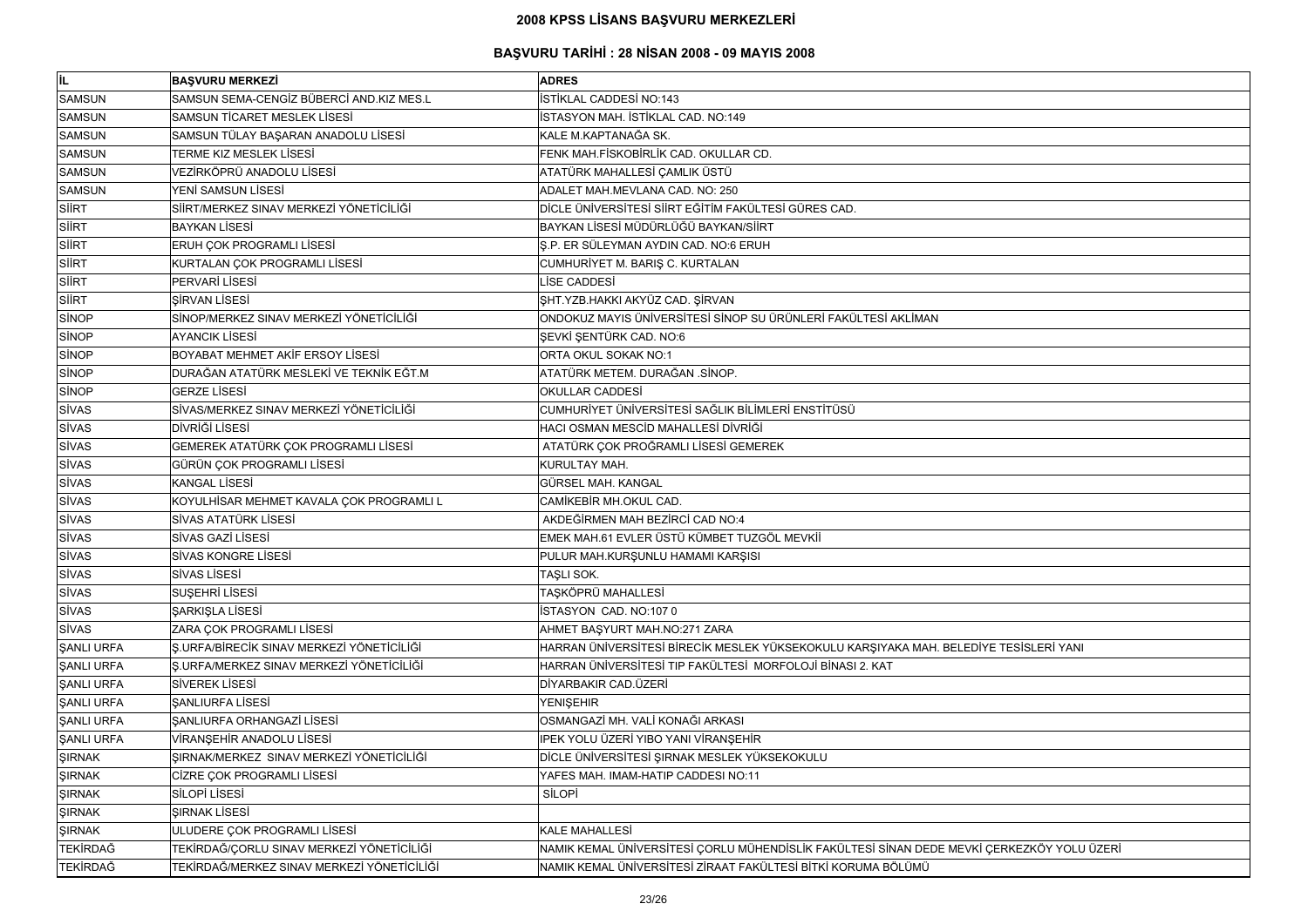# 2008 KPSS LİSANS BAŞVURU MERKEZLERİ

## BAŞVURU TARİHİ : 28 NİSAN 2008 - 09 MAYIS 2008

| İL | BAŞVURU MERKEZİ | ADRES |
|---|---|---|
| SAMSUN | SAMSUN SEMA-CENGİZ BÜBERCİ AND.KIZ MES.L | İSTİKLAL CADDESİ NO:143 |
| SAMSUN | SAMSUN TİCARET MESLEK LİSESİ | İSTASYON MAH. İSTİKLAL CAD. NO:149 |
| SAMSUN | SAMSUN TÜLAY BAŞARAN ANADOLU LİSESİ | KALE M.KAPTANAĞA SK. |
| SAMSUN | TERME KIZ MESLEK LİSESİ | FENK MAH.FİSKOBİRLİK CAD. OKULLAR CD. |
| SAMSUN | VEZİRKÖPRÜ ANADOLU LİSESİ | ATATÜRK MAHALLESİ ÇAMLIK ÜSTÜ |
| SAMSUN | YENİ SAMSUN LİSESİ | ADALET MAH.MEVLANA CAD. NO: 250 |
| SİİRT | SİİRT/MERKEZ SINAV MERKEZİ YÖNETİCİLİĞİ | DİCLE ÜNİVERSİTESİ SİİRT EĞİTİM FAKÜLTESİ GÜRES CAD. |
| SİİRT | BAYKAN LİSESİ | BAYKAN LİSESİ MÜDÜRLÜĞÜ BAYKAN/SİİRT |
| SİİRT | ERUH ÇOK PROGRAMLI LİSESİ | Ş.P. ER SÜLEYMAN AYDIN CAD. NO:6 ERUH |
| SİİRT | KURTALAN ÇOK PROGRAMLI LİSESİ | CUMHURİYET M. BARIŞ C. KURTALAN |
| SİİRT | PERVARİ LİSESİ | LİSE CADDESİ |
| SİİRT | ŞİRVAN LİSESİ | ŞHT.YZB.HAKKI AKYÜZ CAD. ŞİRVAN |
| SİNOP | SİNOP/MERKEZ SINAV MERKEZİ YÖNETİCİLİĞİ | ONDOKUZ MAYIS ÜNİVERSİTESİ SİNOP SU ÜRÜNLERİ FAKÜLTESİ AKLİMAN |
| SİNOP | AYANCIK LİSESİ | ŞEVKİ ŞENTÜRK CAD. NO:6 |
| SİNOP | BOYABAT MEHMET AKİF ERSOY LİSESİ | ORTA OKUL SOKAK NO:1 |
| SİNOP | DURAĞAN ATATÜRK MESLEKİ VE TEKNİK EĞT.M | ATATÜRK METEM. DURAĞAN .SİNOP. |
| SİNOP | GERZE LİSESİ | OKULLAR CADDESİ |
| SİVAS | SİVAS/MERKEZ SINAV MERKEZİ YÖNETİCİLİĞİ | CUMHURİYET ÜNİVERSİTESİ SAĞLIK BİLİMLERİ ENSTİTÜSÜ |
| SİVAS | DİVRİĞİ LİSESİ | HACI OSMAN MESCİD MAHALLESİ DİVRİĞİ |
| SİVAS | GEMEREK ATATÜRK ÇOK PROGRAMLI LİSESİ | ATATÜRK ÇOK PROĞRAMLI LİSESİ GEMEREK |
| SİVAS | GÜRÜN ÇOK PROGRAMLI LİSESİ | KURULTAY MAH. |
| SİVAS | KANGAL LİSESİ | GÜRSEL MAH. KANGAL |
| SİVAS | KOYULHİSAR MEHMET KAVALA ÇOK PROGRAMLI L | CAMİKEBİR MH.OKUL CAD. |
| SİVAS | SİVAS ATATÜRK LİSESİ | AKDEĞİRMEN MAH BEZİRCİ CAD NO:4 |
| SİVAS | SİVAS GAZİ LİSESİ | EMEK MAH.61 EVLER ÜSTÜ KÜMBET TUZGÖL MEVKİİ |
| SİVAS | SİVAS KONGRE LİSESİ | PULUR MAH.KURŞUNLU HAMAMI KARŞISI |
| SİVAS | SİVAS LİSESİ | TAŞLI SOK. |
| SİVAS | SUŞEHRİ LİSESİ | TAŞKÖPRÜ MAHALLESİ |
| SİVAS | ŞARKIŞLA LİSESİ | İSTASYON CAD. NO:107 0 |
| SİVAS | ZARA ÇOK PROGRAMLI LİSESİ | AHMET BAŞYURT MAH.NO:271 ZARA |
| ŞANLI URFA | Ş.URFA/BİRECİK SINAV MERKEZİ YÖNETİCİLİĞİ | HARRAN ÜNİVERSİTESİ BİRECİK MESLEK YÜKSEKOKULU KARŞIYAKA MAH. BELEDİYE TESİSLERİ YANI |
| ŞANLI URFA | Ş.URFA/MERKEZ SINAV MERKEZİ YÖNETİCİLİĞİ | HARRAN ÜNİVERSİTESİ TIP FAKÜLTESİ MORFOLOJİ BİNASI 2. KAT |
| ŞANLI URFA | SİVEREK LİSESİ | DİYARBAKIR CAD.ÜZERİ |
| ŞANLI URFA | ŞANLIURFA LİSESİ | YENİŞEHIR |
| ŞANLI URFA | ŞANLIURFA ORHANGAZİ LİSESİ | OSMANGAZİ MH. VALİ KONAĞI ARKASI |
| ŞANLI URFA | VİRANŞEHİR ANADOLU LİSESİ | IPEK YOLU ÜZERİ YIBO YANI VİRANŞEHİR |
| ŞIRNAK | ŞIRNAK/MERKEZ SINAV MERKEZİ YÖNETİCİLİĞİ | DİCLE ÜNİVERSİTESİ ŞIRNAK MESLEK YÜKSEKOKULU |
| ŞIRNAK | CİZRE ÇOK PROGRAMLI LİSESİ | YAFES MAH. IMAM-HATIP CADDESI NO:11 |
| ŞIRNAK | SİLOPİ LİSESİ | SİLOPİ |
| ŞIRNAK | ŞIRNAK LİSESİ | |
| ŞIRNAK | ULUDERE ÇOK PROGRAMLI LİSESİ | KALE MAHALLESİ |
| TEKİRDAĞ | TEKİRDAĞ/ÇORLU SINAV MERKEZİ YÖNETİCİLİĞİ | NAMIK KEMAL ÜNİVERSİTESİ ÇORLU MÜHENDİSLİK FAKÜLTESİ SİNAN DEDE MEVKİ ÇERKEZKÖY YOLU ÜZERİ |
| TEKİRDAĞ | TEKİRDAĞ/MERKEZ SINAV MERKEZİ YÖNETİCİLİĞİ | NAMIK KEMAL ÜNİVERSİTESİ ZİRAAT FAKÜLTESİ BİTKİ KORUMA BÖLÜMÜ |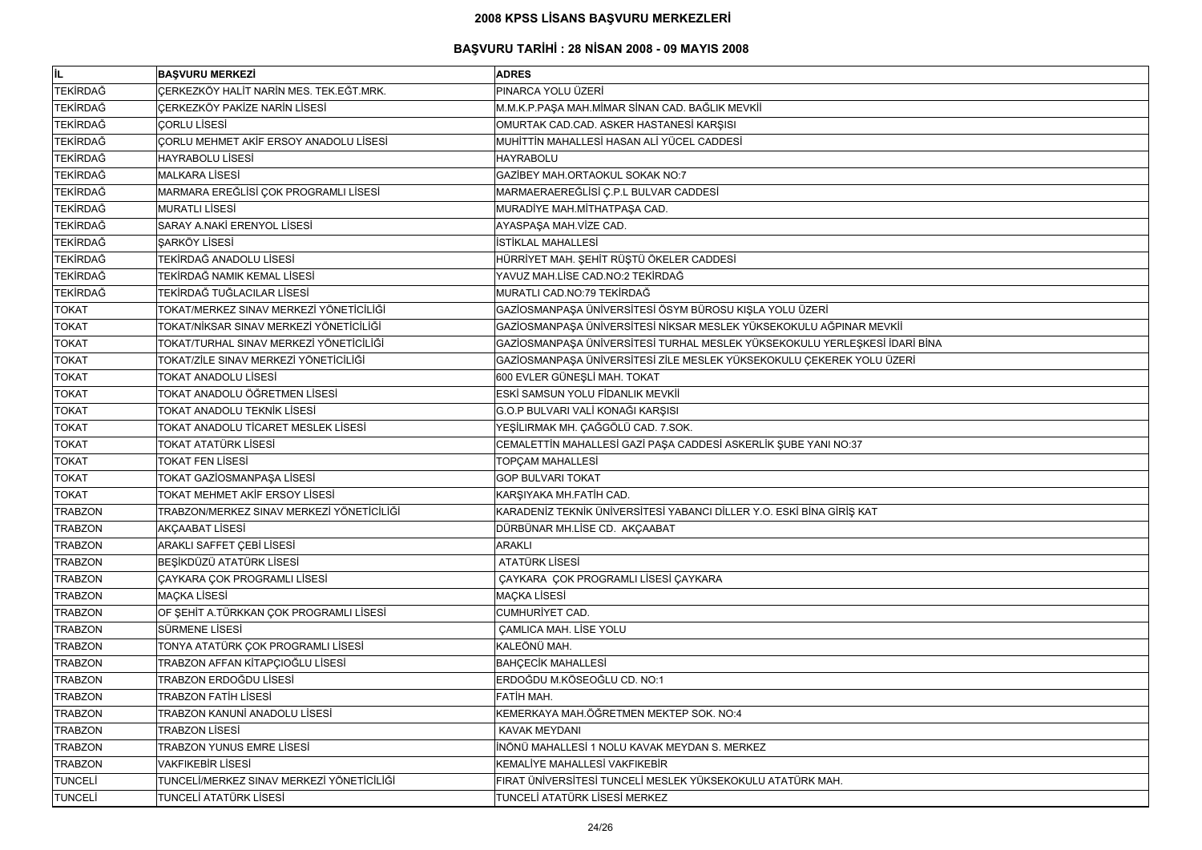# 2008 KPSS LİSANS BAŞVURU MERKEZLERİ

## BAŞVURU TARİHİ : 28 NİSAN 2008 - 09 MAYIS 2008

| İL | BAŞVURU MERKEZİ | ADRES |
|---|---|---|
| TEKİRDAĞ | ÇERKEZKÖY HALİT NARİN MES. TEK.EĞT.MRK. | PINARCA YOLU ÜZERİ |
| TEKİRDAĞ | ÇERKEZKÖY PAKİZE NARİN LİSESİ | M.M.K.P.PAŞA MAH.MİMAR SİNAN CAD. BAĞLIK MEVKİİ |
| TEKİRDAĞ | ÇORLU LİSESİ | OMURTAK CAD.CAD. ASKER HASTANESİ KARŞISI |
| TEKİRDAĞ | ÇORLU MEHMET AKİF ERSOY ANADOLU LİSESİ | MUHİTTİN MAHALLESİ HASAN ALİ YÜCEL CADDESİ |
| TEKİRDAĞ | HAYRABOLU LİSESİ | HAYRABOLU |
| TEKİRDAĞ | MALKARA LİSESİ | GAZİBEY MAH.ORTAOKUL SOKAK NO:7 |
| TEKİRDAĞ | MARMARA EREĞLİSİ ÇOK PROGRAMLI LİSESİ | MARMAERAEREĞLİSİ Ç.P.L BULVAR CADDESİ |
| TEKİRDAĞ | MURATLI LİSESİ | MURADİYE MAH.MİTHATPAŞA CAD. |
| TEKİRDAĞ | SARAY A.NAKİ ERENYOL LİSESİ | AYASPAŞA MAH.VİZE CAD. |
| TEKİRDAĞ | ŞARKÖY LİSESİ | İSTİKLAL MAHALLESİ |
| TEKİRDAĞ | TEKİRDAĞ ANADOLU LİSESİ | HÜRRİYET MAH. ŞEHİT RÜŞTÜ ÖKELER CADDESİ |
| TEKİRDAĞ | TEKİRDAĞ NAMIK KEMAL LİSESİ | YAVUZ MAH.LİSE CAD.NO:2 TEKİRDAĞ |
| TEKİRDAĞ | TEKİRDAĞ TUĞLACILAR LİSESİ | MURATLI CAD.NO:79 TEKİRDAĞ |
| TOKAT | TOKAT/MERKEZ SINAV MERKEZİ YÖNETİCİLİĞİ | GAZİOSMANPAŞA ÜNİVERSİTESİ ÖSYM BÜROSU KIŞLA YOLU ÜZERİ |
| TOKAT | TOKAT/NİKSAR SINAV MERKEZİ YÖNETİCİLİĞİ | GAZİOSMANPAŞA ÜNİVERSİTESİ NİKSAR MESLEK YÜKSEKOKULU AĞPINAR MEVKİİ |
| TOKAT | TOKAT/TURHAL SINAV MERKEZİ YÖNETİCİLİĞİ | GAZİOSMANPAŞA ÜNİVERSİTESİ TURHAL MESLEK YÜKSEKOKULU YERLEŞKESİ İDARİ BİNA |
| TOKAT | TOKAT/ZİLE SINAV MERKEZİ YÖNETİCİLİĞİ | GAZİOSMANPAŞA ÜNİVERSİTESİ ZİLE MESLEK YÜKSEKOKULU ÇEKEREK YOLU ÜZERİ |
| TOKAT | TOKAT ANADOLU LİSESİ | 600 EVLER GÜNEŞLİ MAH. TOKAT |
| TOKAT | TOKAT ANADOLU ÖĞRETMEN LİSESİ | ESKİ SAMSUN YOLU FİDANLIK MEVKİİ |
| TOKAT | TOKAT ANADOLU TEKNİK LİSESİ | G.O.P BULVARI VALİ KONAĞI KARŞISI |
| TOKAT | TOKAT ANADOLU TİCARET MESLEK LİSESİ | YEŞİLIRMAK MH. ÇAĞGÖLÜ CAD. 7.SOK. |
| TOKAT | TOKAT ATATÜRK LİSESİ | CEMALETTİN MAHALLESİ GAZİ PAŞA CADDESİ ASKERLİK ŞUBE YANI NO:37 |
| TOKAT | TOKAT FEN LİSESİ | TOPÇAM MAHALLESİ |
| TOKAT | TOKAT GAZİOSMANPAŞA LİSESİ | GOP BULVARI TOKAT |
| TOKAT | TOKAT MEHMET AKİF ERSOY LİSESİ | KARŞIYAKA MH.FATİH CAD. |
| TRABZON | TRABZON/MERKEZ SINAV MERKEZİ YÖNETİCİLİĞİ | KARADENİZ TEKNİK ÜNİVERSİTESİ YABANCI DİLLER Y.O. ESKİ BİNA GİRİŞ KAT |
| TRABZON | AKÇAABAT LİSESİ | DÜRBÜNAR MH.LİSE CD. AKÇAABAT |
| TRABZON | ARAKLI SAFFET ÇEBİ LİSESİ | ARAKLI |
| TRABZON | BEŞİKDÜZÜ ATATÜRK LİSESİ | ATATÜRK LİSESİ |
| TRABZON | ÇAYKARA ÇOK PROGRAMLI LİSESİ | ÇAYKARA ÇOK PROGRAMLI LİSESİ ÇAYKARA |
| TRABZON | MAÇKA LİSESİ | MAÇKA LİSESİ |
| TRABZON | OF ŞEHİT A.TÜRKKAN ÇOK PROGRAMLI LİSESİ | CUMHURİYET CAD. |
| TRABZON | SÜRMENE LİSESİ | ÇAMLICA MAH. LİSE YOLU |
| TRABZON | TONYA ATATÜRK ÇOK PROGRAMLI LİSESİ | KALEÖNÜ MAH. |
| TRABZON | TRABZON AFFAN KİTAPÇIOĞLU LİSESİ | BAHÇECİK MAHALLESİ |
| TRABZON | TRABZON ERDOĞDU LİSESİ | ERDOĞDU M.KÖSEOĞLU CD. NO:1 |
| TRABZON | TRABZON FATİH LİSESİ | FATİH MAH. |
| TRABZON | TRABZON KANUNİ ANADOLU LİSESİ | KEMERKAYA MAH.ÖĞRETMEN MEKTEP SOK. NO:4 |
| TRABZON | TRABZON LİSESİ | KAVAK MEYDANI |
| TRABZON | TRABZON YUNUS EMRE LİSESİ | İNÖNÜ MAHALLESİ 1 NOLU KAVAK MEYDAN S. MERKEZ |
| TRABZON | VAKFIKEBİR LİSESİ | KEMALİYE MAHALLESİ VAKFIKEBİR |
| TUNCELİ | TUNCELİ/MERKEZ SINAV MERKEZİ YÖNETİCİLİĞİ | FIRAT ÜNİVERSİTESİ TUNCELİ MESLEK YÜKSEKOKULU ATATÜRK MAH. |
| TUNCELİ | TUNCELİ ATATÜRK LİSESİ | TUNCELİ ATATÜRK LİSESİ MERKEZ |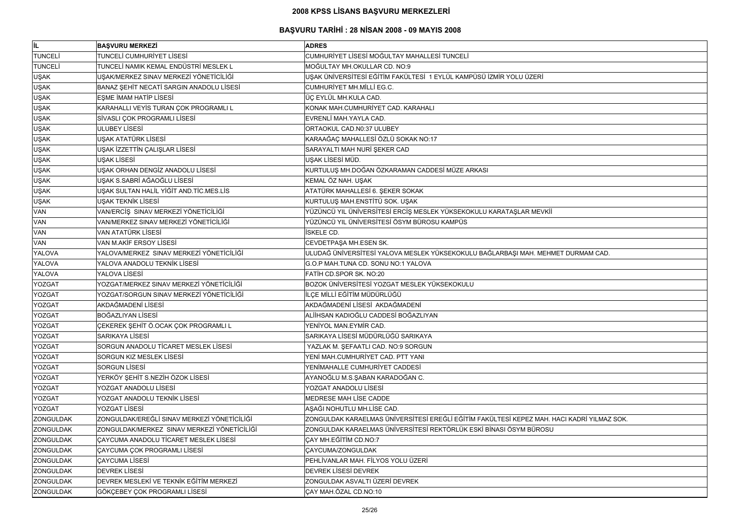# 2008 KPSS LİSANS BAŞVURU MERKEZLERİ

## BAŞVURU TARİHİ : 28 NİSAN 2008 - 09 MAYIS 2008

| İL | BAŞVURU MERKEZİ | ADRES |
|---|---|---|
| TUNCELİ | TUNCELİ CUMHURİYET LİSESİ | CUMHURİYET LİSESİ MOĞULTAY MAHALLESİ TUNCELİ |
| TUNCELİ | TUNCELİ NAMIK KEMAL ENDÜSTRİ MESLEK L | MOĞULTAY MH.OKULLAR CD. NO:9 |
| UŞAK | UŞAK/MERKEZ SINAV MERKEZİ YÖNETİCİLİĞİ | UŞAK ÜNİVERSİTESİ EĞİTİM FAKÜLTESİ 1 EYLÜL KAMPÜSÜ İZMİR YOLU ÜZERİ |
| UŞAK | BANAZ ŞEHİT NECATİ SARGIN ANADOLU LİSESİ | CUMHURİYET MH.MİLLİ EG.C. |
| UŞAK | EŞME İMAM HATİP LİSESİ | ÜÇ EYLÜL MH.KULA CAD. |
| UŞAK | KARAHALLI VEYİS TURAN ÇOK PROGRAMLI L | KONAK MAH.CUMHURİYET CAD. KARAHALI |
| UŞAK | SİVASLI ÇOK PROGRAMLI LİSESİ | EVRENLİ MAH.YAYLA CAD. |
| UŞAK | ULUBEY LİSESİ | ORTAOKUL CAD.N0:37 ULUBEY |
| UŞAK | UŞAK ATATÜRK LİSESİ | KARAAĞAÇ MAHALLESİ ÖZLÜ SOKAK NO:17 |
| UŞAK | UŞAK İZZETTİN ÇALIŞLAR LİSESİ | SARAYALTI MAH NURİ ŞEKER CAD |
| UŞAK | UŞAK LİSESİ | UŞAK LİSESİ MÜD. |
| UŞAK | UŞAK ORHAN DENGİZ ANADOLU LİSESİ | KURTULUŞ MH.DOĞAN ÖZKARAMAN CADDESİ MÜZE ARKASI |
| UŞAK | UŞAK S.SABRİ AĞAOĞLU LİSESİ | KEMAL ÖZ NAH. UŞAK |
| UŞAK | UŞAK SULTAN HALİL YİĞİT AND.TİC.MES.LİS | ATATÜRK MAHALLESİ 6. ŞEKER SOKAK |
| UŞAK | UŞAK TEKNİK LİSESİ | KURTULUŞ MAH.ENSTİTÜ SOK. UŞAK |
| VAN | VAN/ERCİŞ SINAV MERKEZİ YÖNETİCİLİĞİ | YÜZÜNCÜ YIL ÜNİVERSİTESİ ERCİŞ MESLEK YÜKSEKOKULU KARATAŞLAR MEVKİİ |
| VAN | VAN/MERKEZ SINAV MERKEZİ YÖNETİCİLİĞİ | YÜZÜNCÜ YIL ÜNİVERSİTESİ ÖSYM BÜROSU KAMPÜS |
| VAN | VAN ATATÜRK LİSESİ | İSKELE CD. |
| VAN | VAN M.AKİF ERSOY LİSESİ | CEVDETPAŞA MH.ESEN SK. |
| YALOVA | YALOVA/MERKEZ SINAV MERKEZİ YÖNETİCİLİĞİ | ULUDAĞ ÜNİVERSİTESİ YALOVA MESLEK YÜKSEKOKULU BAĞLARBAŞI MAH. MEHMET DURMAM CAD. |
| YALOVA | YALOVA ANADOLU TEKNİK LİSESİ | G.O.P MAH.TUNA CD. SONU NO:1 YALOVA |
| YALOVA | YALOVA LİSESİ | FATİH CD.SPOR SK. NO:20 |
| YOZGAT | YOZGAT/MERKEZ SINAV MERKEZİ YÖNETİCİLİĞİ | BOZOK ÜNİVERSİTESİ YOZGAT MESLEK YÜKSEKOKULU |
| YOZGAT | YOZGAT/SORGUN SINAV MERKEZİ YÖNETİCİLİĞİ | İLÇE MİLLİ EĞİTİM MÜDÜRLÜĞÜ |
| YOZGAT | AKDAĞMADENİ LİSESİ | AKDAĞMADENİ LİSESİ AKDAĞMADENİ |
| YOZGAT | BOĞAZLIYAN LİSESİ | ALİİHSAN KADIOĞLU CADDESİ BOĞAZLIYAN |
| YOZGAT | ÇEKEREK ŞEHİT Ö.OCAK ÇOK PROGRAMLI L | YENİYOL MAN.EYMİR CAD. |
| YOZGAT | SARIKAYA LİSESİ | SARIKAYA LİSESİ MÜDÜRLÜĞÜ SARIKAYA |
| YOZGAT | SORGUN ANADOLU TİCARET MESLEK LİSESİ | YAZLAK M. ŞEFAATLI CAD. NO:9 SORGUN |
| YOZGAT | SORGUN KIZ MESLEK LİSESİ | YENİ MAH.CUMHURİYET CAD. PTT YANI |
| YOZGAT | SORGUN LİSESİ | YENİMAHALLE CUMHURİYET CADDESİ |
| YOZGAT | YERKÖY ŞEHİT S.NEZİH ÖZOK LİSESİ | AYANOĞLU M.S.ŞABAN KARADOĞAN C. |
| YOZGAT | YOZGAT ANADOLU LİSESİ | YOZGAT ANADOLU LİSESİ |
| YOZGAT | YOZGAT ANADOLU TEKNİK LİSESİ | MEDRESE MAH LİSE CADDE |
| YOZGAT | YOZGAT LİSESİ | AŞAĞI NOHUTLU MH.LİSE CAD. |
| ZONGULDAK | ZONGULDAK/EREĞLİ SINAV MERKEZİ YÖNETİCİLİĞİ | ZONGULDAK KARAELMAS ÜNİVERSİTESİ EREĞLİ EĞİTİM FAKÜLTESİ KEPEZ MAH. HACI KADRİ YILMAZ SOK. |
| ZONGULDAK | ZONGULDAK/MERKEZ SINAV MERKEZİ YÖNETİCİLİĞİ | ZONGULDAK KARAELMAS ÜNİVERSİTESİ REKTÖRLÜK ESKİ BİNASI ÖSYM BÜROSU |
| ZONGULDAK | ÇAYCUMA ANADOLU TİCARET MESLEK LİSESİ | ÇAY MH.EĞİTİM CD.NO:7 |
| ZONGULDAK | ÇAYCUMA ÇOK PROGRAMLI LİSESİ | ÇAYCUMA/ZONGULDAK |
| ZONGULDAK | ÇAYCUMA LİSESİ | PEHLİVANLAR MAH. FİLYOS YOLU ÜZERİ |
| ZONGULDAK | DEVREK LİSESİ | DEVREK LİSESİ DEVREK |
| ZONGULDAK | DEVREK MESLEKİ VE TEKNİK EĞİTİM MERKEZİ | ZONGULDAK ASVALTI ÜZERİ DEVREK |
| ZONGULDAK | GÖKÇEBEY ÇOK PROGRAMLI LİSESİ | ÇAY MAH.ÖZAL CD.NO:10 |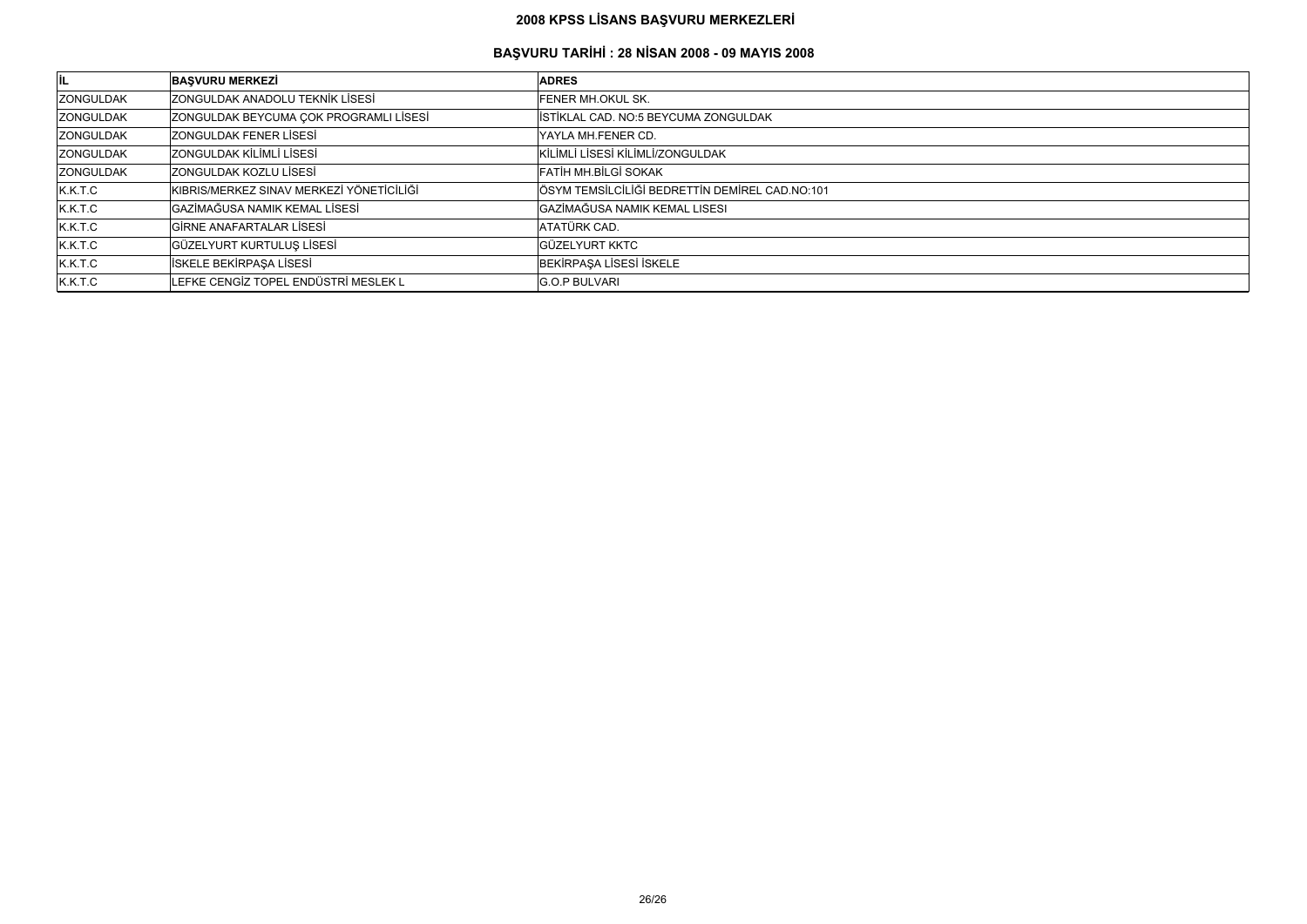# 2008 KPSS LİSANS BAŞVURU MERKEZLERİ

## BAŞVURU TARİHİ : 28 NİSAN 2008 - 09 MAYIS 2008

| İL | BAŞVURU MERKEZİ | ADRES |
|---|---|---|
| ZONGULDAK | ZONGULDAK ANADOLU TEKNİK LİSESİ | FENER MH.OKUL SK. |
| ZONGULDAK | ZONGULDAK BEYCUMA ÇOK PROGRAMLI LİSESİ | İSTİKLAL CAD. NO:5 BEYCUMA ZONGULDAK |
| ZONGULDAK | ZONGULDAK FENER LİSESİ | YAYLA MH.FENER CD. |
| ZONGULDAK | ZONGULDAK KİLİMLİ LİSESİ | KİLİMLİ LİSESİ KİLİMLİ/ZONGULDAK |
| ZONGULDAK | ZONGULDAK KOZLU LİSESİ | FATİH MH.BİLGİ SOKAK |
| K.K.T.C | KIBRIS/MERKEZ SINAV MERKEZİ YÖNETİCİLİĞİ | ÖSYM TEMSİLCİLİĞİ BEDRETTİN DEMİREL CAD.NO:101 |
| K.K.T.C | GAZİMAĞUSA NAMIK KEMAL LİSESİ | GAZİMAĞUSA NAMIK KEMAL LISESI |
| K.K.T.C | GİRNE ANAFARTALAR LİSESİ | ATATÜRK CAD. |
| K.K.T.C | GÜZELYURT KURTULUŞ LİSESİ | GÜZELYURT KKTC |
| K.K.T.C | İSKELE BEKİRPAŞA LİSESİ | BEKİRPAŞA LİSESİ İSKELE |
| K.K.T.C | LEFKE CENGİZ TOPEL ENDÜSTRİ MESLEK L | G.O.P BULVARI |